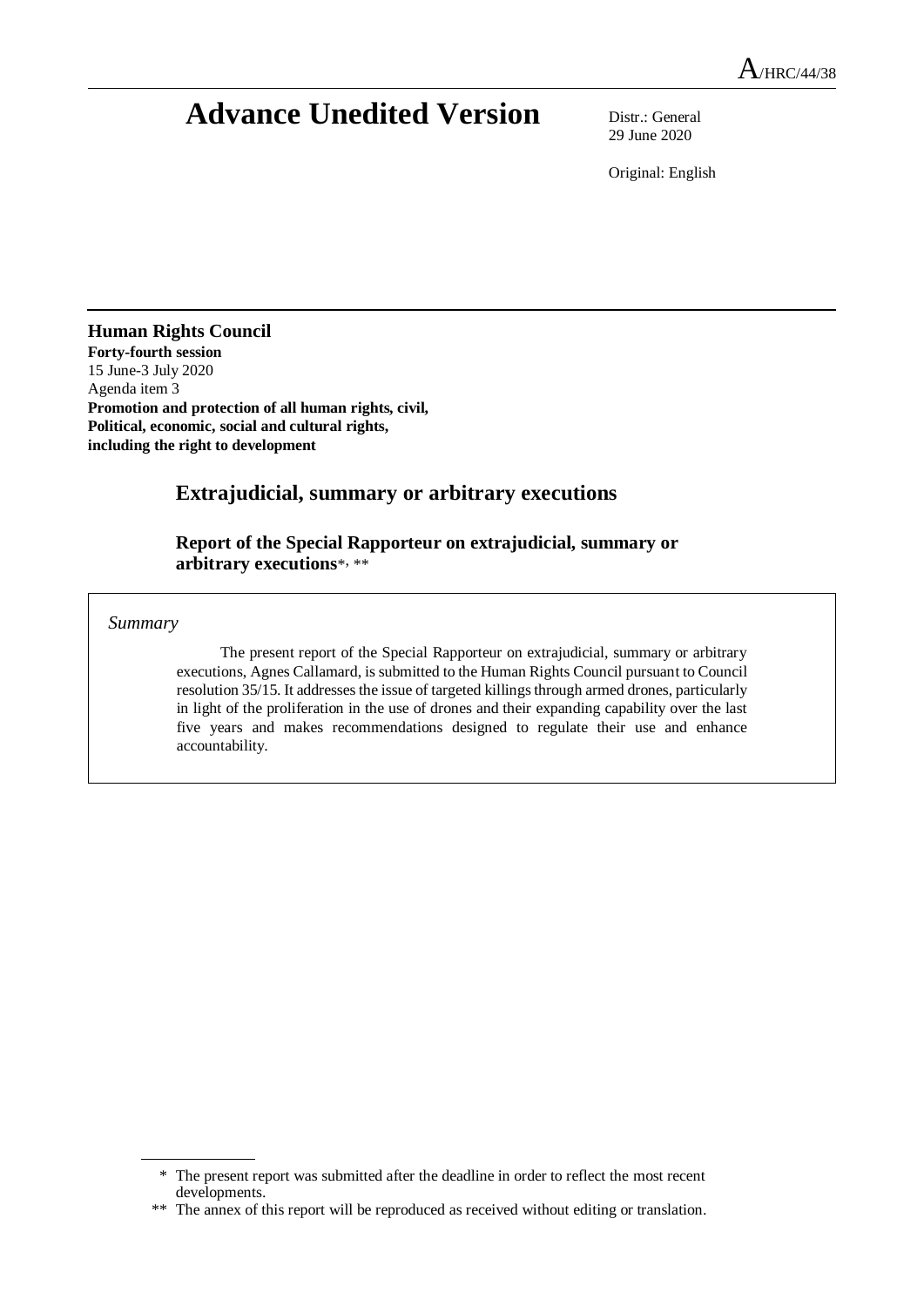A/HRC/44/38

# Advance Unedited Version

Distr.: General
29 June 2020

Original: English

**Human Rights Council**
**Forty-fourth session**
15 June-3 July 2020
Agenda item 3
**Promotion and protection of all human rights, civil, Political, economic, social and cultural rights, including the right to development**

## Extrajudicial, summary or arbitrary executions

### Report of the Special Rapporteur on extrajudicial, summary or arbitrary executions*, **

*Summary*

The present report of the Special Rapporteur on extrajudicial, summary or arbitrary executions, Agnes Callamard, is submitted to the Human Rights Council pursuant to Council resolution 35/15. It addresses the issue of targeted killings through armed drones, particularly in light of the proliferation in the use of drones and their expanding capability over the last five years and makes recommendations designed to regulate their use and enhance accountability.

---

\* The present report was submitted after the deadline in order to reflect the most recent developments.

\*\* The annex of this report will be reproduced as received without editing or translation.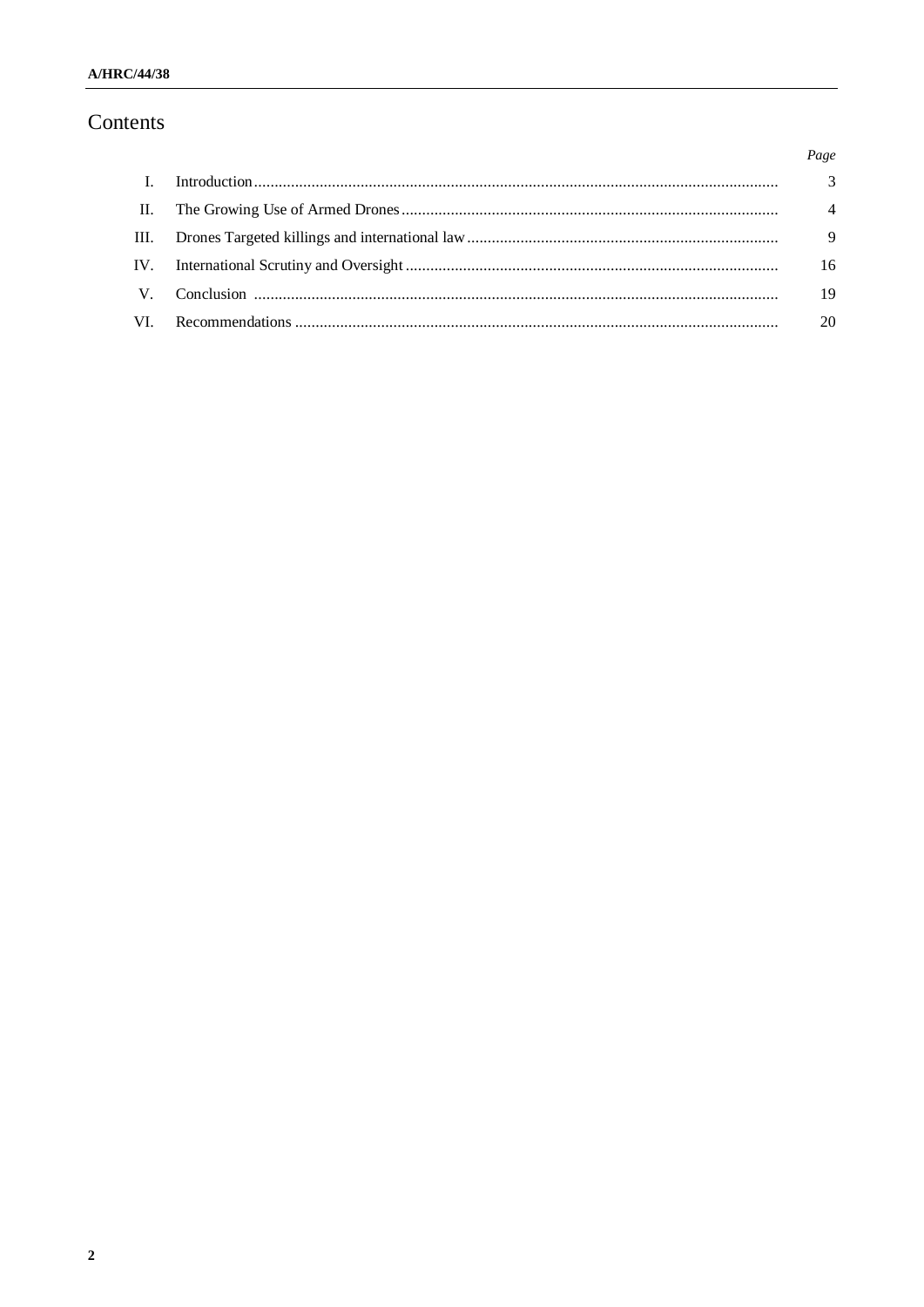# Contents

| | | Page |
|---|---|---|
| I. | Introduction | 3 |
| II. | The Growing Use of Armed Drones | 4 |
| III. | Drones Targeted killings and international law | 9 |
| IV. | International Scrutiny and Oversight | 16 |
| V. | Conclusion | 19 |
| VI. | Recommendations | 20 |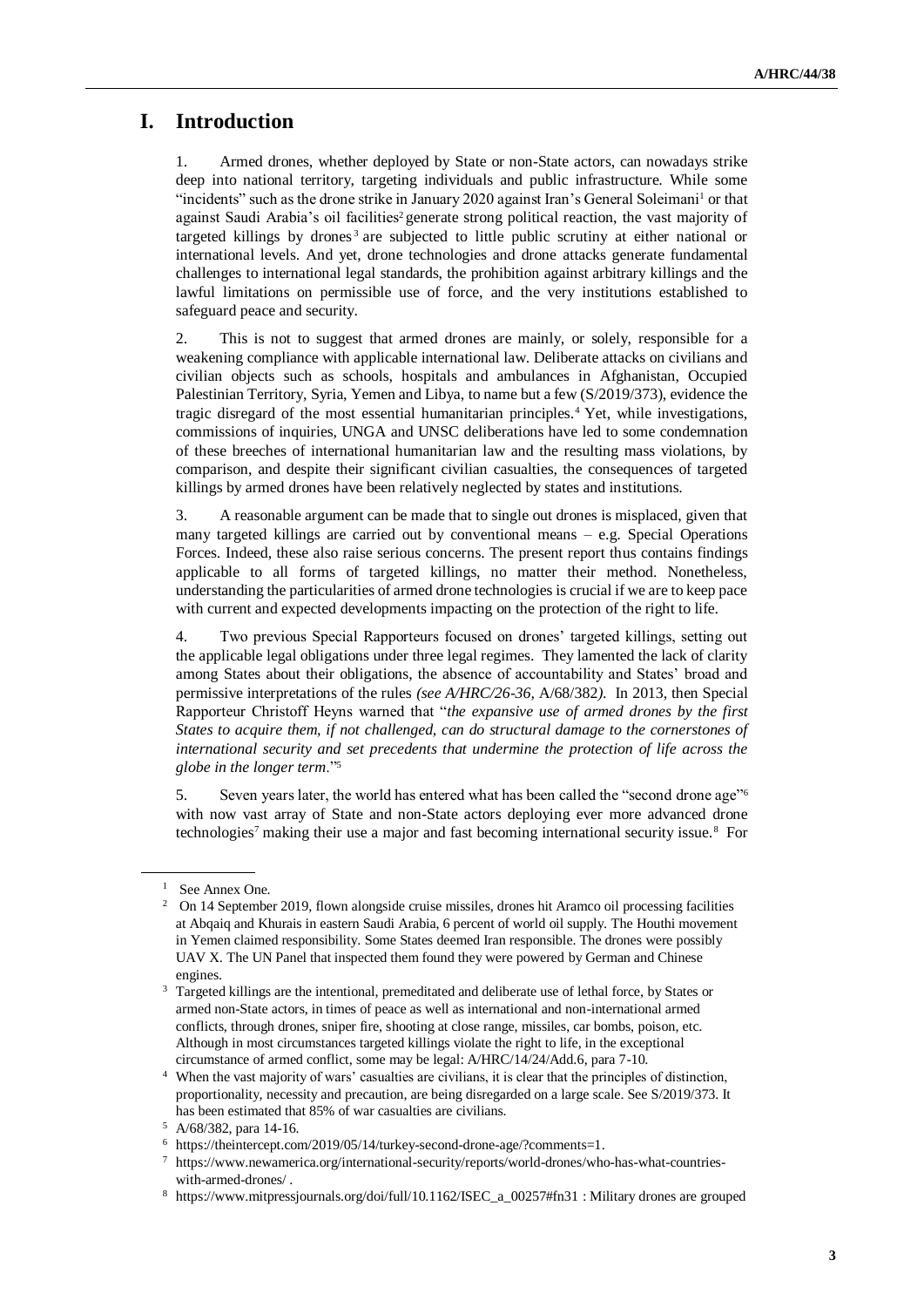# I. Introduction

1. Armed drones, whether deployed by State or non-State actors, can nowadays strike deep into national territory, targeting individuals and public infrastructure. While some "incidents" such as the drone strike in January 2020 against Iran's General Soleimani[1] or that against Saudi Arabia's oil facilities[2] generate strong political reaction, the vast majority of targeted killings by drones[3] are subjected to little public scrutiny at either national or international levels. And yet, drone technologies and drone attacks generate fundamental challenges to international legal standards, the prohibition against arbitrary killings and the lawful limitations on permissible use of force, and the very institutions established to safeguard peace and security.

2. This is not to suggest that armed drones are mainly, or solely, responsible for a weakening compliance with applicable international law. Deliberate attacks on civilians and civilian objects such as schools, hospitals and ambulances in Afghanistan, Occupied Palestinian Territory, Syria, Yemen and Libya, to name but a few (S/2019/373), evidence the tragic disregard of the most essential humanitarian principles.[4] Yet, while investigations, commissions of inquiries, UNGA and UNSC deliberations have led to some condemnation of these breeches of international humanitarian law and the resulting mass violations, by comparison, and despite their significant civilian casualties, the consequences of targeted killings by armed drones have been relatively neglected by states and institutions.

3. A reasonable argument can be made that to single out drones is misplaced, given that many targeted killings are carried out by conventional means – e.g. Special Operations Forces. Indeed, these also raise serious concerns. The present report thus contains findings applicable to all forms of targeted killings, no matter their method. Nonetheless, understanding the particularities of armed drone technologies is crucial if we are to keep pace with current and expected developments impacting on the protection of the right to life.

4. Two previous Special Rapporteurs focused on drones' targeted killings, setting out the applicable legal obligations under three legal regimes. They lamented the lack of clarity among States about their obligations, the absence of accountability and States' broad and permissive interpretations of the rules *(see A/HRC/26-36,* A/68/382*).* In 2013, then Special Rapporteur Christoff Heyns warned that "*the expansive use of armed drones by the first States to acquire them, if not challenged, can do structural damage to the cornerstones of international security and set precedents that undermine the protection of life across the globe in the longer term*."[5]

5. Seven years later, the world has entered what has been called the "second drone age"[6] with now vast array of State and non-State actors deploying ever more advanced drone technologies[7] making their use a major and fast becoming international security issue.[8] For

---

[1] See Annex One.

[2] On 14 September 2019, flown alongside cruise missiles, drones hit Aramco oil processing facilities at Abqaiq and Khurais in eastern Saudi Arabia, 6 percent of world oil supply. The Houthi movement in Yemen claimed responsibility. Some States deemed Iran responsible. The drones were possibly UAV X. The UN Panel that inspected them found they were powered by German and Chinese engines.

[3] Targeted killings are the intentional, premeditated and deliberate use of lethal force, by States or armed non-State actors, in times of peace as well as international and non-international armed conflicts, through drones, sniper fire, shooting at close range, missiles, car bombs, poison, etc. Although in most circumstances targeted killings violate the right to life, in the exceptional circumstance of armed conflict, some may be legal: A/HRC/14/24/Add.6, para 7-10.

[4] When the vast majority of wars' casualties are civilians, it is clear that the principles of distinction, proportionality, necessity and precaution, are being disregarded on a large scale. See S/2019/373. It has been estimated that 85% of war casualties are civilians.

[5] A/68/382, para 14-16.

[6] https://theintercept.com/2019/05/14/turkey-second-drone-age/?comments=1.

[7] https://www.newamerica.org/international-security/reports/world-drones/who-has-what-countries-with-armed-drones/ .

[8] https://www.mitpressjournals.org/doi/full/10.1162/ISEC_a_00257#fn31 : Military drones are grouped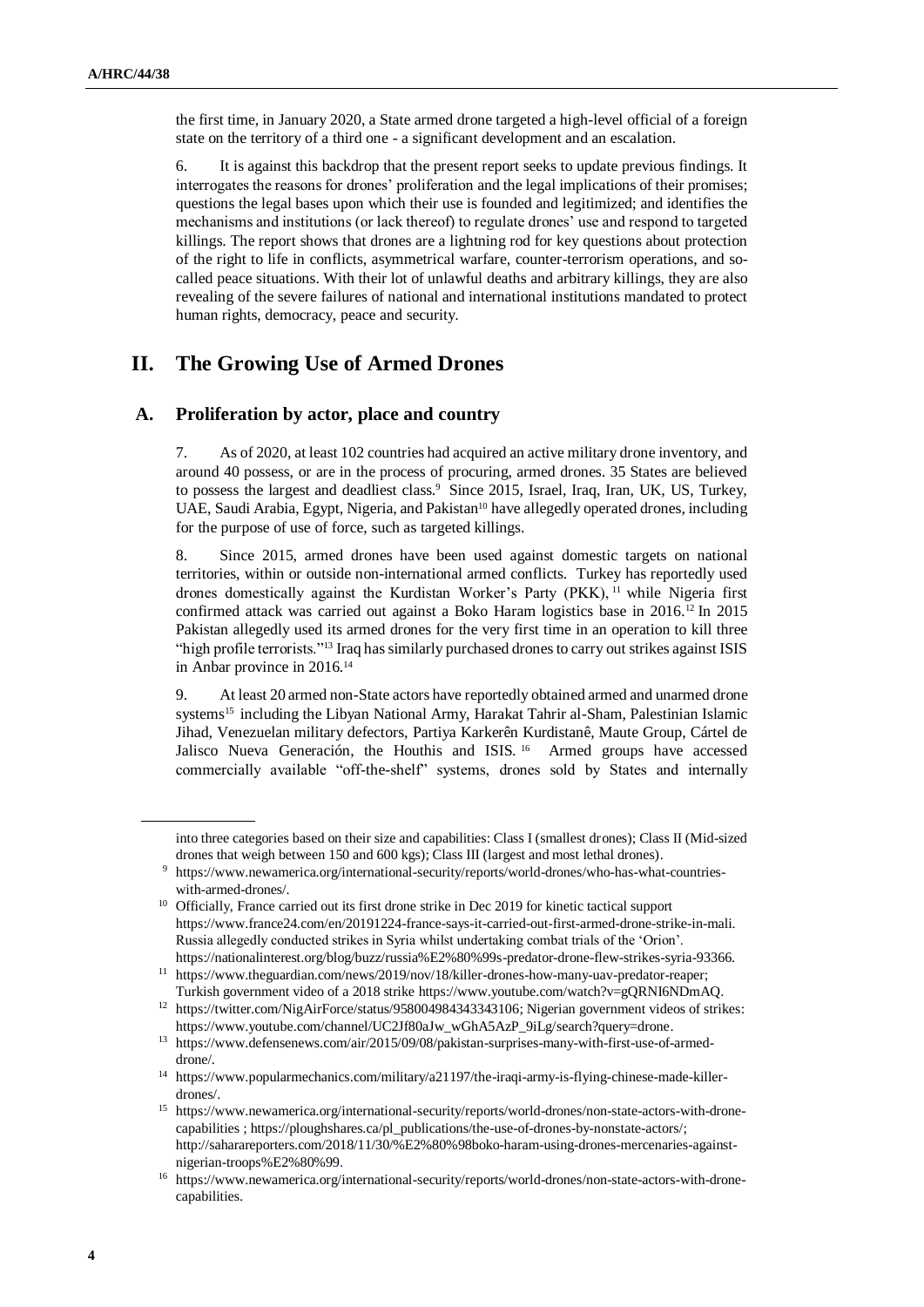the first time, in January 2020, a State armed drone targeted a high-level official of a foreign state on the territory of a third one - a significant development and an escalation.

6. It is against this backdrop that the present report seeks to update previous findings. It interrogates the reasons for drones' proliferation and the legal implications of their promises; questions the legal bases upon which their use is founded and legitimized; and identifies the mechanisms and institutions (or lack thereof) to regulate drones' use and respond to targeted killings. The report shows that drones are a lightning rod for key questions about protection of the right to life in conflicts, asymmetrical warfare, counter-terrorism operations, and so-called peace situations. With their lot of unlawful deaths and arbitrary killings, they are also revealing of the severe failures of national and international institutions mandated to protect human rights, democracy, peace and security.

## II. The Growing Use of Armed Drones

### A. Proliferation by actor, place and country

7. As of 2020, at least 102 countries had acquired an active military drone inventory, and around 40 possess, or are in the process of procuring, armed drones. 35 States are believed to possess the largest and deadliest class.[9] Since 2015, Israel, Iraq, Iran, UK, US, Turkey, UAE, Saudi Arabia, Egypt, Nigeria, and Pakistan[10] have allegedly operated drones, including for the purpose of use of force, such as targeted killings.

8. Since 2015, armed drones have been used against domestic targets on national territories, within or outside non-international armed conflicts. Turkey has reportedly used drones domestically against the Kurdistan Worker's Party (PKK),[11] while Nigeria first confirmed attack was carried out against a Boko Haram logistics base in 2016.[12] In 2015 Pakistan allegedly used its armed drones for the very first time in an operation to kill three "high profile terrorists."[13] Iraq has similarly purchased drones to carry out strikes against ISIS in Anbar province in 2016.[14]

9. At least 20 armed non-State actors have reportedly obtained armed and unarmed drone systems[15] including the Libyan National Army, Harakat Tahrir al-Sham, Palestinian Islamic Jihad, Venezuelan military defectors, Partiya Karkerên Kurdistanê, Maute Group, Cártel de Jalisco Nueva Generación, the Houthis and ISIS.[16] Armed groups have accessed commercially available "off-the-shelf" systems, drones sold by States and internally

---

into three categories based on their size and capabilities: Class I (smallest drones); Class II (Mid-sized drones that weigh between 150 and 600 kgs); Class III (largest and most lethal drones).

[9] https://www.newamerica.org/international-security/reports/world-drones/who-has-what-countries-with-armed-drones/.

[10] Officially, France carried out its first drone strike in Dec 2019 for kinetic tactical support https://www.france24.com/en/20191224-france-says-it-carried-out-first-armed-drone-strike-in-mali. Russia allegedly conducted strikes in Syria whilst undertaking combat trials of the 'Orion'. https://nationalinterest.org/blog/buzz/russia%E2%80%99s-predator-drone-flew-strikes-syria-93366.

[11] https://www.theguardian.com/news/2019/nov/18/killer-drones-how-many-uav-predator-reaper; Turkish government video of a 2018 strike https://www.youtube.com/watch?v=gQRNI6NDmAQ.

[12] https://twitter.com/NigAirForce/status/958004984343343106; Nigerian government videos of strikes: https://www.youtube.com/channel/UC2Jf80aJw_wGhA5AzP_9iLg/search?query=drone.

[13] https://www.defensenews.com/air/2015/09/08/pakistan-surprises-many-with-first-use-of-armed-drone/.

[14] https://www.popularmechanics.com/military/a21197/the-iraqi-army-is-flying-chinese-made-killer-drones/.

[15] https://www.newamerica.org/international-security/reports/world-drones/non-state-actors-with-drone-capabilities ; https://ploughshares.ca/pl_publications/the-use-of-drones-by-nonstate-actors/; http://saharareporters.com/2018/11/30/%E2%80%98boko-haram-using-drones-mercenaries-against-nigerian-troops%E2%80%99.

[16] https://www.newamerica.org/international-security/reports/world-drones/non-state-actors-with-drone-capabilities.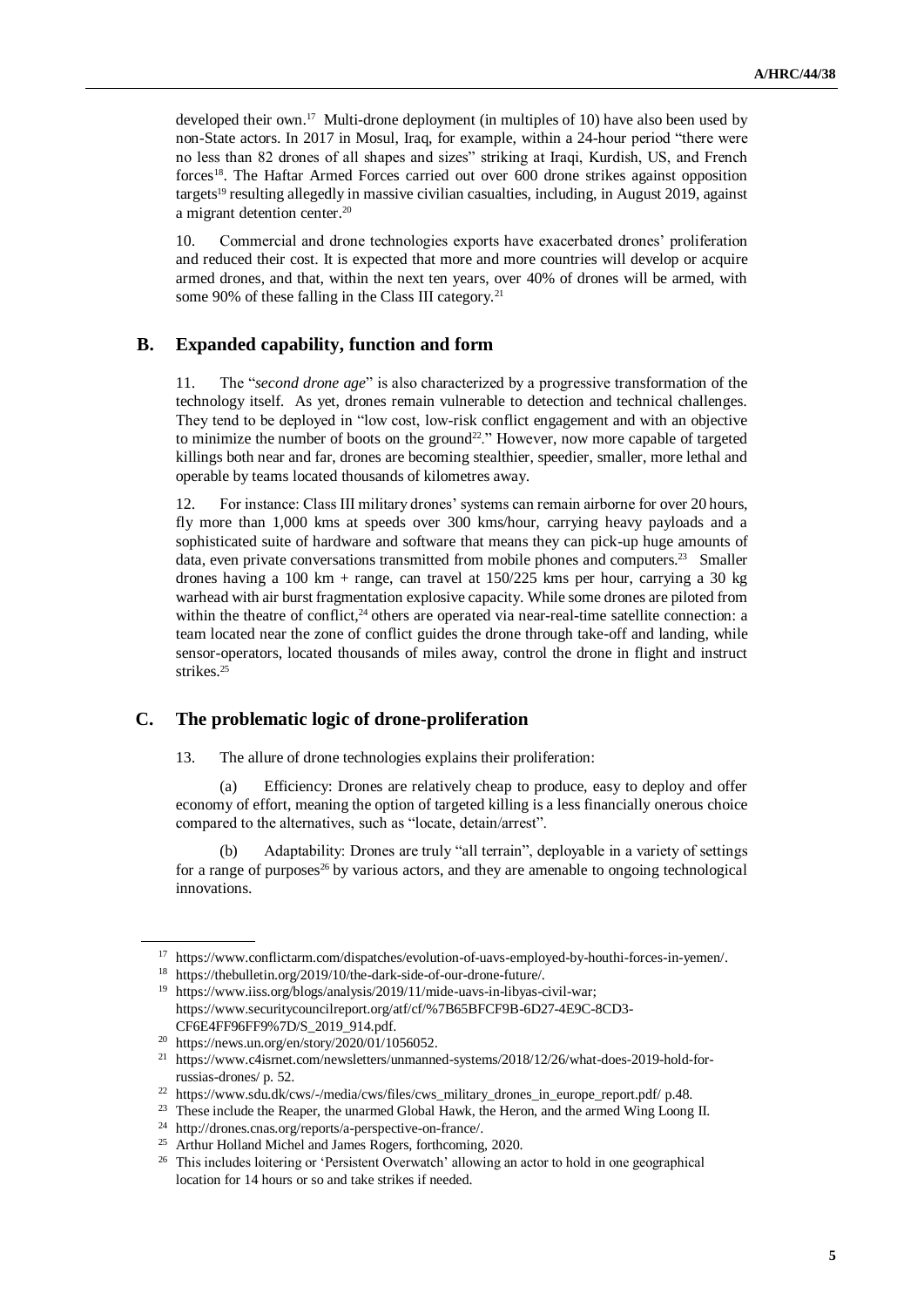developed their own.[17] Multi-drone deployment (in multiples of 10) have also been used by non-State actors. In 2017 in Mosul, Iraq, for example, within a 24-hour period "there were no less than 82 drones of all shapes and sizes" striking at Iraqi, Kurdish, US, and French forces[18]. The Haftar Armed Forces carried out over 600 drone strikes against opposition targets[19] resulting allegedly in massive civilian casualties, including, in August 2019, against a migrant detention center.[20]

10. Commercial and drone technologies exports have exacerbated drones' proliferation and reduced their cost. It is expected that more and more countries will develop or acquire armed drones, and that, within the next ten years, over 40% of drones will be armed, with some 90% of these falling in the Class III category.[21]

## B. Expanded capability, function and form

11. The "*second drone age*" is also characterized by a progressive transformation of the technology itself. As yet, drones remain vulnerable to detection and technical challenges. They tend to be deployed in "low cost, low-risk conflict engagement and with an objective to minimize the number of boots on the ground[22]." However, now more capable of targeted killings both near and far, drones are becoming stealthier, speedier, smaller, more lethal and operable by teams located thousands of kilometres away.

12. For instance: Class III military drones' systems can remain airborne for over 20 hours, fly more than 1,000 kms at speeds over 300 kms/hour, carrying heavy payloads and a sophisticated suite of hardware and software that means they can pick-up huge amounts of data, even private conversations transmitted from mobile phones and computers.[23] Smaller drones having a 100 km + range, can travel at 150/225 kms per hour, carrying a 30 kg warhead with air burst fragmentation explosive capacity. While some drones are piloted from within the theatre of conflict,[24] others are operated via near-real-time satellite connection: a team located near the zone of conflict guides the drone through take-off and landing, while sensor-operators, located thousands of miles away, control the drone in flight and instruct strikes.[25]

## C. The problematic logic of drone-proliferation

13. The allure of drone technologies explains their proliferation:

(a) Efficiency: Drones are relatively cheap to produce, easy to deploy and offer economy of effort, meaning the option of targeted killing is a less financially onerous choice compared to the alternatives, such as "locate, detain/arrest".

(b) Adaptability: Drones are truly "all terrain", deployable in a variety of settings for a range of purposes[26] by various actors, and they are amenable to ongoing technological innovations.

---

[17] https://www.conflictarm.com/dispatches/evolution-of-uavs-employed-by-houthi-forces-in-yemen/.

[18] https://thebulletin.org/2019/10/the-dark-side-of-our-drone-future/.

[19] https://www.iiss.org/blogs/analysis/2019/11/mide-uavs-in-libyas-civil-war; https://www.securitycouncilreport.org/atf/cf/%7B65BFCF9B-6D27-4E9C-8CD3-CF6E4FF96FF9%7D/S_2019_914.pdf.

[20] https://news.un.org/en/story/2020/01/1056052.

[21] https://www.c4isrnet.com/newsletters/unmanned-systems/2018/12/26/what-does-2019-hold-for-russias-drones/ p. 52.

[22] https://www.sdu.dk/cws/-/media/cws/files/cws_military_drones_in_europe_report.pdf/ p.48.

[23] These include the Reaper, the unarmed Global Hawk, the Heron, and the armed Wing Loong II.

[24] http://drones.cnas.org/reports/a-perspective-on-france/.

[25] Arthur Holland Michel and James Rogers, forthcoming, 2020.

[26] This includes loitering or 'Persistent Overwatch' allowing an actor to hold in one geographical location for 14 hours or so and take strikes if needed.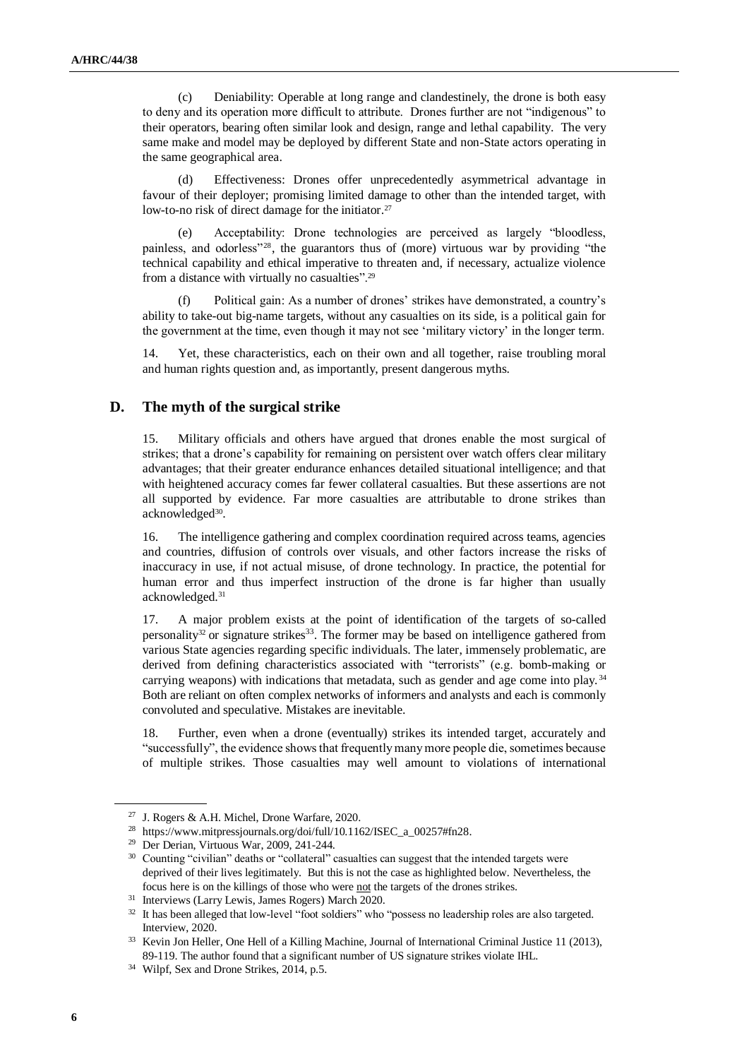(c) Deniability: Operable at long range and clandestinely, the drone is both easy to deny and its operation more difficult to attribute. Drones further are not "indigenous" to their operators, bearing often similar look and design, range and lethal capability. The very same make and model may be deployed by different State and non-State actors operating in the same geographical area.

(d) Effectiveness: Drones offer unprecedentedly asymmetrical advantage in favour of their deployer; promising limited damage to other than the intended target, with low-to-no risk of direct damage for the initiator.[27]

(e) Acceptability: Drone technologies are perceived as largely "bloodless, painless, and odorless"[28], the guarantors thus of (more) virtuous war by providing "the technical capability and ethical imperative to threaten and, if necessary, actualize violence from a distance with virtually no casualties".[29]

(f) Political gain: As a number of drones' strikes have demonstrated, a country's ability to take-out big-name targets, without any casualties on its side, is a political gain for the government at the time, even though it may not see 'military victory' in the longer term.

14. Yet, these characteristics, each on their own and all together, raise troubling moral and human rights question and, as importantly, present dangerous myths.

## D. The myth of the surgical strike

15. Military officials and others have argued that drones enable the most surgical of strikes; that a drone's capability for remaining on persistent over watch offers clear military advantages; that their greater endurance enhances detailed situational intelligence; and that with heightened accuracy comes far fewer collateral casualties. But these assertions are not all supported by evidence. Far more casualties are attributable to drone strikes than acknowledged[30].

16. The intelligence gathering and complex coordination required across teams, agencies and countries, diffusion of controls over visuals, and other factors increase the risks of inaccuracy in use, if not actual misuse, of drone technology. In practice, the potential for human error and thus imperfect instruction of the drone is far higher than usually acknowledged.[31]

17. A major problem exists at the point of identification of the targets of so-called personality[32] or signature strikes[33]. The former may be based on intelligence gathered from various State agencies regarding specific individuals. The later, immensely problematic, are derived from defining characteristics associated with "terrorists" (e.g. bomb-making or carrying weapons) with indications that metadata, such as gender and age come into play.[34] Both are reliant on often complex networks of informers and analysts and each is commonly convoluted and speculative. Mistakes are inevitable.

18. Further, even when a drone (eventually) strikes its intended target, accurately and "successfully", the evidence shows that frequently many more people die, sometimes because of multiple strikes. Those casualties may well amount to violations of international

---

[27] J. Rogers & A.H. Michel, Drone Warfare, 2020.

[28] https://www.mitpressjournals.org/doi/full/10.1162/ISEC_a_00257#fn28.

[29] Der Derian, Virtuous War, 2009, 241-244.

[30] Counting "civilian" deaths or "collateral" casualties can suggest that the intended targets were deprived of their lives legitimately. But this is not the case as highlighted below. Nevertheless, the focus here is on the killings of those who were not the targets of the drones strikes.

[31] Interviews (Larry Lewis, James Rogers) March 2020.

[32] It has been alleged that low-level "foot soldiers" who "possess no leadership roles are also targeted. Interview, 2020.

[33] Kevin Jon Heller, One Hell of a Killing Machine, Journal of International Criminal Justice 11 (2013), 89-119. The author found that a significant number of US signature strikes violate IHL.

[34] Wilpf, Sex and Drone Strikes, 2014, p.5.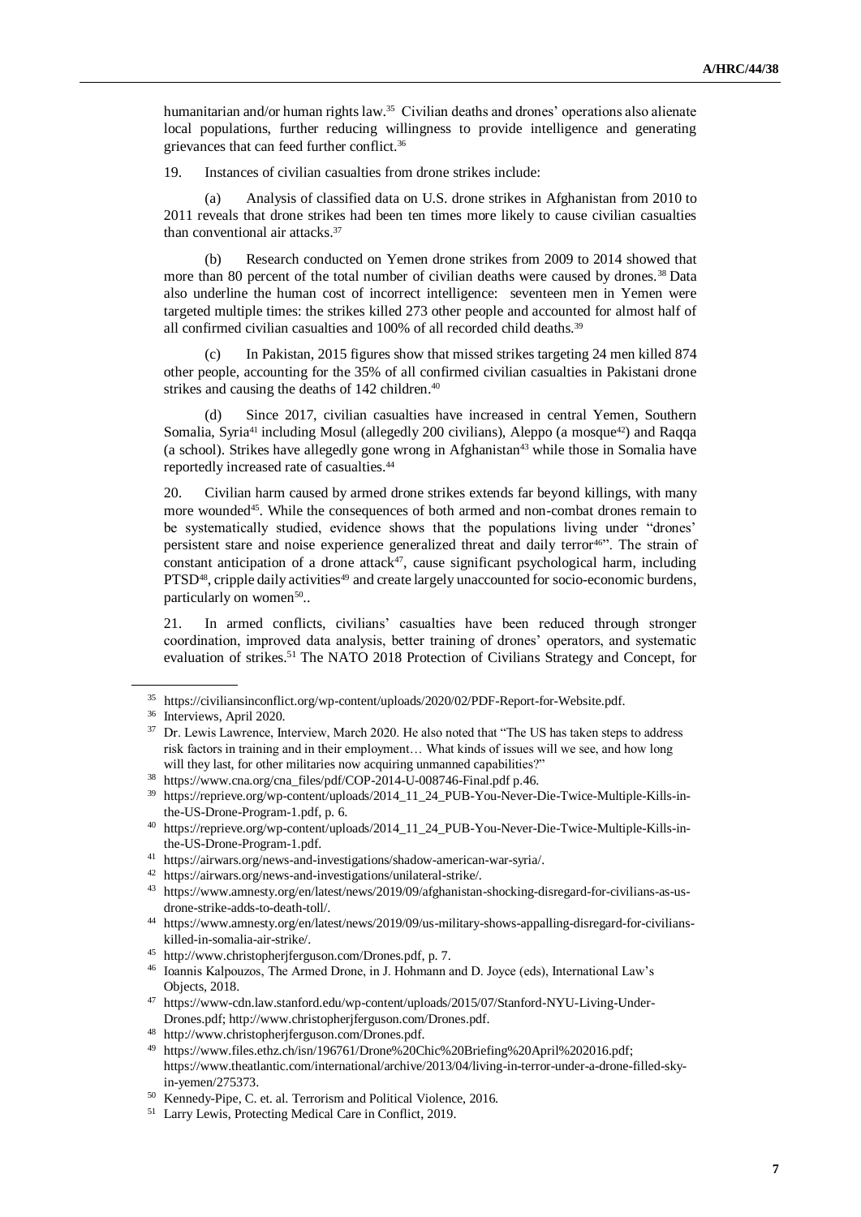humanitarian and/or human rights law.[35] Civilian deaths and drones' operations also alienate local populations, further reducing willingness to provide intelligence and generating grievances that can feed further conflict.[36]

19. Instances of civilian casualties from drone strikes include:

(a) Analysis of classified data on U.S. drone strikes in Afghanistan from 2010 to 2011 reveals that drone strikes had been ten times more likely to cause civilian casualties than conventional air attacks.[37]

(b) Research conducted on Yemen drone strikes from 2009 to 2014 showed that more than 80 percent of the total number of civilian deaths were caused by drones.[38] Data also underline the human cost of incorrect intelligence: seventeen men in Yemen were targeted multiple times: the strikes killed 273 other people and accounted for almost half of all confirmed civilian casualties and 100% of all recorded child deaths.[39]

(c) In Pakistan, 2015 figures show that missed strikes targeting 24 men killed 874 other people, accounting for the 35% of all confirmed civilian casualties in Pakistani drone strikes and causing the deaths of 142 children.[40]

(d) Since 2017, civilian casualties have increased in central Yemen, Southern Somalia, Syria[41] including Mosul (allegedly 200 civilians), Aleppo (a mosque[42]) and Raqqa (a school). Strikes have allegedly gone wrong in Afghanistan[43] while those in Somalia have reportedly increased rate of casualties.[44]

20. Civilian harm caused by armed drone strikes extends far beyond killings, with many more wounded[45]. While the consequences of both armed and non-combat drones remain to be systematically studied, evidence shows that the populations living under "drones' persistent stare and noise experience generalized threat and daily terror[46]". The strain of constant anticipation of a drone attack[47], cause significant psychological harm, including PTSD[48], cripple daily activities[49] and create largely unaccounted for socio-economic burdens, particularly on women[50]..

21. In armed conflicts, civilians' casualties have been reduced through stronger coordination, improved data analysis, better training of drones' operators, and systematic evaluation of strikes.[51] The NATO 2018 Protection of Civilians Strategy and Concept, for

---

[35] https://civiliansinconflict.org/wp-content/uploads/2020/02/PDF-Report-for-Website.pdf.

[36] Interviews, April 2020.

[37] Dr. Lewis Lawrence, Interview, March 2020. He also noted that "The US has taken steps to address risk factors in training and in their employment… What kinds of issues will we see, and how long will they last, for other militaries now acquiring unmanned capabilities?"

[38] https://www.cna.org/cna_files/pdf/COP-2014-U-008746-Final.pdf p.46.

[39] https://reprieve.org/wp-content/uploads/2014_11_24_PUB-You-Never-Die-Twice-Multiple-Kills-in-the-US-Drone-Program-1.pdf, p. 6.

[40] https://reprieve.org/wp-content/uploads/2014_11_24_PUB-You-Never-Die-Twice-Multiple-Kills-in-the-US-Drone-Program-1.pdf.

[41] https://airwars.org/news-and-investigations/shadow-american-war-syria/.

[42] https://airwars.org/news-and-investigations/unilateral-strike/.

[43] https://www.amnesty.org/en/latest/news/2019/09/afghanistan-shocking-disregard-for-civilians-as-us-drone-strike-adds-to-death-toll/.

[44] https://www.amnesty.org/en/latest/news/2019/09/us-military-shows-appalling-disregard-for-civilians-killed-in-somalia-air-strike/.

[45] http://www.christopherjferguson.com/Drones.pdf, p. 7.

[46] Ioannis Kalpouzos, The Armed Drone, in J. Hohmann and D. Joyce (eds), International Law's Objects, 2018.

[47] https://www-cdn.law.stanford.edu/wp-content/uploads/2015/07/Stanford-NYU-Living-Under-Drones.pdf; http://www.christopherjferguson.com/Drones.pdf.

[48] http://www.christopherjferguson.com/Drones.pdf.

[49] https://www.files.ethz.ch/isn/196761/Drone%20Chic%20Briefing%20April%202016.pdf; https://www.theatlantic.com/international/archive/2013/04/living-in-terror-under-a-drone-filled-sky-in-yemen/275373.

[50] Kennedy-Pipe, C. et. al. Terrorism and Political Violence, 2016.

[51] Larry Lewis, Protecting Medical Care in Conflict, 2019.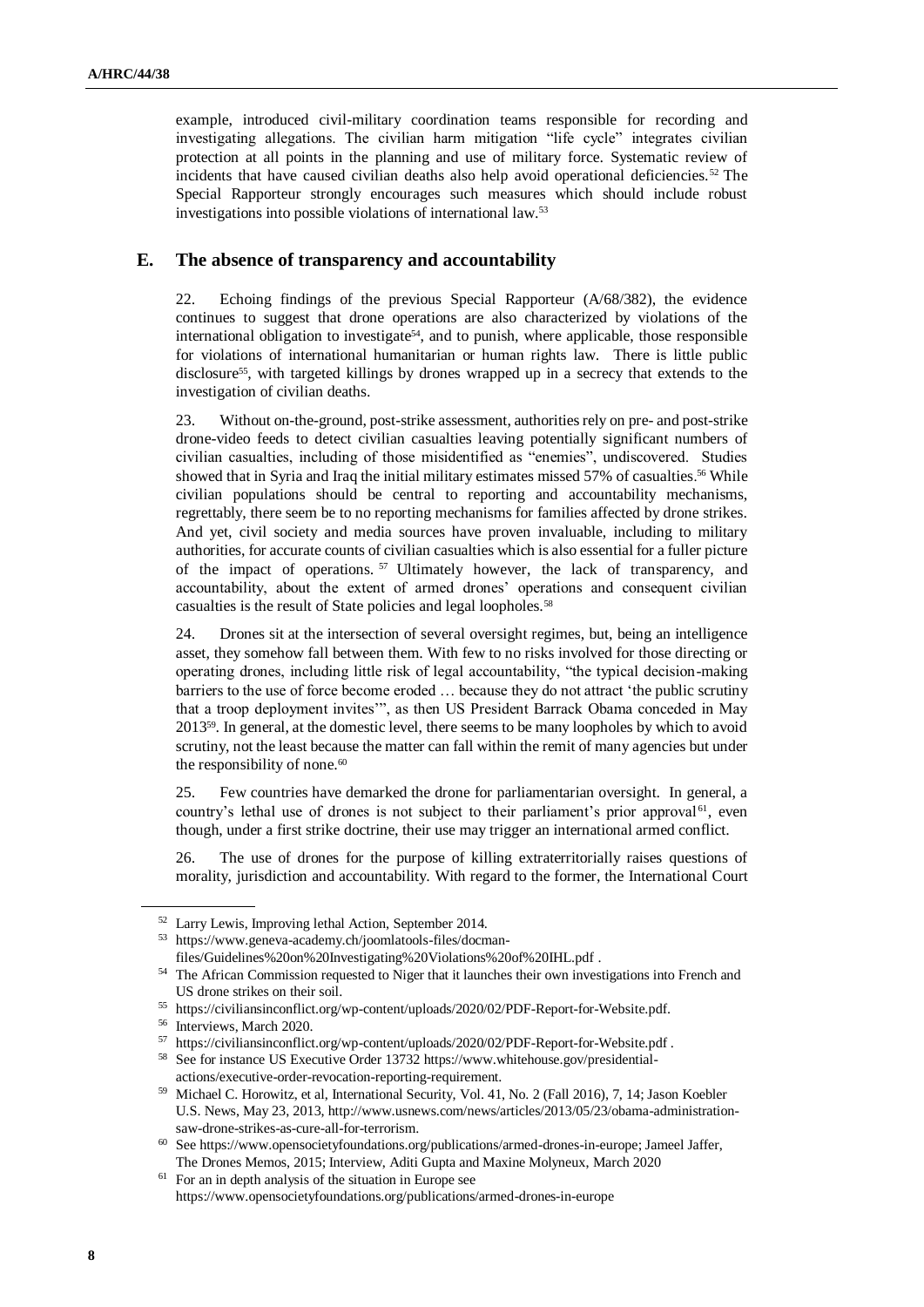example, introduced civil-military coordination teams responsible for recording and investigating allegations. The civilian harm mitigation "life cycle" integrates civilian protection at all points in the planning and use of military force. Systematic review of incidents that have caused civilian deaths also help avoid operational deficiencies.[52] The Special Rapporteur strongly encourages such measures which should include robust investigations into possible violations of international law.[53]

## E. The absence of transparency and accountability

22. Echoing findings of the previous Special Rapporteur (A/68/382), the evidence continues to suggest that drone operations are also characterized by violations of the international obligation to investigate[54], and to punish, where applicable, those responsible for violations of international humanitarian or human rights law. There is little public disclosure[55], with targeted killings by drones wrapped up in a secrecy that extends to the investigation of civilian deaths.

23. Without on-the-ground, post-strike assessment, authorities rely on pre- and post-strike drone-video feeds to detect civilian casualties leaving potentially significant numbers of civilian casualties, including of those misidentified as "enemies", undiscovered. Studies showed that in Syria and Iraq the initial military estimates missed 57% of casualties.[56] While civilian populations should be central to reporting and accountability mechanisms, regrettably, there seem be to no reporting mechanisms for families affected by drone strikes. And yet, civil society and media sources have proven invaluable, including to military authorities, for accurate counts of civilian casualties which is also essential for a fuller picture of the impact of operations.[57] Ultimately however, the lack of transparency, and accountability, about the extent of armed drones' operations and consequent civilian casualties is the result of State policies and legal loopholes.[58]

24. Drones sit at the intersection of several oversight regimes, but, being an intelligence asset, they somehow fall between them. With few to no risks involved for those directing or operating drones, including little risk of legal accountability, "the typical decision-making barriers to the use of force become eroded … because they do not attract 'the public scrutiny that a troop deployment invites'", as then US President Barrack Obama conceded in May 2013[59]. In general, at the domestic level, there seems to be many loopholes by which to avoid scrutiny, not the least because the matter can fall within the remit of many agencies but under the responsibility of none.[60]

25. Few countries have demarked the drone for parliamentarian oversight. In general, a country's lethal use of drones is not subject to their parliament's prior approval[61], even though, under a first strike doctrine, their use may trigger an international armed conflict.

26. The use of drones for the purpose of killing extraterritorially raises questions of morality, jurisdiction and accountability. With regard to the former, the International Court

---

[52] Larry Lewis, Improving lethal Action, September 2014.

[53] https://www.geneva-academy.ch/joomlatools-files/docman-files/Guidelines%20on%20Investigating%20Violations%20of%20IHL.pdf .

[54] The African Commission requested to Niger that it launches their own investigations into French and US drone strikes on their soil.

[55] https://civiliansinconflict.org/wp-content/uploads/2020/02/PDF-Report-for-Website.pdf.

[56] Interviews, March 2020.

[57] https://civiliansinconflict.org/wp-content/uploads/2020/02/PDF-Report-for-Website.pdf .

[58] See for instance US Executive Order 13732 https://www.whitehouse.gov/presidential-actions/executive-order-revocation-reporting-requirement.

[59] Michael C. Horowitz, et al, International Security, Vol. 41, No. 2 (Fall 2016), 7, 14; Jason Koebler U.S. News, May 23, 2013, http://www.usnews.com/news/articles/2013/05/23/obama-administration-saw-drone-strikes-as-cure-all-for-terrorism.

[60] See https://www.opensocietyfoundations.org/publications/armed-drones-in-europe; Jameel Jaffer, The Drones Memos, 2015; Interview, Aditi Gupta and Maxine Molyneux, March 2020

[61] For an in depth analysis of the situation in Europe see https://www.opensocietyfoundations.org/publications/armed-drones-in-europe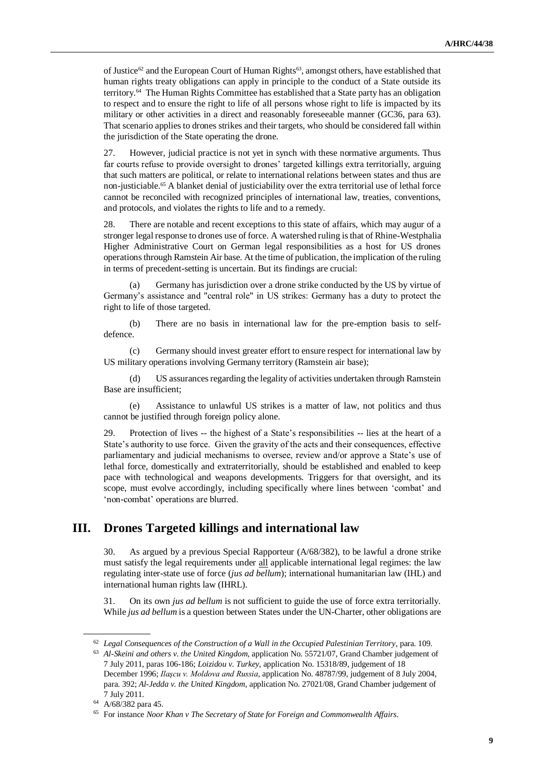of Justice[62] and the European Court of Human Rights[63], amongst others, have established that human rights treaty obligations can apply in principle to the conduct of a State outside its territory.[64] The Human Rights Committee has established that a State party has an obligation to respect and to ensure the right to life of all persons whose right to life is impacted by its military or other activities in a direct and reasonably foreseeable manner (GC36, para 63). That scenario applies to drones strikes and their targets, who should be considered fall within the jurisdiction of the State operating the drone.

27. However, judicial practice is not yet in synch with these normative arguments. Thus far courts refuse to provide oversight to drones' targeted killings extra territorially, arguing that such matters are political, or relate to international relations between states and thus are non-justiciable.[65] A blanket denial of justiciability over the extra territorial use of lethal force cannot be reconciled with recognized principles of international law, treaties, conventions, and protocols, and violates the rights to life and to a remedy.

28. There are notable and recent exceptions to this state of affairs, which may augur of a stronger legal response to drones use of force. A watershed ruling is that of Rhine-Westphalia Higher Administrative Court on German legal responsibilities as a host for US drones operations through Ramstein Air base. At the time of publication, the implication of the ruling in terms of precedent-setting is uncertain. But its findings are crucial:

(a) Germany has jurisdiction over a drone strike conducted by the US by virtue of Germany's assistance and "central role" in US strikes: Germany has a duty to protect the right to life of those targeted.

(b) There are no basis in international law for the pre-emption basis to self-defence.

(c) Germany should invest greater effort to ensure respect for international law by US military operations involving Germany territory (Ramstein air base);

(d) US assurances regarding the legality of activities undertaken through Ramstein Base are insufficient;

(e) Assistance to unlawful US strikes is a matter of law, not politics and thus cannot be justified through foreign policy alone.

29. Protection of lives -- the highest of a State's responsibilities -- lies at the heart of a State's authority to use force. Given the gravity of the acts and their consequences, effective parliamentary and judicial mechanisms to oversee, review and/or approve a State's use of lethal force, domestically and extraterritorially, should be established and enabled to keep pace with technological and weapons developments. Triggers for that oversight, and its scope, must evolve accordingly, including specifically where lines between 'combat' and 'non-combat' operations are blurred.

## III. Drones Targeted killings and international law

30. As argued by a previous Special Rapporteur (A/68/382), to be lawful a drone strike must satisfy the legal requirements under <u>all</u> applicable international legal regimes: the law regulating inter-state use of force (*jus ad bellum*); international humanitarian law (IHL) and international human rights law (IHRL).

31. On its own *jus ad bellum* is not sufficient to guide the use of force extra territorially. While *jus ad bellum* is a question between States under the UN-Charter, other obligations are

---

[62] *Legal Consequences of the Construction of a Wall in the Occupied Palestinian Territory*, para. 109.

[63] *Al-Skeini and others v. the United Kingdom*, application No. 55721/07, Grand Chamber judgement of 7 July 2011, paras 106-186; *Loizidou v. Turkey*, application No. 15318/89, judgement of 18 December 1996; *Ilaşcu v. Moldova and Russia*, application No. 48787/99, judgement of 8 July 2004, para. 392; *Al-Jedda v. the United Kingdom*, application No. 27021/08, Grand Chamber judgement of 7 July 2011.

[64] A/68/382 para 45.

[65] For instance *Noor Khan v The Secretary of State for Foreign and Commonwealth Affairs*.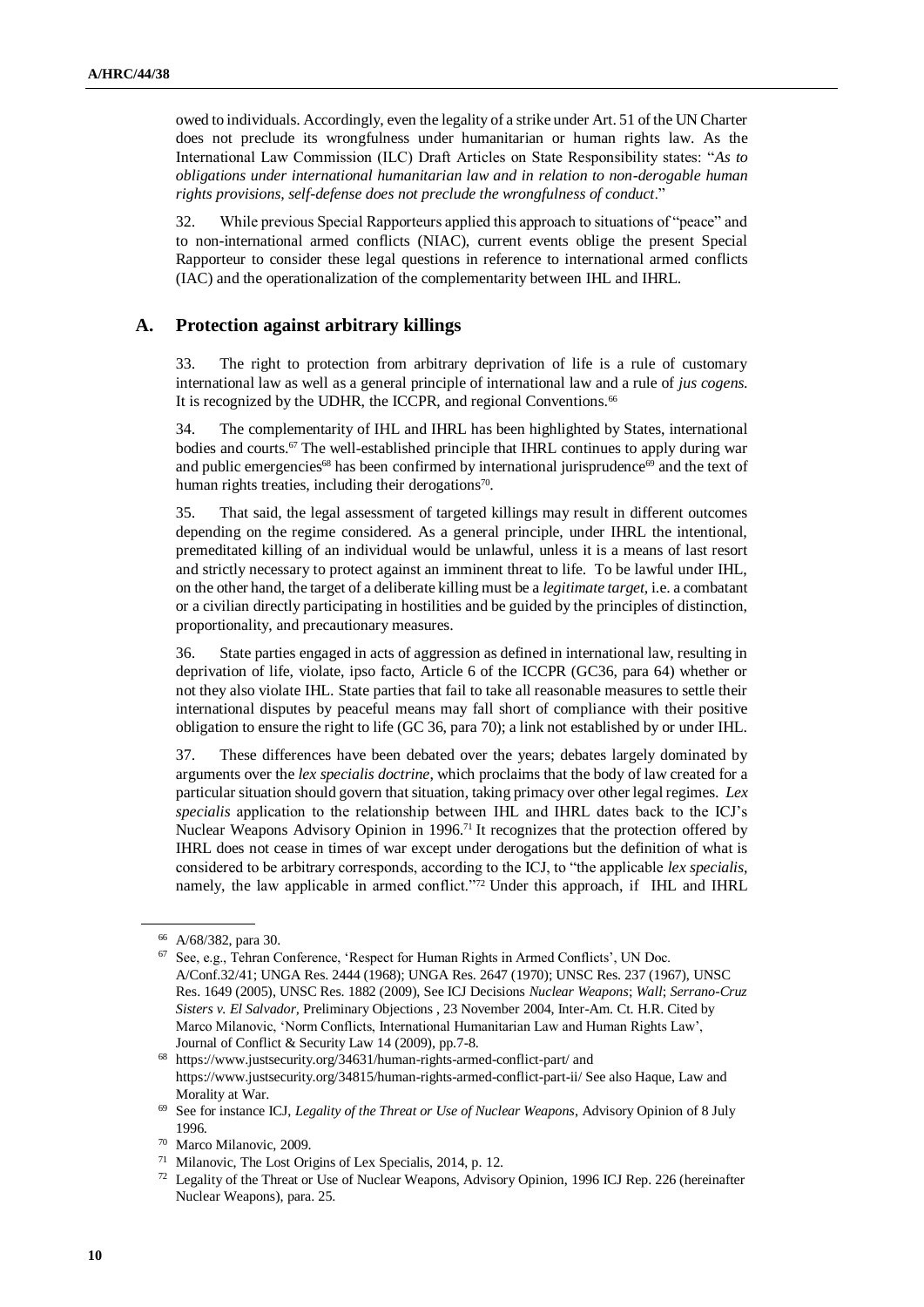owed to individuals. Accordingly, even the legality of a strike under Art. 51 of the UN Charter does not preclude its wrongfulness under humanitarian or human rights law. As the International Law Commission (ILC) Draft Articles on State Responsibility states: "*As to obligations under international humanitarian law and in relation to non-derogable human rights provisions, self-defense does not preclude the wrongfulness of conduct*."

32. While previous Special Rapporteurs applied this approach to situations of "peace" and to non-international armed conflicts (NIAC), current events oblige the present Special Rapporteur to consider these legal questions in reference to international armed conflicts (IAC) and the operationalization of the complementarity between IHL and IHRL.

## A. Protection against arbitrary killings

33. The right to protection from arbitrary deprivation of life is a rule of customary international law as well as a general principle of international law and a rule of *jus cogens*. It is recognized by the UDHR, the ICCPR, and regional Conventions.[66]

34. The complementarity of IHL and IHRL has been highlighted by States, international bodies and courts.[67] The well-established principle that IHRL continues to apply during war and public emergencies[68] has been confirmed by international jurisprudence[69] and the text of human rights treaties, including their derogations[70].

35. That said, the legal assessment of targeted killings may result in different outcomes depending on the regime considered. As a general principle, under IHRL the intentional, premeditated killing of an individual would be unlawful, unless it is a means of last resort and strictly necessary to protect against an imminent threat to life. To be lawful under IHL, on the other hand, the target of a deliberate killing must be a *legitimate target*, i.e. a combatant or a civilian directly participating in hostilities and be guided by the principles of distinction, proportionality, and precautionary measures.

36. State parties engaged in acts of aggression as defined in international law, resulting in deprivation of life, violate, ipso facto, Article 6 of the ICCPR (GC36, para 64) whether or not they also violate IHL. State parties that fail to take all reasonable measures to settle their international disputes by peaceful means may fall short of compliance with their positive obligation to ensure the right to life (GC 36, para 70); a link not established by or under IHL.

37. These differences have been debated over the years; debates largely dominated by arguments over the *lex specialis doctrine*, which proclaims that the body of law created for a particular situation should govern that situation, taking primacy over other legal regimes. *Lex specialis* application to the relationship between IHL and IHRL dates back to the ICJ's Nuclear Weapons Advisory Opinion in 1996.[71] It recognizes that the protection offered by IHRL does not cease in times of war except under derogations but the definition of what is considered to be arbitrary corresponds, according to the ICJ, to "the applicable *lex specialis*, namely, the law applicable in armed conflict."[72] Under this approach, if IHL and IHRL

---

[66] A/68/382, para 30.

[67] See, e.g., Tehran Conference, 'Respect for Human Rights in Armed Conflicts', UN Doc. A/Conf.32/41; UNGA Res. 2444 (1968); UNGA Res. 2647 (1970); UNSC Res. 237 (1967), UNSC Res. 1649 (2005), UNSC Res. 1882 (2009), See ICJ Decisions *Nuclear Weapons*; *Wall*; *Serrano-Cruz Sisters v. El Salvador*, Preliminary Objections , 23 November 2004, Inter-Am. Ct. H.R. Cited by Marco Milanovic, 'Norm Conflicts, International Humanitarian Law and Human Rights Law', Journal of Conflict & Security Law 14 (2009), pp.7-8.

[68] https://www.justsecurity.org/34631/human-rights-armed-conflict-part/ and https://www.justsecurity.org/34815/human-rights-armed-conflict-part-ii/ See also Haque, Law and Morality at War.

[69] See for instance ICJ, *Legality of the Threat or Use of Nuclear Weapons*, Advisory Opinion of 8 July 1996.

[70] Marco Milanovic, 2009.

[71] Milanovic, The Lost Origins of Lex Specialis, 2014, p. 12.

[72] Legality of the Threat or Use of Nuclear Weapons, Advisory Opinion, 1996 ICJ Rep. 226 (hereinafter Nuclear Weapons), para. 25.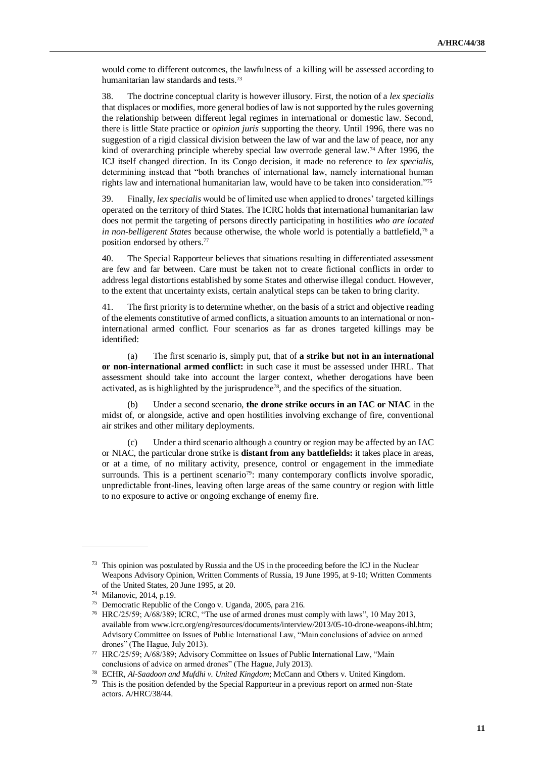would come to different outcomes, the lawfulness of a killing will be assessed according to humanitarian law standards and tests.[73]

38. The doctrine conceptual clarity is however illusory. First, the notion of a *lex specialis* that displaces or modifies, more general bodies of law is not supported by the rules governing the relationship between different legal regimes in international or domestic law. Second, there is little State practice or *opinion juris* supporting the theory. Until 1996, there was no suggestion of a rigid classical division between the law of war and the law of peace, nor any kind of overarching principle whereby special law overrode general law.[74] After 1996, the ICJ itself changed direction. In its Congo decision, it made no reference to *lex specialis*, determining instead that "both branches of international law, namely international human rights law and international humanitarian law, would have to be taken into consideration."[75]

39. Finally, *lex specialis* would be of limited use when applied to drones' targeted killings operated on the territory of third States. The ICRC holds that international humanitarian law does not permit the targeting of persons directly participating in hostilities *who are located in non-belligerent States* because otherwise, the whole world is potentially a battlefield,[76] a position endorsed by others.[77]

40. The Special Rapporteur believes that situations resulting in differentiated assessment are few and far between. Care must be taken not to create fictional conflicts in order to address legal distortions established by some States and otherwise illegal conduct. However, to the extent that uncertainty exists, certain analytical steps can be taken to bring clarity.

41. The first priority is to determine whether, on the basis of a strict and objective reading of the elements constitutive of armed conflicts, a situation amounts to an international or non-international armed conflict. Four scenarios as far as drones targeted killings may be identified:

(a) The first scenario is, simply put, that of **a strike but not in an international or non-international armed conflict:** in such case it must be assessed under IHRL. That assessment should take into account the larger context, whether derogations have been activated, as is highlighted by the jurisprudence[78], and the specifics of the situation.

(b) Under a second scenario, **the drone strike occurs in an IAC or NIAC** in the midst of, or alongside, active and open hostilities involving exchange of fire, conventional air strikes and other military deployments.

(c) Under a third scenario although a country or region may be affected by an IAC or NIAC, the particular drone strike is **distant from any battlefields:** it takes place in areas, or at a time, of no military activity, presence, control or engagement in the immediate surrounds. This is a pertinent scenario[79]: many contemporary conflicts involve sporadic, unpredictable front-lines, leaving often large areas of the same country or region with little to no exposure to active or ongoing exchange of enemy fire.

---

[73] This opinion was postulated by Russia and the US in the proceeding before the ICJ in the Nuclear Weapons Advisory Opinion, Written Comments of Russia, 19 June 1995, at 9-10; Written Comments of the United States, 20 June 1995, at 20.

[74] Milanovic, 2014, p.19.

[75] Democratic Republic of the Congo v. Uganda, 2005, para 216.

[76] HRC/25/59; A/68/389; ICRC, "The use of armed drones must comply with laws", 10 May 2013, available from www.icrc.org/eng/resources/documents/interview/2013/05-10-drone-weapons-ihl.htm; Advisory Committee on Issues of Public International Law, "Main conclusions of advice on armed drones" (The Hague, July 2013).

[77] HRC/25/59; A/68/389; Advisory Committee on Issues of Public International Law, "Main conclusions of advice on armed drones" (The Hague, July 2013).

[78] ECHR, *Al-Saadoon and Mufdhi v. United Kingdom*; McCann and Others v. United Kingdom.

[79] This is the position defended by the Special Rapporteur in a previous report on armed non-State actors. A/HRC/38/44.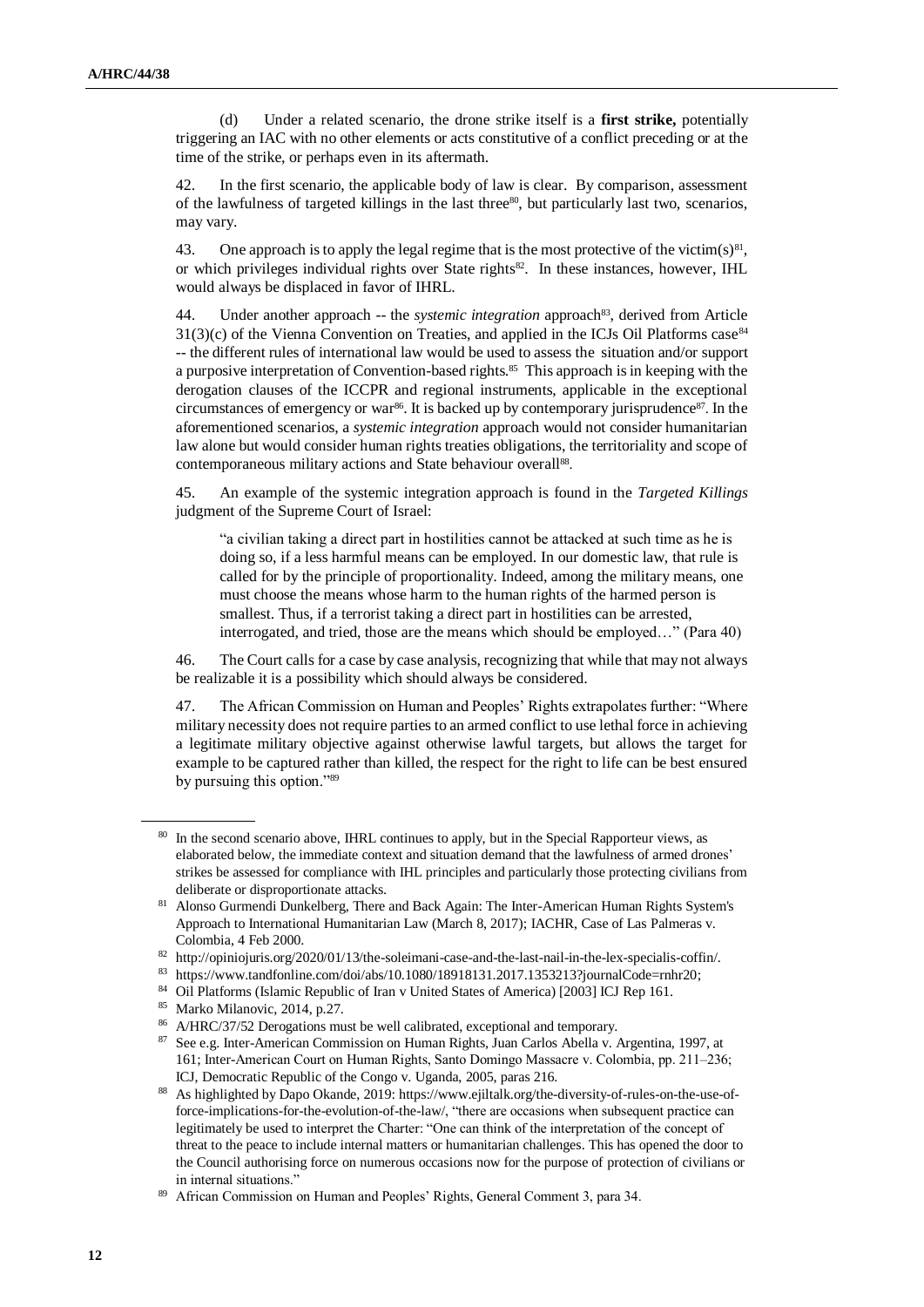(d) Under a related scenario, the drone strike itself is a **first strike,** potentially triggering an IAC with no other elements or acts constitutive of a conflict preceding or at the time of the strike, or perhaps even in its aftermath.

42. In the first scenario, the applicable body of law is clear. By comparison, assessment of the lawfulness of targeted killings in the last three[80], but particularly last two, scenarios, may vary.

43. One approach is to apply the legal regime that is the most protective of the victim(s)[81], or which privileges individual rights over State rights[82]. In these instances, however, IHL would always be displaced in favor of IHRL.

44. Under another approach -- the *systemic integration* approach[83], derived from Article 31(3)(c) of the Vienna Convention on Treaties, and applied in the ICJs Oil Platforms case[84] -- the different rules of international law would be used to assess the situation and/or support a purposive interpretation of Convention-based rights.[85] This approach is in keeping with the derogation clauses of the ICCPR and regional instruments, applicable in the exceptional circumstances of emergency or war[86]. It is backed up by contemporary jurisprudence[87]. In the aforementioned scenarios, a *systemic integration* approach would not consider humanitarian law alone but would consider human rights treaties obligations, the territoriality and scope of contemporaneous military actions and State behaviour overall[88].

45. An example of the systemic integration approach is found in the *Targeted Killings* judgment of the Supreme Court of Israel:

> "a civilian taking a direct part in hostilities cannot be attacked at such time as he is doing so, if a less harmful means can be employed. In our domestic law, that rule is called for by the principle of proportionality. Indeed, among the military means, one must choose the means whose harm to the human rights of the harmed person is smallest. Thus, if a terrorist taking a direct part in hostilities can be arrested, interrogated, and tried, those are the means which should be employed…" (Para 40)

46. The Court calls for a case by case analysis, recognizing that while that may not always be realizable it is a possibility which should always be considered.

47. The African Commission on Human and Peoples' Rights extrapolates further: "Where military necessity does not require parties to an armed conflict to use lethal force in achieving a legitimate military objective against otherwise lawful targets, but allows the target for example to be captured rather than killed, the respect for the right to life can be best ensured by pursuing this option."[89]

---

[80] In the second scenario above, IHRL continues to apply, but in the Special Rapporteur views, as elaborated below, the immediate context and situation demand that the lawfulness of armed drones' strikes be assessed for compliance with IHL principles and particularly those protecting civilians from deliberate or disproportionate attacks.

[81] Alonso Gurmendi Dunkelberg, There and Back Again: The Inter-American Human Rights System's Approach to International Humanitarian Law (March 8, 2017); IACHR, Case of Las Palmeras v. Colombia, 4 Feb 2000.

[82] http://opiniojuris.org/2020/01/13/the-soleimani-case-and-the-last-nail-in-the-lex-specialis-coffin/.

[83] https://www.tandfonline.com/doi/abs/10.1080/18918131.2017.1353213?journalCode=rnhr20;

[84] Oil Platforms (Islamic Republic of Iran v United States of America) [2003] ICJ Rep 161.

[85] Marko Milanovic, 2014, p.27.

[86] A/HRC/37/52 Derogations must be well calibrated, exceptional and temporary.

[87] See e.g. Inter-American Commission on Human Rights, Juan Carlos Abella v. Argentina, 1997, at 161; Inter-American Court on Human Rights, Santo Domingo Massacre v. Colombia, pp. 211–236; ICJ, Democratic Republic of the Congo v. Uganda, 2005, paras 216.

[88] As highlighted by Dapo Okande, 2019: https://www.ejiltalk.org/the-diversity-of-rules-on-the-use-of-force-implications-for-the-evolution-of-the-law/, "there are occasions when subsequent practice can legitimately be used to interpret the Charter: "One can think of the interpretation of the concept of threat to the peace to include internal matters or humanitarian challenges. This has opened the door to the Council authorising force on numerous occasions now for the purpose of protection of civilians or in internal situations."

[89] African Commission on Human and Peoples' Rights, General Comment 3, para 34.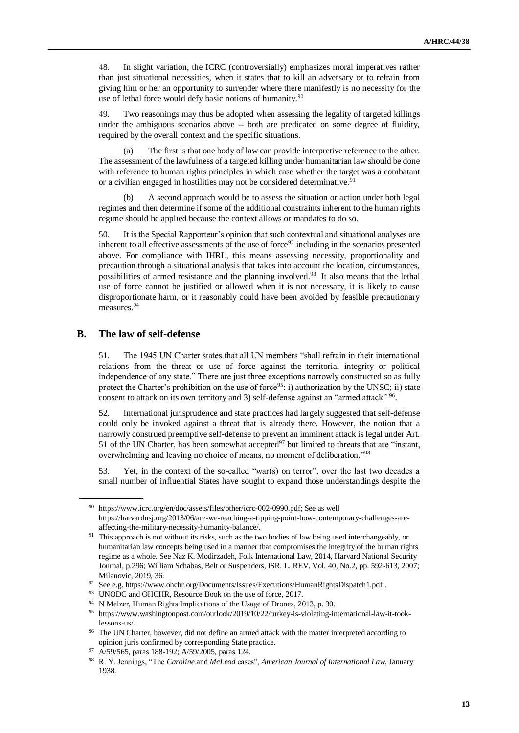48. In slight variation, the ICRC (controversially) emphasizes moral imperatives rather than just situational necessities, when it states that to kill an adversary or to refrain from giving him or her an opportunity to surrender where there manifestly is no necessity for the use of lethal force would defy basic notions of humanity.[90]

49. Two reasonings may thus be adopted when assessing the legality of targeted killings under the ambiguous scenarios above -- both are predicated on some degree of fluidity, required by the overall context and the specific situations.

(a) The first is that one body of law can provide interpretive reference to the other. The assessment of the lawfulness of a targeted killing under humanitarian law should be done with reference to human rights principles in which case whether the target was a combatant or a civilian engaged in hostilities may not be considered determinative.[91]

(b) A second approach would be to assess the situation or action under both legal regimes and then determine if some of the additional constraints inherent to the human rights regime should be applied because the context allows or mandates to do so.

50. It is the Special Rapporteur's opinion that such contextual and situational analyses are inherent to all effective assessments of the use of force[92] including in the scenarios presented above. For compliance with IHRL, this means assessing necessity, proportionality and precaution through a situational analysis that takes into account the location, circumstances, possibilities of armed resistance and the planning involved.[93] It also means that the lethal use of force cannot be justified or allowed when it is not necessary, it is likely to cause disproportionate harm, or it reasonably could have been avoided by feasible precautionary measures.[94]

## B. The law of self-defense

51. The 1945 UN Charter states that all UN members "shall refrain in their international relations from the threat or use of force against the territorial integrity or political independence of any state." There are just three exceptions narrowly constructed so as fully protect the Charter's prohibition on the use of force[95]: i) authorization by the UNSC; ii) state consent to attack on its own territory and 3) self-defense against an "armed attack" [96].

52. International jurisprudence and state practices had largely suggested that self-defense could only be invoked against a threat that is already there. However, the notion that a narrowly construed preemptive self-defense to prevent an imminent attack is legal under Art. 51 of the UN Charter, has been somewhat accepted[97] but limited to threats that are "instant, overwhelming and leaving no choice of means, no moment of deliberation."[98]

53. Yet, in the context of the so-called "war(s) on terror", over the last two decades a small number of influential States have sought to expand those understandings despite the

---

[90] https://www.icrc.org/en/doc/assets/files/other/icrc-002-0990.pdf; See as well https://harvardnsj.org/2013/06/are-we-reaching-a-tipping-point-how-contemporary-challenges-are-affecting-the-military-necessity-humanity-balance/.

[91] This approach is not without its risks, such as the two bodies of law being used interchangeably, or humanitarian law concepts being used in a manner that compromises the integrity of the human rights regime as a whole. See Naz K. Modirzadeh, Folk International Law, 2014, Harvard National Security Journal, p.296; William Schabas, Belt or Suspenders, ISR. L. REV. Vol. 40, No.2, pp. 592-613, 2007; Milanovic, 2019, 36.

[92] See e.g. https://www.ohchr.org/Documents/Issues/Executions/HumanRightsDispatch1.pdf .

[93] UNODC and OHCHR, Resource Book on the use of force, 2017.

[94] N Melzer, Human Rights Implications of the Usage of Drones, 2013, p. 30.

[95] https://www.washingtonpost.com/outlook/2019/10/22/turkey-is-violating-international-law-it-took-lessons-us/.

[96] The UN Charter, however, did not define an armed attack with the matter interpreted according to opinion juris confirmed by corresponding State practice.

[97] A/59/565, paras 188-192; A/59/2005, paras 124.

[98] R. Y. Jennings, "The *Caroline* and *McLeod* cases", *American Journal of International Law*, January 1938.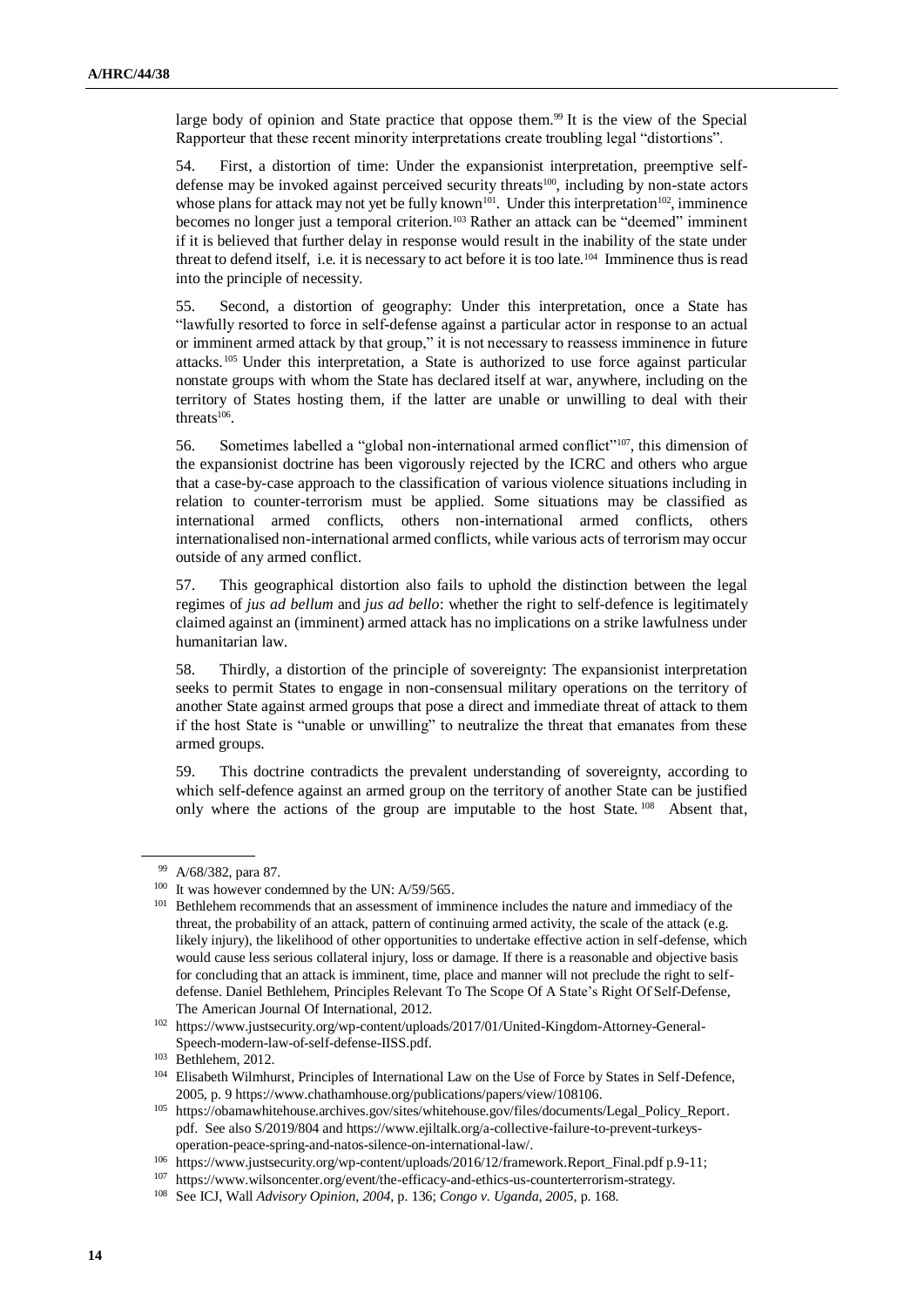large body of opinion and State practice that oppose them.[99] It is the view of the Special Rapporteur that these recent minority interpretations create troubling legal "distortions".

54. First, a distortion of time: Under the expansionist interpretation, preemptive self-defense may be invoked against perceived security threats[100], including by non-state actors whose plans for attack may not yet be fully known[101]. Under this interpretation[102], imminence becomes no longer just a temporal criterion.[103] Rather an attack can be "deemed" imminent if it is believed that further delay in response would result in the inability of the state under threat to defend itself, i.e. it is necessary to act before it is too late.[104] Imminence thus is read into the principle of necessity.

55. Second, a distortion of geography: Under this interpretation, once a State has "lawfully resorted to force in self-defense against a particular actor in response to an actual or imminent armed attack by that group," it is not necessary to reassess imminence in future attacks.[105] Under this interpretation, a State is authorized to use force against particular nonstate groups with whom the State has declared itself at war, anywhere, including on the territory of States hosting them, if the latter are unable or unwilling to deal with their threats[106].

56. Sometimes labelled a "global non-international armed conflict"[107], this dimension of the expansionist doctrine has been vigorously rejected by the ICRC and others who argue that a case-by-case approach to the classification of various violence situations including in relation to counter-terrorism must be applied. Some situations may be classified as international armed conflicts, others non-international armed conflicts, others internationalised non-international armed conflicts, while various acts of terrorism may occur outside of any armed conflict.

57. This geographical distortion also fails to uphold the distinction between the legal regimes of *jus ad bellum* and *jus ad bello*: whether the right to self-defence is legitimately claimed against an (imminent) armed attack has no implications on a strike lawfulness under humanitarian law.

58. Thirdly, a distortion of the principle of sovereignty: The expansionist interpretation seeks to permit States to engage in non-consensual military operations on the territory of another State against armed groups that pose a direct and immediate threat of attack to them if the host State is "unable or unwilling" to neutralize the threat that emanates from these armed groups.

59. This doctrine contradicts the prevalent understanding of sovereignty, according to which self-defence against an armed group on the territory of another State can be justified only where the actions of the group are imputable to the host State.[108] Absent that,

---

[99] A/68/382, para 87.

[100] It was however condemned by the UN: A/59/565.

[101] Bethlehem recommends that an assessment of imminence includes the nature and immediacy of the threat, the probability of an attack, pattern of continuing armed activity, the scale of the attack (e.g. likely injury), the likelihood of other opportunities to undertake effective action in self-defense, which would cause less serious collateral injury, loss or damage. If there is a reasonable and objective basis for concluding that an attack is imminent, time, place and manner will not preclude the right to self-defense. Daniel Bethlehem, Principles Relevant To The Scope Of A State's Right Of Self-Defense, The American Journal Of International, 2012.

[102] https://www.justsecurity.org/wp-content/uploads/2017/01/United-Kingdom-Attorney-General-Speech-modern-law-of-self-defense-IISS.pdf.

[103] Bethlehem, 2012.

[104] Elisabeth Wilmhurst, Principles of International Law on the Use of Force by States in Self-Defence, 2005, p. 9 https://www.chathamhouse.org/publications/papers/view/108106.

[105] https://obamawhitehouse.archives.gov/sites/whitehouse.gov/files/documents/Legal_Policy_Report.pdf. See also S/2019/804 and https://www.ejiltalk.org/a-collective-failure-to-prevent-turkeys-operation-peace-spring-and-natos-silence-on-international-law/.

[106] https://www.justsecurity.org/wp-content/uploads/2016/12/framework.Report_Final.pdf p.9-11;

[107] https://www.wilsoncenter.org/event/the-efficacy-and-ethics-us-counterterrorism-strategy.

[108] See ICJ, Wall *Advisory Opinion, 2004*, p. 136; *Congo v. Uganda, 2005*, p. 168.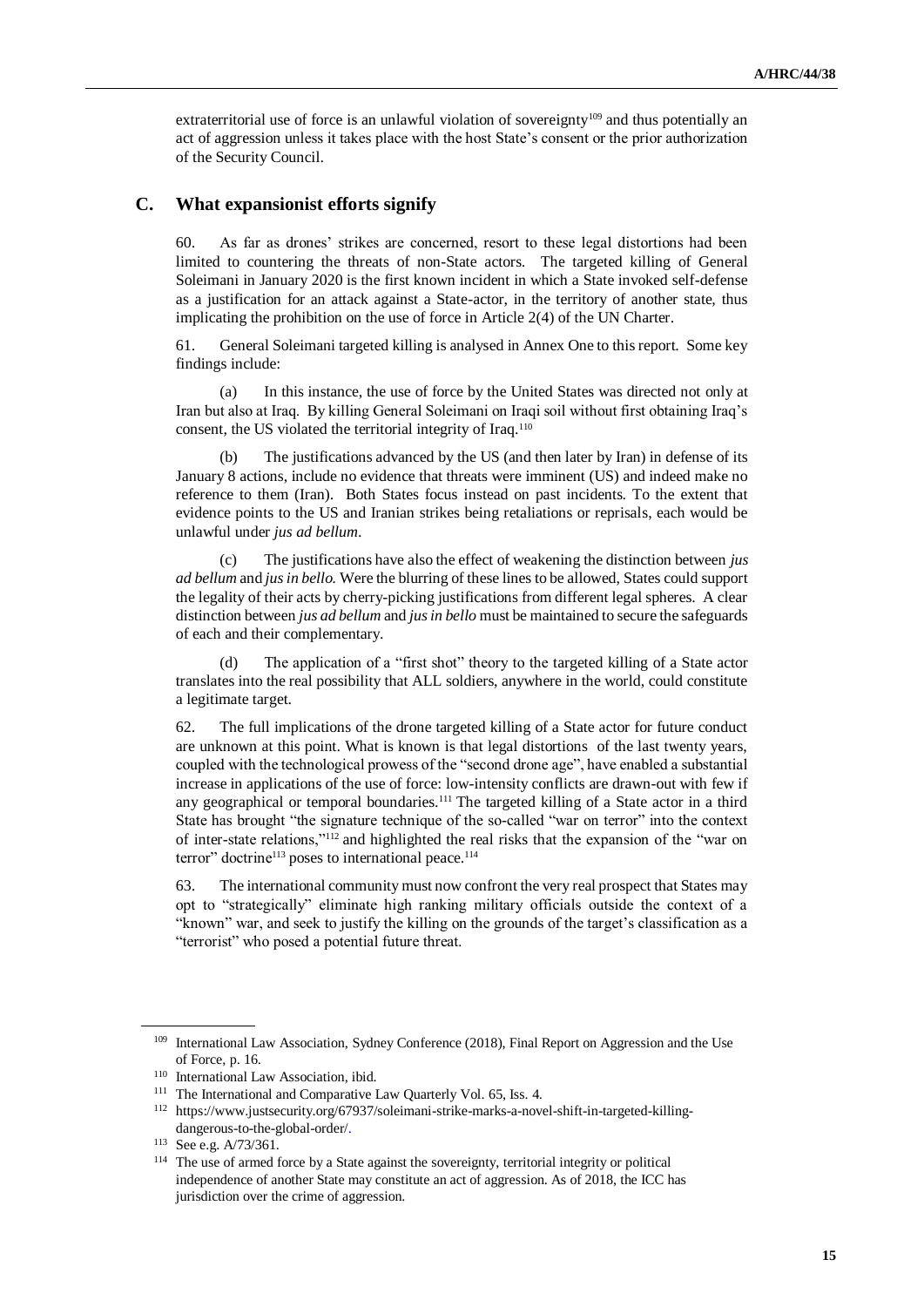extraterritorial use of force is an unlawful violation of sovereignty[109] and thus potentially an act of aggression unless it takes place with the host State's consent or the prior authorization of the Security Council.

## C. What expansionist efforts signify

60. As far as drones' strikes are concerned, resort to these legal distortions had been limited to countering the threats of non-State actors. The targeted killing of General Soleimani in January 2020 is the first known incident in which a State invoked self-defense as a justification for an attack against a State-actor, in the territory of another state, thus implicating the prohibition on the use of force in Article 2(4) of the UN Charter.

61. General Soleimani targeted killing is analysed in Annex One to this report. Some key findings include:

(a) In this instance, the use of force by the United States was directed not only at Iran but also at Iraq. By killing General Soleimani on Iraqi soil without first obtaining Iraq's consent, the US violated the territorial integrity of Iraq.[110]

(b) The justifications advanced by the US (and then later by Iran) in defense of its January 8 actions, include no evidence that threats were imminent (US) and indeed make no reference to them (Iran). Both States focus instead on past incidents. To the extent that evidence points to the US and Iranian strikes being retaliations or reprisals, each would be unlawful under *jus ad bellum*.

(c) The justifications have also the effect of weakening the distinction between *jus ad bellum* and *jus in bello.* Were the blurring of these lines to be allowed, States could support the legality of their acts by cherry-picking justifications from different legal spheres. A clear distinction between *jus ad bellum* and *jus in bello* must be maintained to secure the safeguards of each and their complementary.

(d) The application of a "first shot" theory to the targeted killing of a State actor translates into the real possibility that ALL soldiers, anywhere in the world, could constitute a legitimate target.

62. The full implications of the drone targeted killing of a State actor for future conduct are unknown at this point. What is known is that legal distortions of the last twenty years, coupled with the technological prowess of the "second drone age", have enabled a substantial increase in applications of the use of force: low-intensity conflicts are drawn-out with few if any geographical or temporal boundaries.[111] The targeted killing of a State actor in a third State has brought "the signature technique of the so-called "war on terror" into the context of inter-state relations,"[112] and highlighted the real risks that the expansion of the "war on terror" doctrine[113] poses to international peace.[114]

63. The international community must now confront the very real prospect that States may opt to "strategically" eliminate high ranking military officials outside the context of a "known" war, and seek to justify the killing on the grounds of the target's classification as a "terrorist" who posed a potential future threat.

---

[109] International Law Association, Sydney Conference (2018), Final Report on Aggression and the Use of Force, p. 16.

[110] International Law Association, ibid.

[111] The International and Comparative Law Quarterly Vol. 65, Iss. 4.

[112] https://www.justsecurity.org/67937/soleimani-strike-marks-a-novel-shift-in-targeted-killing-dangerous-to-the-global-order/.

[113] See e.g. A/73/361.

[114] The use of armed force by a State against the sovereignty, territorial integrity or political independence of another State may constitute an act of aggression. As of 2018, the ICC has jurisdiction over the crime of aggression.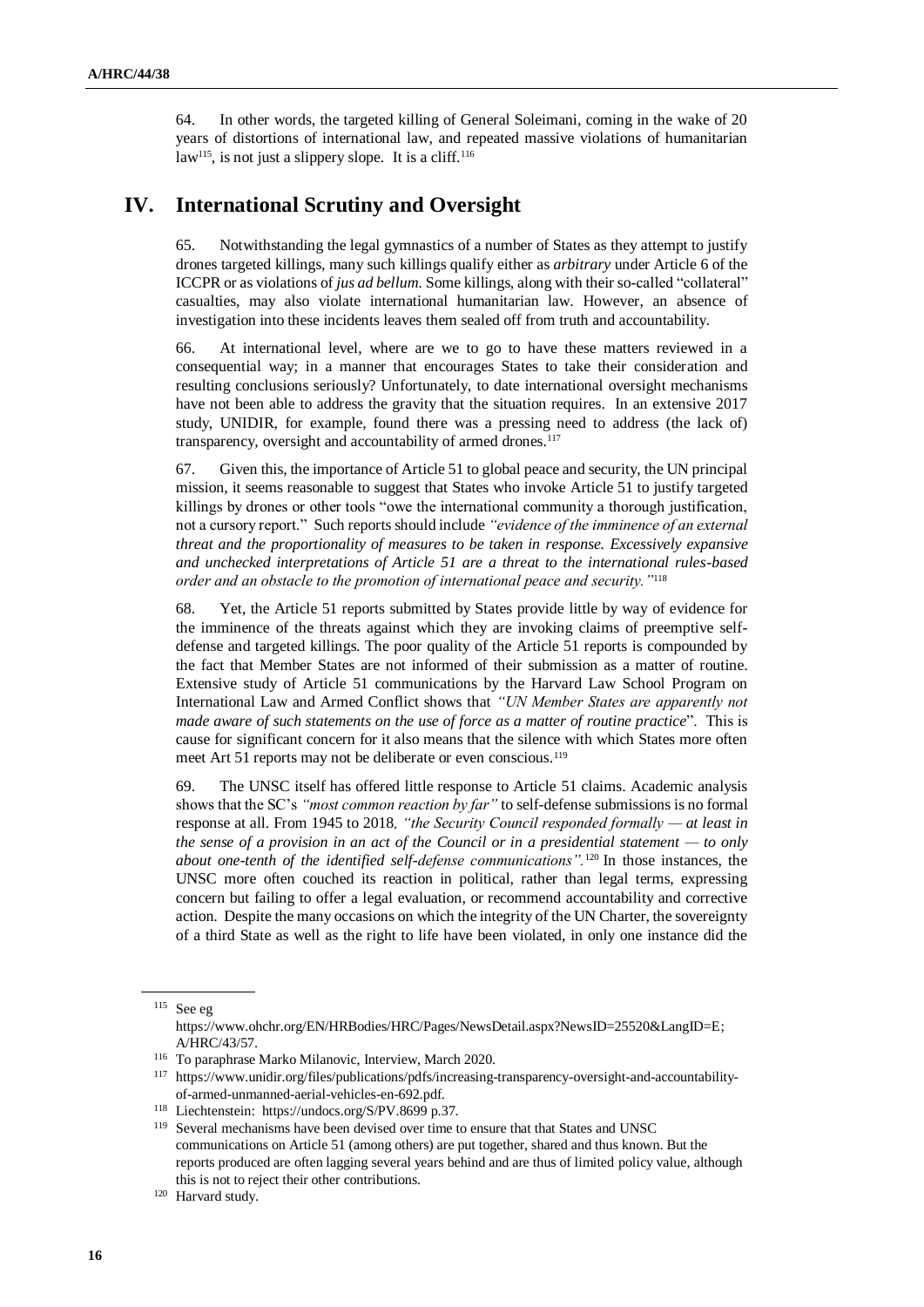64. In other words, the targeted killing of General Soleimani, coming in the wake of 20 years of distortions of international law, and repeated massive violations of humanitarian law[115], is not just a slippery slope. It is a cliff.[116]

## IV. International Scrutiny and Oversight

65. Notwithstanding the legal gymnastics of a number of States as they attempt to justify drones targeted killings, many such killings qualify either as *arbitrary* under Article 6 of the ICCPR or as violations of *jus ad bellum*. Some killings, along with their so-called "collateral" casualties, may also violate international humanitarian law. However, an absence of investigation into these incidents leaves them sealed off from truth and accountability.

66. At international level, where are we to go to have these matters reviewed in a consequential way; in a manner that encourages States to take their consideration and resulting conclusions seriously? Unfortunately, to date international oversight mechanisms have not been able to address the gravity that the situation requires. In an extensive 2017 study, UNIDIR, for example, found there was a pressing need to address (the lack of) transparency, oversight and accountability of armed drones.[117]

67. Given this, the importance of Article 51 to global peace and security, the UN principal mission, it seems reasonable to suggest that States who invoke Article 51 to justify targeted killings by drones or other tools "owe the international community a thorough justification, not a cursory report." Such reports should include *"evidence of the imminence of an external threat and the proportionality of measures to be taken in response. Excessively expansive and unchecked interpretations of Article 51 are a threat to the international rules-based order and an obstacle to the promotion of international peace and security."*[118]

68. Yet, the Article 51 reports submitted by States provide little by way of evidence for the imminence of the threats against which they are invoking claims of preemptive self-defense and targeted killings. The poor quality of the Article 51 reports is compounded by the fact that Member States are not informed of their submission as a matter of routine. Extensive study of Article 51 communications by the Harvard Law School Program on International Law and Armed Conflict shows that *"UN Member States are apparently not made aware of such statements on the use of force as a matter of routine practice*". This is cause for significant concern for it also means that the silence with which States more often meet Art 51 reports may not be deliberate or even conscious.[119]

69. The UNSC itself has offered little response to Article 51 claims. Academic analysis shows that the SC's *"most common reaction by far"* to self-defense submissions is no formal response at all. From 1945 to 2018*, "the Security Council responded formally — at least in the sense of a provision in an act of the Council or in a presidential statement — to only about one-tenth of the identified self-defense communications".*[120] In those instances, the UNSC more often couched its reaction in political, rather than legal terms, expressing concern but failing to offer a legal evaluation, or recommend accountability and corrective action. Despite the many occasions on which the integrity of the UN Charter, the sovereignty of a third State as well as the right to life have been violated, in only one instance did the

---

[115] See eg https://www.ohchr.org/EN/HRBodies/HRC/Pages/NewsDetail.aspx?NewsID=25520&LangID=E; A/HRC/43/57.

[116] To paraphrase Marko Milanovic, Interview, March 2020.

[117] https://www.unidir.org/files/publications/pdfs/increasing-transparency-oversight-and-accountability-of-armed-unmanned-aerial-vehicles-en-692.pdf.

[118] Liechtenstein: https://undocs.org/S/PV.8699 p.37.

[119] Several mechanisms have been devised over time to ensure that that States and UNSC communications on Article 51 (among others) are put together, shared and thus known. But the reports produced are often lagging several years behind and are thus of limited policy value, although this is not to reject their other contributions.

[120] Harvard study.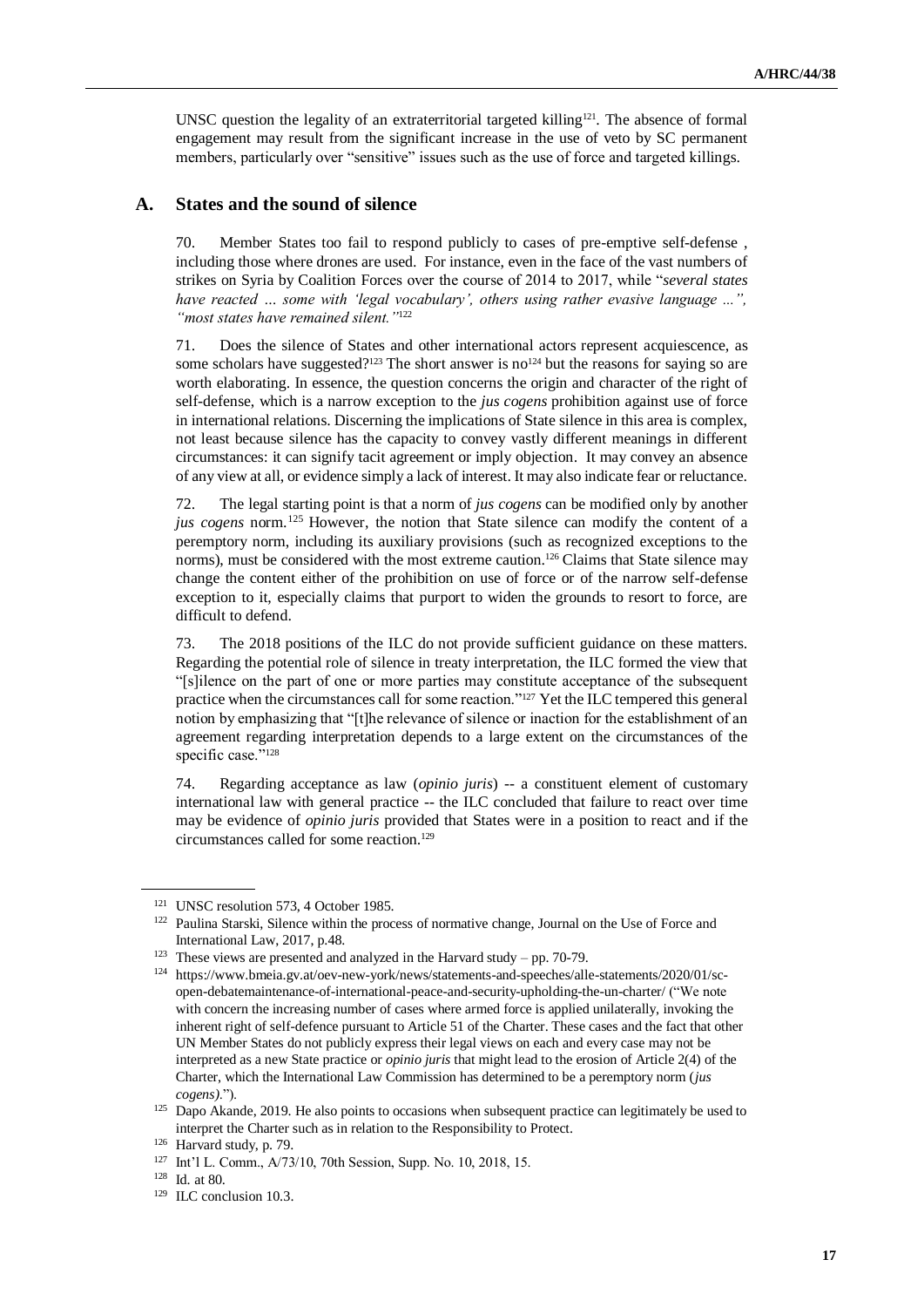UNSC question the legality of an extraterritorial targeted killing[121]. The absence of formal engagement may result from the significant increase in the use of veto by SC permanent members, particularly over "sensitive" issues such as the use of force and targeted killings.

## A. States and the sound of silence

70. Member States too fail to respond publicly to cases of pre-emptive self-defense , including those where drones are used. For instance, even in the face of the vast numbers of strikes on Syria by Coalition Forces over the course of 2014 to 2017, while "*several states have reacted ... some with 'legal vocabulary', others using rather evasive language ...", "most states have remained silent."*[122]

71. Does the silence of States and other international actors represent acquiescence, as some scholars have suggested?[123] The short answer is no[124] but the reasons for saying so are worth elaborating. In essence, the question concerns the origin and character of the right of self-defense, which is a narrow exception to the *jus cogens* prohibition against use of force in international relations. Discerning the implications of State silence in this area is complex, not least because silence has the capacity to convey vastly different meanings in different circumstances: it can signify tacit agreement or imply objection. It may convey an absence of any view at all, or evidence simply a lack of interest. It may also indicate fear or reluctance.

72. The legal starting point is that a norm of *jus cogens* can be modified only by another *jus cogens* norm.[125] However, the notion that State silence can modify the content of a peremptory norm, including its auxiliary provisions (such as recognized exceptions to the norms), must be considered with the most extreme caution.[126] Claims that State silence may change the content either of the prohibition on use of force or of the narrow self-defense exception to it, especially claims that purport to widen the grounds to resort to force, are difficult to defend.

73. The 2018 positions of the ILC do not provide sufficient guidance on these matters. Regarding the potential role of silence in treaty interpretation, the ILC formed the view that "[s]ilence on the part of one or more parties may constitute acceptance of the subsequent practice when the circumstances call for some reaction."[127] Yet the ILC tempered this general notion by emphasizing that "[t]he relevance of silence or inaction for the establishment of an agreement regarding interpretation depends to a large extent on the circumstances of the specific case."[128]

74. Regarding acceptance as law (*opinio juris*) -- a constituent element of customary international law with general practice -- the ILC concluded that failure to react over time may be evidence of *opinio juris* provided that States were in a position to react and if the circumstances called for some reaction.[129]

---

[121] UNSC resolution 573, 4 October 1985.

[122] Paulina Starski, Silence within the process of normative change, Journal on the Use of Force and International Law, 2017, p.48.

[123] These views are presented and analyzed in the Harvard study – pp. 70-79.

[124] https://www.bmeia.gv.at/oev-new-york/news/statements-and-speeches/alle-statements/2020/01/sc-open-debatemaintenance-of-international-peace-and-security-upholding-the-un-charter/ ("We note with concern the increasing number of cases where armed force is applied unilaterally, invoking the inherent right of self-defence pursuant to Article 51 of the Charter. These cases and the fact that other UN Member States do not publicly express their legal views on each and every case may not be interpreted as a new State practice or *opinio juris* that might lead to the erosion of Article 2(4) of the Charter, which the International Law Commission has determined to be a peremptory norm (*jus cogens)*.").

[125] Dapo Akande, 2019. He also points to occasions when subsequent practice can legitimately be used to interpret the Charter such as in relation to the Responsibility to Protect.

[126] Harvard study, p. 79.

[127] Int'l L. Comm., A/73/10, 70th Session, Supp. No. 10, 2018, 15.

[128] Id. at 80.

[129] ILC conclusion 10.3.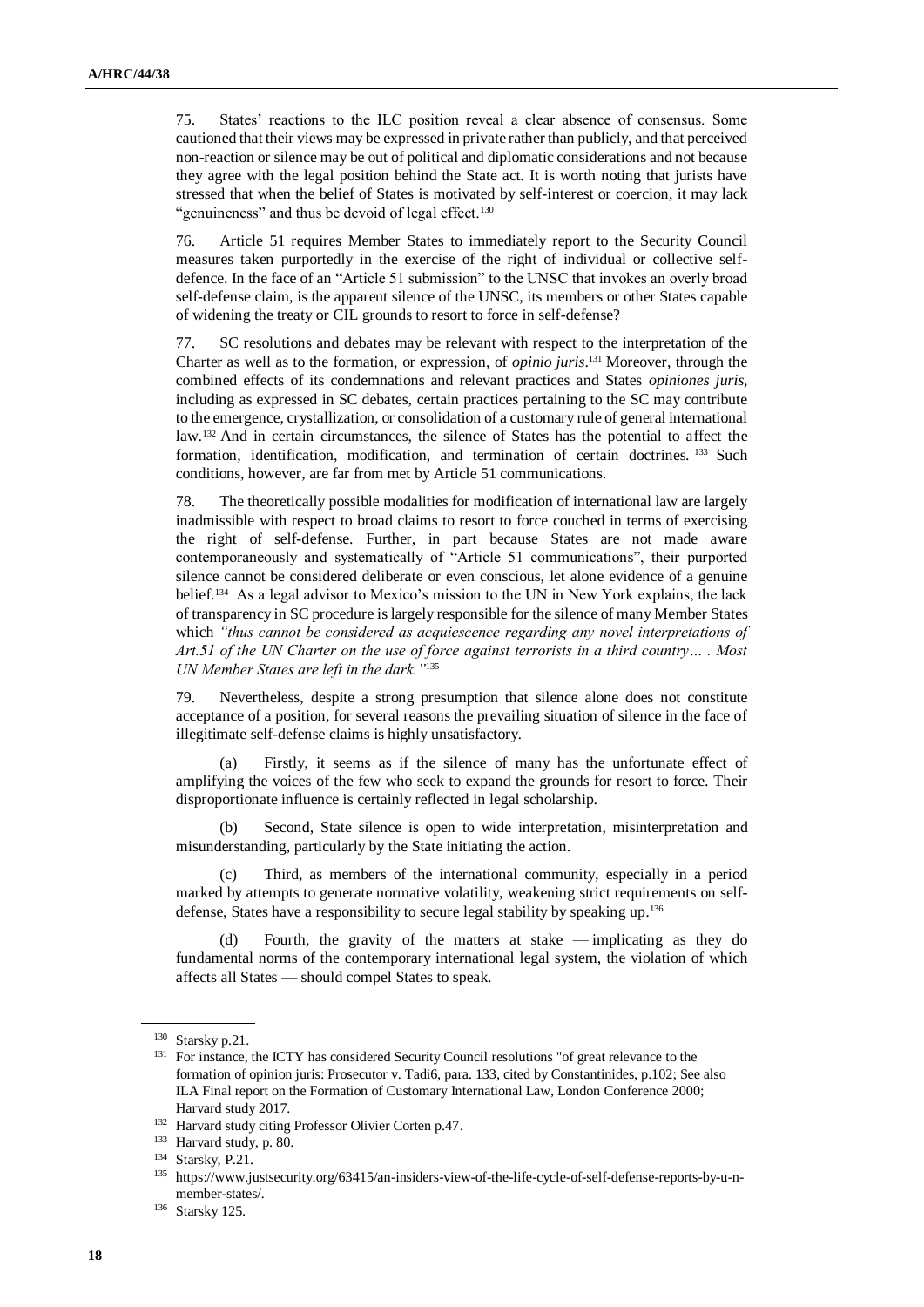75. States' reactions to the ILC position reveal a clear absence of consensus. Some cautioned that their views may be expressed in private rather than publicly, and that perceived non-reaction or silence may be out of political and diplomatic considerations and not because they agree with the legal position behind the State act. It is worth noting that jurists have stressed that when the belief of States is motivated by self-interest or coercion, it may lack "genuineness" and thus be devoid of legal effect.[130]

76. Article 51 requires Member States to immediately report to the Security Council measures taken purportedly in the exercise of the right of individual or collective self-defence. In the face of an "Article 51 submission" to the UNSC that invokes an overly broad self-defense claim, is the apparent silence of the UNSC, its members or other States capable of widening the treaty or CIL grounds to resort to force in self-defense?

77. SC resolutions and debates may be relevant with respect to the interpretation of the Charter as well as to the formation, or expression, of *opinio juris*.[131] Moreover, through the combined effects of its condemnations and relevant practices and States *opiniones juris*, including as expressed in SC debates, certain practices pertaining to the SC may contribute to the emergence, crystallization, or consolidation of a customary rule of general international law.[132] And in certain circumstances, the silence of States has the potential to affect the formation, identification, modification, and termination of certain doctrines.[133] Such conditions, however, are far from met by Article 51 communications.

78. The theoretically possible modalities for modification of international law are largely inadmissible with respect to broad claims to resort to force couched in terms of exercising the right of self-defense. Further, in part because States are not made aware contemporaneously and systematically of "Article 51 communications", their purported silence cannot be considered deliberate or even conscious, let alone evidence of a genuine belief.[134] As a legal advisor to Mexico's mission to the UN in New York explains, the lack of transparency in SC procedure is largely responsible for the silence of many Member States which *"thus cannot be considered as acquiescence regarding any novel interpretations of Art.51 of the UN Charter on the use of force against terrorists in a third country… . Most UN Member States are left in the dark."*[135]

79. Nevertheless, despite a strong presumption that silence alone does not constitute acceptance of a position, for several reasons the prevailing situation of silence in the face of illegitimate self-defense claims is highly unsatisfactory.

(a) Firstly, it seems as if the silence of many has the unfortunate effect of amplifying the voices of the few who seek to expand the grounds for resort to force. Their disproportionate influence is certainly reflected in legal scholarship.

(b) Second, State silence is open to wide interpretation, misinterpretation and misunderstanding, particularly by the State initiating the action.

(c) Third, as members of the international community, especially in a period marked by attempts to generate normative volatility, weakening strict requirements on self-defense, States have a responsibility to secure legal stability by speaking up.[136]

(d) Fourth, the gravity of the matters at stake — implicating as they do fundamental norms of the contemporary international legal system, the violation of which affects all States — should compel States to speak.

---

[130] Starsky p.21.

[131] For instance, the ICTY has considered Security Council resolutions "of great relevance to the formation of opinion juris: Prosecutor v. Tadi6, para. 133, cited by Constantinides, p.102; See also ILA Final report on the Formation of Customary International Law, London Conference 2000; Harvard study 2017.

[132] Harvard study citing Professor Olivier Corten p.47.

[133] Harvard study, p. 80.

[134] Starsky, P.21.

[135] https://www.justsecurity.org/63415/an-insiders-view-of-the-life-cycle-of-self-defense-reports-by-u-n-member-states/.

[136] Starsky 125.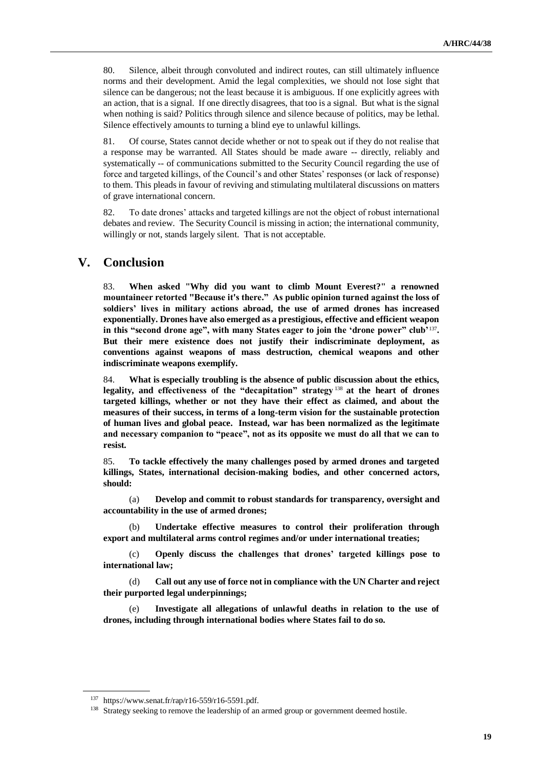80. Silence, albeit through convoluted and indirect routes, can still ultimately influence norms and their development. Amid the legal complexities, we should not lose sight that silence can be dangerous; not the least because it is ambiguous. If one explicitly agrees with an action, that is a signal. If one directly disagrees, that too is a signal. But what is the signal when nothing is said? Politics through silence and silence because of politics, may be lethal. Silence effectively amounts to turning a blind eye to unlawful killings.

81. Of course, States cannot decide whether or not to speak out if they do not realise that a response may be warranted. All States should be made aware -- directly, reliably and systematically -- of communications submitted to the Security Council regarding the use of force and targeted killings, of the Council's and other States' responses (or lack of response) to them. This pleads in favour of reviving and stimulating multilateral discussions on matters of grave international concern.

82. To date drones' attacks and targeted killings are not the object of robust international debates and review. The Security Council is missing in action; the international community, willingly or not, stands largely silent. That is not acceptable.

# V. Conclusion

83. **When asked "Why did you want to climb Mount Everest?" a renowned mountaineer retorted "Because it's there." As public opinion turned against the loss of soldiers' lives in military actions abroad, the use of armed drones has increased exponentially. Drones have also emerged as a prestigious, effective and efficient weapon in this "second drone age", with many States eager to join the 'drone power" club'**[137]**. But their mere existence does not justify their indiscriminate deployment, as conventions against weapons of mass destruction, chemical weapons and other indiscriminate weapons exemplify.**

84. **What is especially troubling is the absence of public discussion about the ethics, legality, and effectiveness of the "decapitation" strategy**[138] **at the heart of drones targeted killings, whether or not they have their effect as claimed, and about the measures of their success, in terms of a long-term vision for the sustainable protection of human lives and global peace. Instead, war has been normalized as the legitimate and necessary companion to "peace", not as its opposite we must do all that we can to resist.**

85. **To tackle effectively the many challenges posed by armed drones and targeted killings, States, international decision-making bodies, and other concerned actors, should:**

(a) **Develop and commit to robust standards for transparency, oversight and accountability in the use of armed drones;**

(b) **Undertake effective measures to control their proliferation through export and multilateral arms control regimes and/or under international treaties;**

(c) **Openly discuss the challenges that drones' targeted killings pose to international law;**

(d) **Call out any use of force not in compliance with the UN Charter and reject their purported legal underpinnings;**

(e) **Investigate all allegations of unlawful deaths in relation to the use of drones, including through international bodies where States fail to do so.**

---

[137] https://www.senat.fr/rap/r16-559/r16-5591.pdf.

[138] Strategy seeking to remove the leadership of an armed group or government deemed hostile.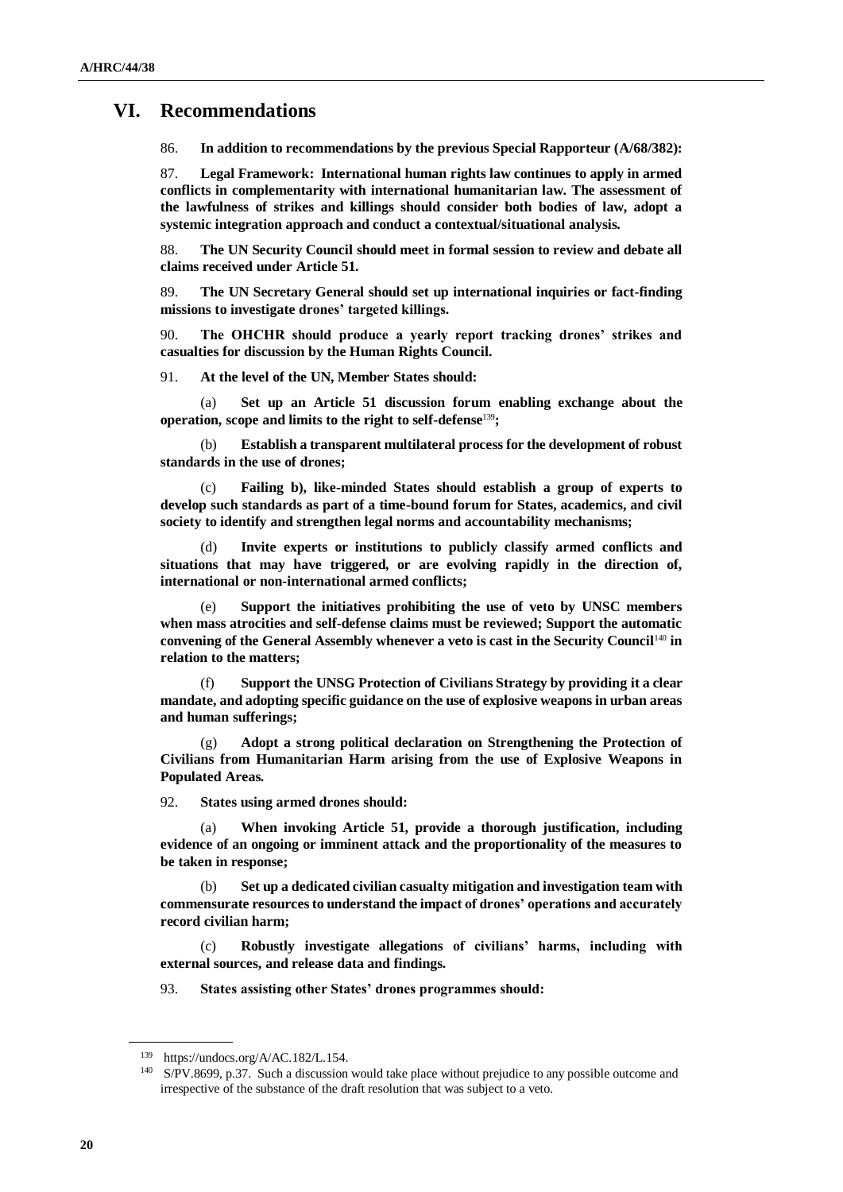## VI. Recommendations

86. **In addition to recommendations by the previous Special Rapporteur (A/68/382):**

87. **Legal Framework: International human rights law continues to apply in armed conflicts in complementarity with international humanitarian law. The assessment of the lawfulness of strikes and killings should consider both bodies of law, adopt a systemic integration approach and conduct a contextual/situational analysis.**

88. **The UN Security Council should meet in formal session to review and debate all claims received under Article 51.**

89. **The UN Secretary General should set up international inquiries or fact-finding missions to investigate drones' targeted killings.**

90. **The OHCHR should produce a yearly report tracking drones' strikes and casualties for discussion by the Human Rights Council.**

91. **At the level of the UN, Member States should:**

(a) **Set up an Article 51 discussion forum enabling exchange about the operation, scope and limits to the right to self-defense**[139]**;**

(b) **Establish a transparent multilateral process for the development of robust standards in the use of drones;**

(c) **Failing b), like-minded States should establish a group of experts to develop such standards as part of a time-bound forum for States, academics, and civil society to identify and strengthen legal norms and accountability mechanisms;**

(d) **Invite experts or institutions to publicly classify armed conflicts and situations that may have triggered, or are evolving rapidly in the direction of, international or non-international armed conflicts;**

(e) **Support the initiatives prohibiting the use of veto by UNSC members when mass atrocities and self-defense claims must be reviewed; Support the automatic convening of the General Assembly whenever a veto is cast in the Security Council**[140] **in relation to the matters;**

(f) **Support the UNSG Protection of Civilians Strategy by providing it a clear mandate, and adopting specific guidance on the use of explosive weapons in urban areas and human sufferings;**

(g) **Adopt a strong political declaration on Strengthening the Protection of Civilians from Humanitarian Harm arising from the use of Explosive Weapons in Populated Areas.**

92. **States using armed drones should:**

(a) **When invoking Article 51, provide a thorough justification, including evidence of an ongoing or imminent attack and the proportionality of the measures to be taken in response;**

(b) **Set up a dedicated civilian casualty mitigation and investigation team with commensurate resources to understand the impact of drones' operations and accurately record civilian harm;**

(c) **Robustly investigate allegations of civilians' harms, including with external sources, and release data and findings.**

93. **States assisting other States' drones programmes should:**

---

[139] https://undocs.org/A/AC.182/L.154.

[140] S/PV.8699, p.37. Such a discussion would take place without prejudice to any possible outcome and irrespective of the substance of the draft resolution that was subject to a veto.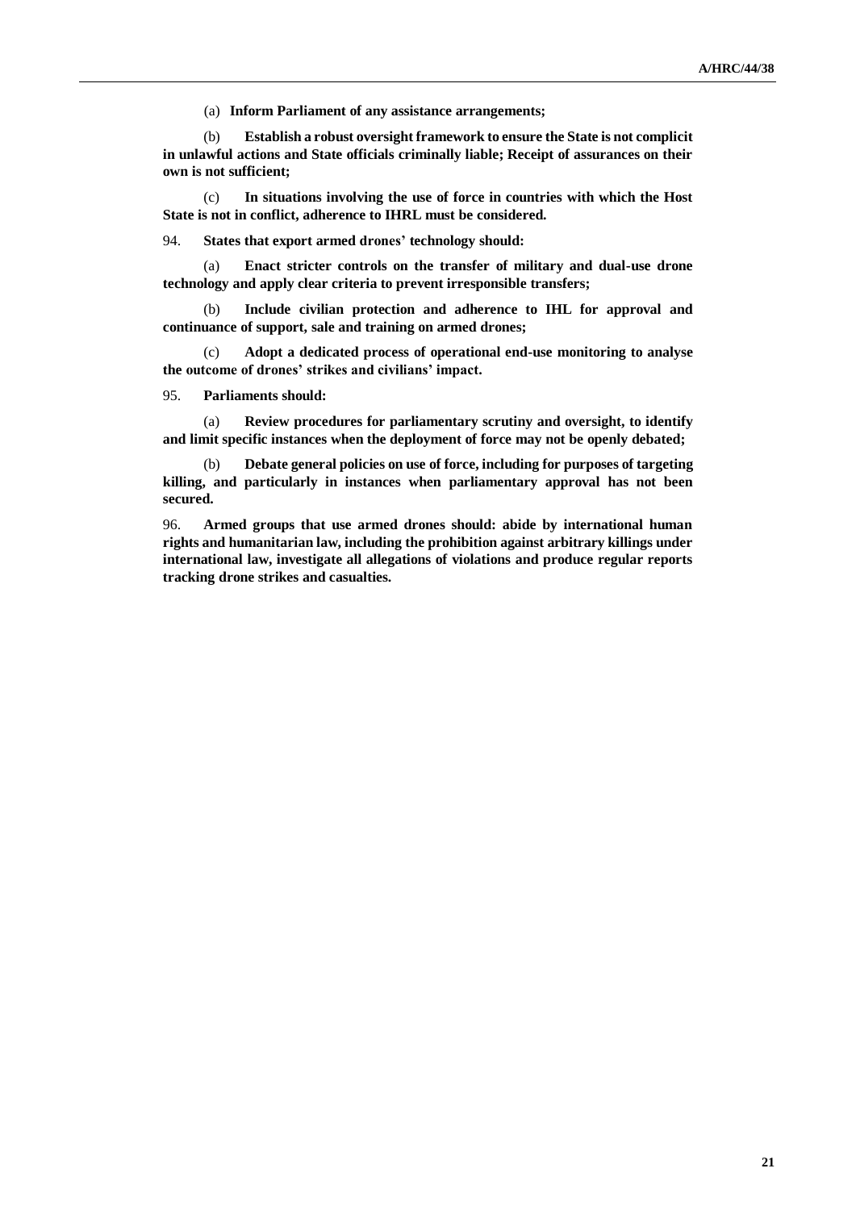(a) **Inform Parliament of any assistance arrangements;**

(b) **Establish a robust oversight framework to ensure the State is not complicit in unlawful actions and State officials criminally liable; Receipt of assurances on their own is not sufficient;**

(c) **In situations involving the use of force in countries with which the Host State is not in conflict, adherence to IHRL must be considered.**

94. **States that export armed drones' technology should:**

(a) **Enact stricter controls on the transfer of military and dual-use drone technology and apply clear criteria to prevent irresponsible transfers;**

(b) **Include civilian protection and adherence to IHL for approval and continuance of support, sale and training on armed drones;**

(c) **Adopt a dedicated process of operational end-use monitoring to analyse the outcome of drones' strikes and civilians' impact.**

95. **Parliaments should:**

(a) **Review procedures for parliamentary scrutiny and oversight, to identify and limit specific instances when the deployment of force may not be openly debated;**

(b) **Debate general policies on use of force, including for purposes of targeting killing, and particularly in instances when parliamentary approval has not been secured.**

96. **Armed groups that use armed drones should: abide by international human rights and humanitarian law, including the prohibition against arbitrary killings under international law, investigate all allegations of violations and produce regular reports tracking drone strikes and casualties.**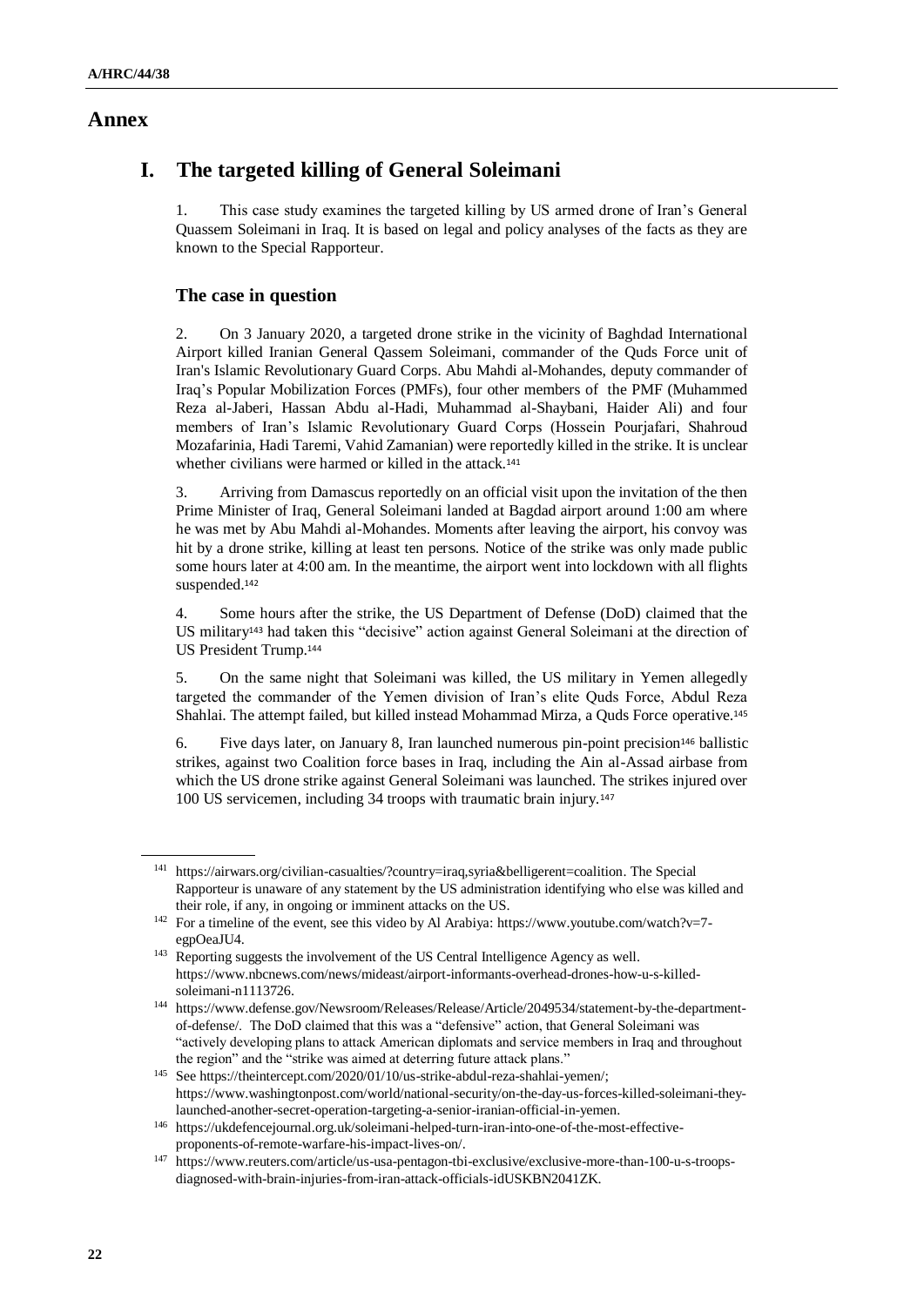# Annex

## I. The targeted killing of General Soleimani

1. This case study examines the targeted killing by US armed drone of Iran's General Quassem Soleimani in Iraq. It is based on legal and policy analyses of the facts as they are known to the Special Rapporteur.

### The case in question

2. On 3 January 2020, a targeted drone strike in the vicinity of Baghdad International Airport killed Iranian General Qassem Soleimani, commander of the Quds Force unit of Iran's Islamic Revolutionary Guard Corps. Abu Mahdi al-Mohandes, deputy commander of Iraq's Popular Mobilization Forces (PMFs), four other members of the PMF (Muhammed Reza al-Jaberi, Hassan Abdu al-Hadi, Muhammad al-Shaybani, Haider Ali) and four members of Iran's Islamic Revolutionary Guard Corps (Hossein Pourjafari, Shahroud Mozafarinia, Hadi Taremi, Vahid Zamanian) were reportedly killed in the strike. It is unclear whether civilians were harmed or killed in the attack.[141]

3. Arriving from Damascus reportedly on an official visit upon the invitation of the then Prime Minister of Iraq, General Soleimani landed at Bagdad airport around 1:00 am where he was met by Abu Mahdi al-Mohandes. Moments after leaving the airport, his convoy was hit by a drone strike, killing at least ten persons. Notice of the strike was only made public some hours later at 4:00 am. In the meantime, the airport went into lockdown with all flights suspended.[142]

4. Some hours after the strike, the US Department of Defense (DoD) claimed that the US military[143] had taken this "decisive" action against General Soleimani at the direction of US President Trump.[144]

5. On the same night that Soleimani was killed, the US military in Yemen allegedly targeted the commander of the Yemen division of Iran's elite Quds Force, Abdul Reza Shahlai. The attempt failed, but killed instead Mohammad Mirza, a Quds Force operative.[145]

6. Five days later, on January 8, Iran launched numerous pin-point precision[146] ballistic strikes, against two Coalition force bases in Iraq, including the Ain al-Assad airbase from which the US drone strike against General Soleimani was launched. The strikes injured over 100 US servicemen, including 34 troops with traumatic brain injury.[147]

---

[141] https://airwars.org/civilian-casualties/?country=iraq,syria&belligerent=coalition. The Special Rapporteur is unaware of any statement by the US administration identifying who else was killed and their role, if any, in ongoing or imminent attacks on the US.

[142] For a timeline of the event, see this video by Al Arabiya: https://www.youtube.com/watch?v=7-egpOeaJU4.

[143] Reporting suggests the involvement of the US Central Intelligence Agency as well. https://www.nbcnews.com/news/mideast/airport-informants-overhead-drones-how-u-s-killed-soleimani-n1113726.

[144] https://www.defense.gov/Newsroom/Releases/Release/Article/2049534/statement-by-the-department-of-defense/. The DoD claimed that this was a "defensive" action, that General Soleimani was "actively developing plans to attack American diplomats and service members in Iraq and throughout the region" and the "strike was aimed at deterring future attack plans."

[145] See https://theintercept.com/2020/01/10/us-strike-abdul-reza-shahlai-yemen/; https://www.washingtonpost.com/world/national-security/on-the-day-us-forces-killed-soleimani-they-launched-another-secret-operation-targeting-a-senior-iranian-official-in-yemen.

[146] https://ukdefencejournal.org.uk/soleimani-helped-turn-iran-into-one-of-the-most-effective-proponents-of-remote-warfare-his-impact-lives-on/.

[147] https://www.reuters.com/article/us-usa-pentagon-tbi-exclusive/exclusive-more-than-100-u-s-troops-diagnosed-with-brain-injuries-from-iran-attack-officials-idUSKBN2041ZK.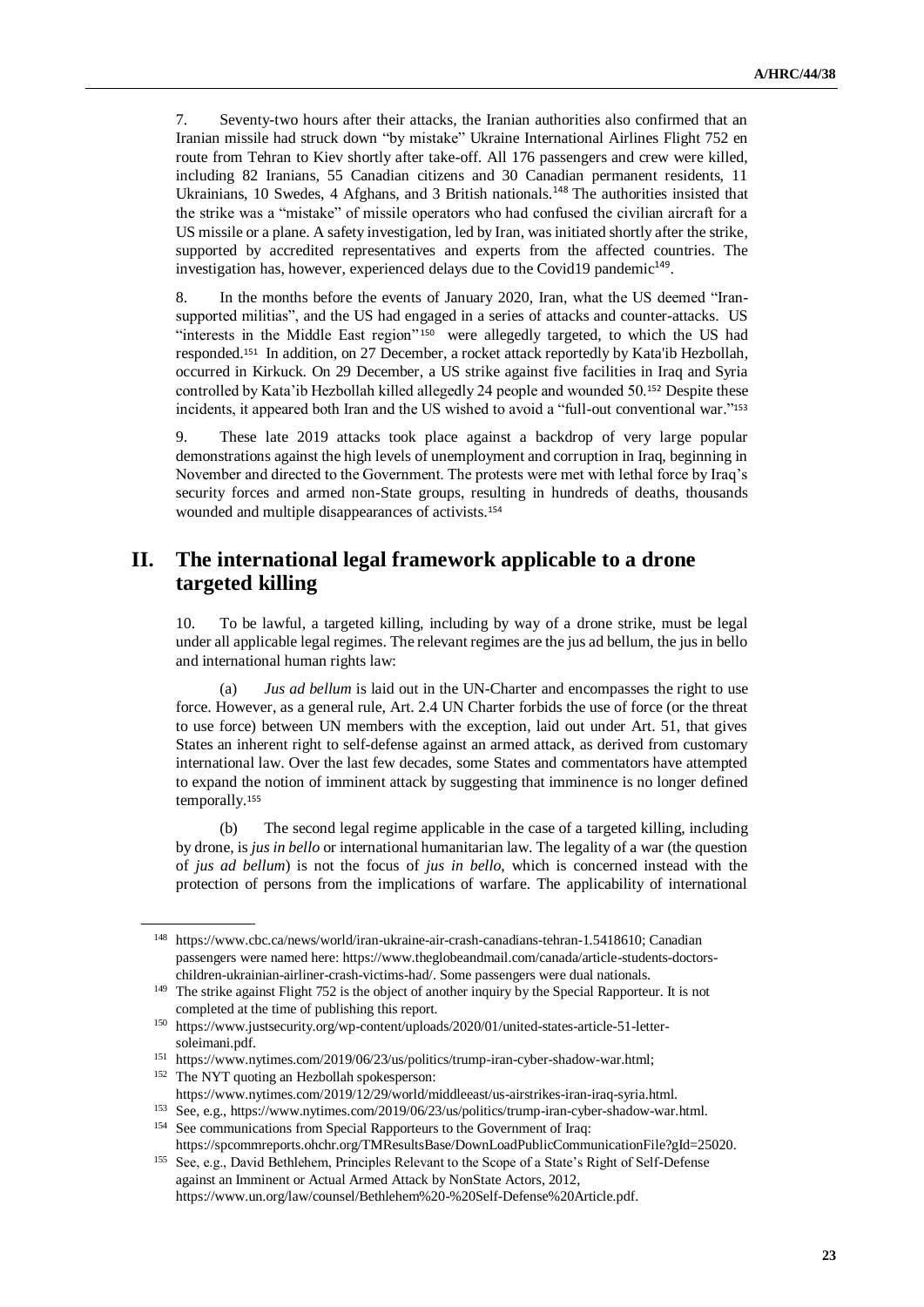7. Seventy-two hours after their attacks, the Iranian authorities also confirmed that an Iranian missile had struck down "by mistake" Ukraine International Airlines Flight 752 en route from Tehran to Kiev shortly after take-off. All 176 passengers and crew were killed, including 82 Iranians, 55 Canadian citizens and 30 Canadian permanent residents, 11 Ukrainians, 10 Swedes, 4 Afghans, and 3 British nationals.[148] The authorities insisted that the strike was a "mistake" of missile operators who had confused the civilian aircraft for a US missile or a plane. A safety investigation, led by Iran, was initiated shortly after the strike, supported by accredited representatives and experts from the affected countries. The investigation has, however, experienced delays due to the Covid19 pandemic[149].

8. In the months before the events of January 2020, Iran, what the US deemed "Iran-supported militias", and the US had engaged in a series of attacks and counter-attacks. US "interests in the Middle East region"[150] were allegedly targeted, to which the US had responded.[151] In addition, on 27 December, a rocket attack reportedly by Kata'ib Hezbollah, occurred in Kirkuck. On 29 December, a US strike against five facilities in Iraq and Syria controlled by Kata'ib Hezbollah killed allegedly 24 people and wounded 50.[152] Despite these incidents, it appeared both Iran and the US wished to avoid a "full-out conventional war."[153]

9. These late 2019 attacks took place against a backdrop of very large popular demonstrations against the high levels of unemployment and corruption in Iraq, beginning in November and directed to the Government. The protests were met with lethal force by Iraq's security forces and armed non-State groups, resulting in hundreds of deaths, thousands wounded and multiple disappearances of activists.[154]

## II. The international legal framework applicable to a drone targeted killing

10. To be lawful, a targeted killing, including by way of a drone strike, must be legal under all applicable legal regimes. The relevant regimes are the jus ad bellum, the jus in bello and international human rights law:

(a) *Jus ad bellum* is laid out in the UN-Charter and encompasses the right to use force. However, as a general rule, Art. 2.4 UN Charter forbids the use of force (or the threat to use force) between UN members with the exception, laid out under Art. 51, that gives States an inherent right to self-defense against an armed attack, as derived from customary international law. Over the last few decades, some States and commentators have attempted to expand the notion of imminent attack by suggesting that imminence is no longer defined temporally.[155]

(b) The second legal regime applicable in the case of a targeted killing, including by drone, is *jus in bello* or international humanitarian law. The legality of a war (the question of *jus ad bellum*) is not the focus of *jus in bello*, which is concerned instead with the protection of persons from the implications of warfare. The applicability of international

---

[148] https://www.cbc.ca/news/world/iran-ukraine-air-crash-canadians-tehran-1.5418610; Canadian passengers were named here: https://www.theglobeandmail.com/canada/article-students-doctors-children-ukrainian-airliner-crash-victims-had/. Some passengers were dual nationals.

[149] The strike against Flight 752 is the object of another inquiry by the Special Rapporteur. It is not completed at the time of publishing this report.

[150] https://www.justsecurity.org/wp-content/uploads/2020/01/united-states-article-51-letter-soleimani.pdf.

[151] https://www.nytimes.com/2019/06/23/us/politics/trump-iran-cyber-shadow-war.html;

[152] The NYT quoting an Hezbollah spokesperson: https://www.nytimes.com/2019/12/29/world/middleeast/us-airstrikes-iran-iraq-syria.html.

[153] See, e.g., https://www.nytimes.com/2019/06/23/us/politics/trump-iran-cyber-shadow-war.html.

[154] See communications from Special Rapporteurs to the Government of Iraq: https://spcommreports.ohchr.org/TMResultsBase/DownLoadPublicCommunicationFile?gId=25020.

[155] See, e.g., David Bethlehem, Principles Relevant to the Scope of a State's Right of Self-Defense against an Imminent or Actual Armed Attack by NonState Actors, 2012, https://www.un.org/law/counsel/Bethlehem%20-%20Self-Defense%20Article.pdf.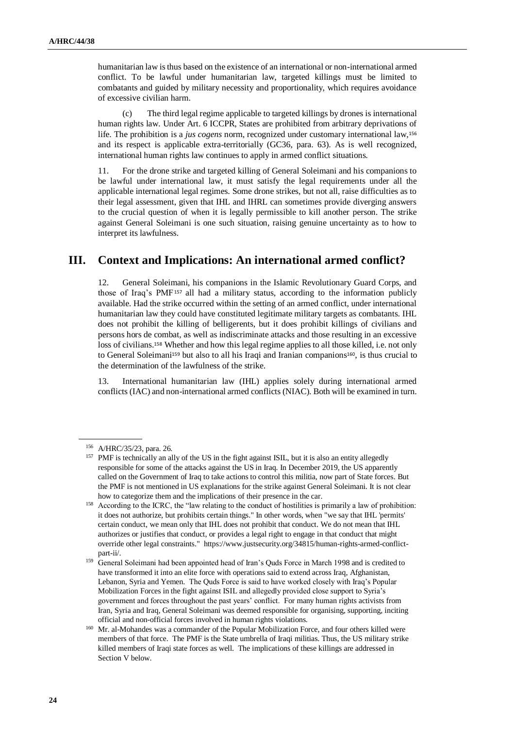humanitarian law is thus based on the existence of an international or non-international armed conflict. To be lawful under humanitarian law, targeted killings must be limited to combatants and guided by military necessity and proportionality, which requires avoidance of excessive civilian harm.

(c) The third legal regime applicable to targeted killings by drones is international human rights law. Under Art. 6 ICCPR, States are prohibited from arbitrary deprivations of life. The prohibition is a *jus cogens* norm, recognized under customary international law,[156] and its respect is applicable extra-territorially (GC36, para. 63). As is well recognized, international human rights law continues to apply in armed conflict situations.

11. For the drone strike and targeted killing of General Soleimani and his companions to be lawful under international law, it must satisfy the legal requirements under all the applicable international legal regimes. Some drone strikes, but not all, raise difficulties as to their legal assessment, given that IHL and IHRL can sometimes provide diverging answers to the crucial question of when it is legally permissible to kill another person. The strike against General Soleimani is one such situation, raising genuine uncertainty as to how to interpret its lawfulness.

## III. Context and Implications: An international armed conflict?

12. General Soleimani, his companions in the Islamic Revolutionary Guard Corps, and those of Iraq's PMF[157] all had a military status, according to the information publicly available. Had the strike occurred within the setting of an armed conflict, under international humanitarian law they could have constituted legitimate military targets as combatants. IHL does not prohibit the killing of belligerents, but it does prohibit killings of civilians and persons hors de combat, as well as indiscriminate attacks and those resulting in an excessive loss of civilians.[158] Whether and how this legal regime applies to all those killed, i.e. not only to General Soleimani[159] but also to all his Iraqi and Iranian companions[160], is thus crucial to the determination of the lawfulness of the strike.

13. International humanitarian law (IHL) applies solely during international armed conflicts (IAC) and non-international armed conflicts (NIAC). Both will be examined in turn.

---

[156] A/HRC/35/23, para. 26.

[157] PMF is technically an ally of the US in the fight against ISIL, but it is also an entity allegedly responsible for some of the attacks against the US in Iraq. In December 2019, the US apparently called on the Government of Iraq to take actions to control this militia, now part of State forces. But the PMF is not mentioned in US explanations for the strike against General Soleimani. It is not clear how to categorize them and the implications of their presence in the car.

[158] According to the ICRC, the "law relating to the conduct of hostilities is primarily a law of prohibition: it does not authorize, but prohibits certain things." In other words, when "we say that IHL 'permits' certain conduct, we mean only that IHL does not prohibit that conduct. We do not mean that IHL authorizes or justifies that conduct, or provides a legal right to engage in that conduct that might override other legal constraints." https://www.justsecurity.org/34815/human-rights-armed-conflict-part-ii/.

[159] General Soleimani had been appointed head of Iran's Quds Force in March 1998 and is credited to have transformed it into an elite force with operations said to extend across Iraq, Afghanistan, Lebanon, Syria and Yemen. The Quds Force is said to have worked closely with Iraq's Popular Mobilization Forces in the fight against ISIL and allegedly provided close support to Syria's government and forces throughout the past years' conflict. For many human rights activists from Iran, Syria and Iraq, General Soleimani was deemed responsible for organising, supporting, inciting official and non-official forces involved in human rights violations.

[160] Mr. al-Mohandes was a commander of the Popular Mobilization Force, and four others killed were members of that force. The PMF is the State umbrella of Iraqi militias. Thus, the US military strike killed members of Iraqi state forces as well. The implications of these killings are addressed in Section V below.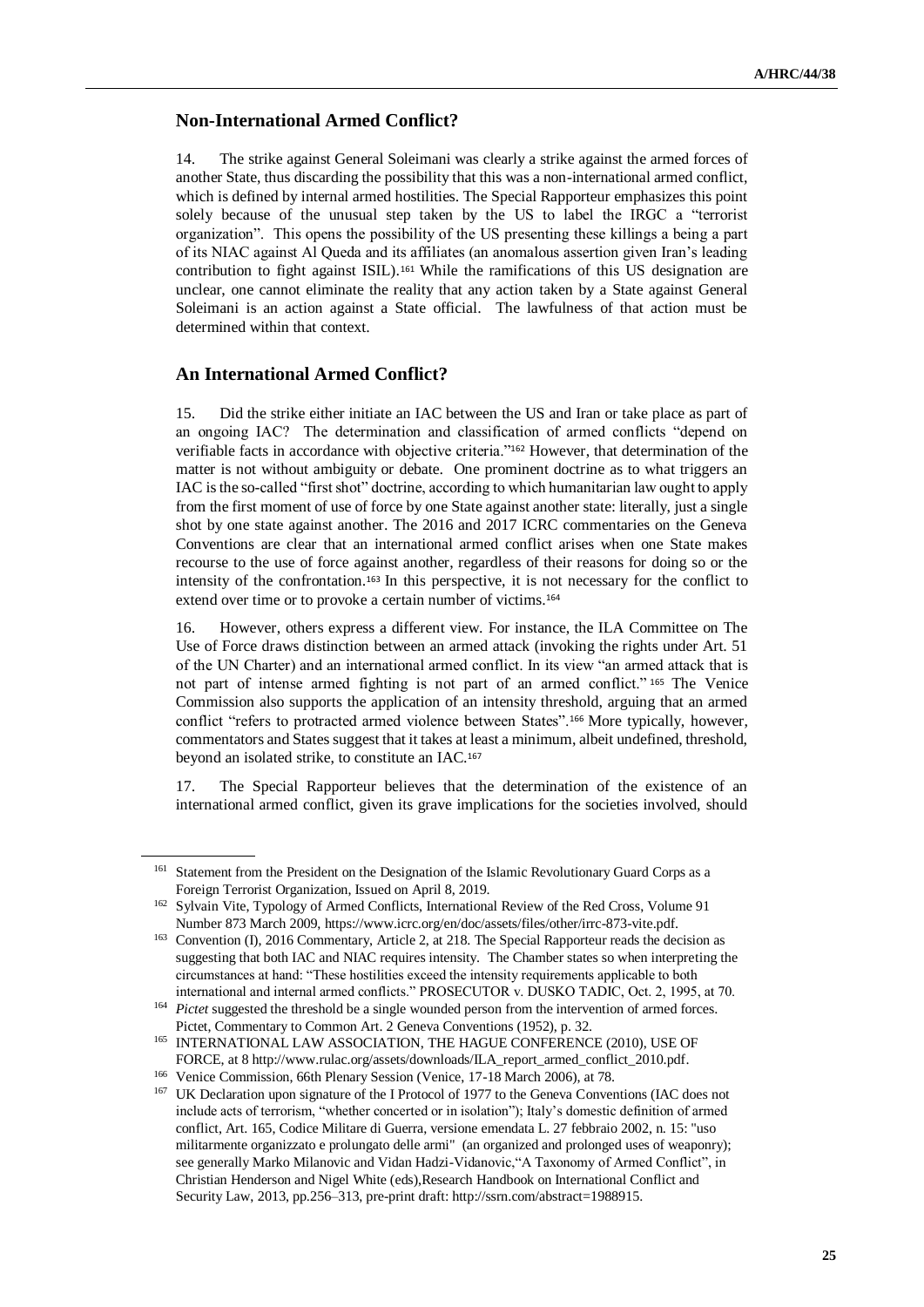## Non-International Armed Conflict?

14. The strike against General Soleimani was clearly a strike against the armed forces of another State, thus discarding the possibility that this was a non-international armed conflict, which is defined by internal armed hostilities. The Special Rapporteur emphasizes this point solely because of the unusual step taken by the US to label the IRGC a "terrorist organization". This opens the possibility of the US presenting these killings a being a part of its NIAC against Al Queda and its affiliates (an anomalous assertion given Iran's leading contribution to fight against ISIL).[161] While the ramifications of this US designation are unclear, one cannot eliminate the reality that any action taken by a State against General Soleimani is an action against a State official. The lawfulness of that action must be determined within that context.

## An International Armed Conflict?

15. Did the strike either initiate an IAC between the US and Iran or take place as part of an ongoing IAC? The determination and classification of armed conflicts "depend on verifiable facts in accordance with objective criteria."[162] However, that determination of the matter is not without ambiguity or debate. One prominent doctrine as to what triggers an IAC is the so-called "first shot" doctrine, according to which humanitarian law ought to apply from the first moment of use of force by one State against another state: literally, just a single shot by one state against another. The 2016 and 2017 ICRC commentaries on the Geneva Conventions are clear that an international armed conflict arises when one State makes recourse to the use of force against another, regardless of their reasons for doing so or the intensity of the confrontation.[163] In this perspective, it is not necessary for the conflict to extend over time or to provoke a certain number of victims.[164]

16. However, others express a different view. For instance, the ILA Committee on The Use of Force draws distinction between an armed attack (invoking the rights under Art. 51 of the UN Charter) and an international armed conflict. In its view "an armed attack that is not part of intense armed fighting is not part of an armed conflict."[165] The Venice Commission also supports the application of an intensity threshold, arguing that an armed conflict "refers to protracted armed violence between States".[166] More typically, however, commentators and States suggest that it takes at least a minimum, albeit undefined, threshold, beyond an isolated strike, to constitute an IAC.[167]

17. The Special Rapporteur believes that the determination of the existence of an international armed conflict, given its grave implications for the societies involved, should

---

[161] Statement from the President on the Designation of the Islamic Revolutionary Guard Corps as a Foreign Terrorist Organization, Issued on April 8, 2019.

[162] Sylvain Vite, Typology of Armed Conflicts, International Review of the Red Cross, Volume 91 Number 873 March 2009, https://www.icrc.org/en/doc/assets/files/other/irrc-873-vite.pdf.

[163] Convention (I), 2016 Commentary, Article 2, at 218. The Special Rapporteur reads the decision as suggesting that both IAC and NIAC requires intensity. The Chamber states so when interpreting the circumstances at hand: "These hostilities exceed the intensity requirements applicable to both international and internal armed conflicts." PROSECUTOR v. DUSKO TADIC, Oct. 2, 1995, at 70.

[164] *Pictet* suggested the threshold be a single wounded person from the intervention of armed forces. Pictet, Commentary to Common Art. 2 Geneva Conventions (1952), p. 32.

[165] INTERNATIONAL LAW ASSOCIATION, THE HAGUE CONFERENCE (2010), USE OF FORCE, at 8 http://www.rulac.org/assets/downloads/ILA_report_armed_conflict_2010.pdf.

[166] Venice Commission, 66th Plenary Session (Venice, 17-18 March 2006), at 78.

[167] UK Declaration upon signature of the I Protocol of 1977 to the Geneva Conventions (IAC does not include acts of terrorism, "whether concerted or in isolation"); Italy's domestic definition of armed conflict, Art. 165, Codice Militare di Guerra, versione emendata L. 27 febbraio 2002, n. 15: "uso militarmente organizzato e prolungato delle armi" (an organized and prolonged uses of weaponry); see generally Marko Milanovic and Vidan Hadzi-Vidanovic,"A Taxonomy of Armed Conflict", in Christian Henderson and Nigel White (eds),Research Handbook on International Conflict and Security Law, 2013, pp.256–313, pre-print draft: http://ssrn.com/abstract=1988915.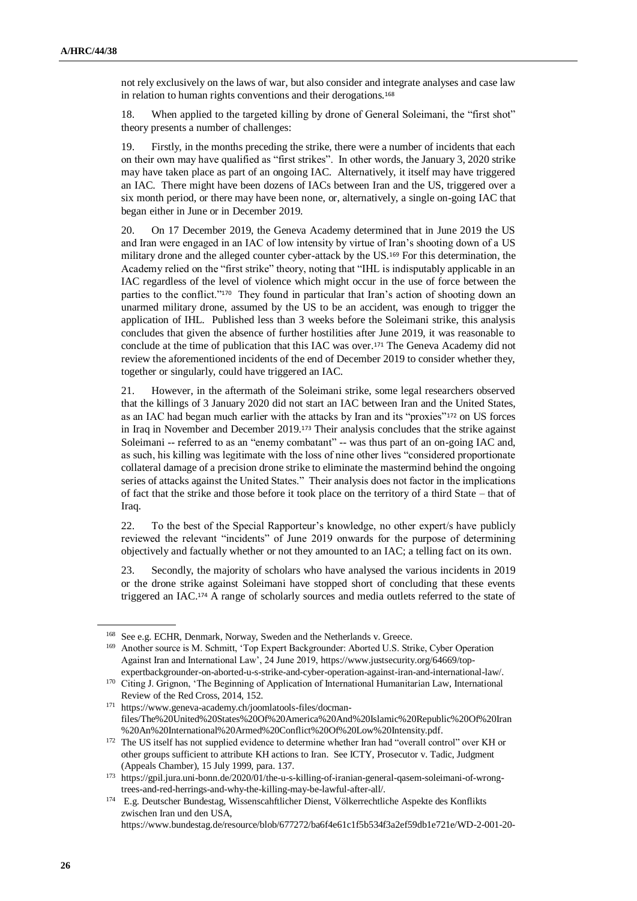not rely exclusively on the laws of war, but also consider and integrate analyses and case law in relation to human rights conventions and their derogations.[168]

18. When applied to the targeted killing by drone of General Soleimani, the "first shot" theory presents a number of challenges:

19. Firstly, in the months preceding the strike, there were a number of incidents that each on their own may have qualified as "first strikes". In other words, the January 3, 2020 strike may have taken place as part of an ongoing IAC. Alternatively, it itself may have triggered an IAC. There might have been dozens of IACs between Iran and the US, triggered over a six month period, or there may have been none, or, alternatively, a single on-going IAC that began either in June or in December 2019.

20. On 17 December 2019, the Geneva Academy determined that in June 2019 the US and Iran were engaged in an IAC of low intensity by virtue of Iran's shooting down of a US military drone and the alleged counter cyber-attack by the US.[169] For this determination, the Academy relied on the "first strike" theory, noting that "IHL is indisputably applicable in an IAC regardless of the level of violence which might occur in the use of force between the parties to the conflict."[170] They found in particular that Iran's action of shooting down an unarmed military drone, assumed by the US to be an accident, was enough to trigger the application of IHL. Published less than 3 weeks before the Soleimani strike, this analysis concludes that given the absence of further hostilities after June 2019, it was reasonable to conclude at the time of publication that this IAC was over.[171] The Geneva Academy did not review the aforementioned incidents of the end of December 2019 to consider whether they, together or singularly, could have triggered an IAC.

21. However, in the aftermath of the Soleimani strike, some legal researchers observed that the killings of 3 January 2020 did not start an IAC between Iran and the United States, as an IAC had began much earlier with the attacks by Iran and its "proxies"[172] on US forces in Iraq in November and December 2019.[173] Their analysis concludes that the strike against Soleimani -- referred to as an "enemy combatant" -- was thus part of an on-going IAC and, as such, his killing was legitimate with the loss of nine other lives "considered proportionate collateral damage of a precision drone strike to eliminate the mastermind behind the ongoing series of attacks against the United States." Their analysis does not factor in the implications of fact that the strike and those before it took place on the territory of a third State – that of Iraq.

22. To the best of the Special Rapporteur's knowledge, no other expert/s have publicly reviewed the relevant "incidents" of June 2019 onwards for the purpose of determining objectively and factually whether or not they amounted to an IAC; a telling fact on its own.

23. Secondly, the majority of scholars who have analysed the various incidents in 2019 or the drone strike against Soleimani have stopped short of concluding that these events triggered an IAC.[174] A range of scholarly sources and media outlets referred to the state of

---

[168] See e.g. ECHR, Denmark, Norway, Sweden and the Netherlands v. Greece.

[169] Another source is M. Schmitt, 'Top Expert Backgrounder: Aborted U.S. Strike, Cyber Operation Against Iran and International Law', 24 June 2019, https://www.justsecurity.org/64669/top-expertbackgrounder-on-aborted-u-s-strike-and-cyber-operation-against-iran-and-international-law/.

[170] Citing J. Grignon, 'The Beginning of Application of International Humanitarian Law, International Review of the Red Cross, 2014, 152.

[171] https://www.geneva-academy.ch/joomlatools-files/docman-files/The%20United%20States%20Of%20America%20And%20Islamic%20Republic%20Of%20Iran%20An%20International%20Armed%20Conflict%20Of%20Low%20Intensity.pdf.

[172] The US itself has not supplied evidence to determine whether Iran had "overall control" over KH or other groups sufficient to attribute KH actions to Iran. See ICTY, Prosecutor v. Tadic, Judgment (Appeals Chamber), 15 July 1999, para. 137.

[173] https://gpil.jura.uni-bonn.de/2020/01/the-u-s-killing-of-iranian-general-qasem-soleimani-of-wrong-trees-and-red-herrings-and-why-the-killing-may-be-lawful-after-all/.

[174] E.g. Deutscher Bundestag, Wissenscahftlicher Dienst, Völkerrechtliche Aspekte des Konflikts zwischen Iran und den USA, https://www.bundestag.de/resource/blob/677272/ba6f4e61c1f5b534f3a2ef59db1e721e/WD-2-001-20-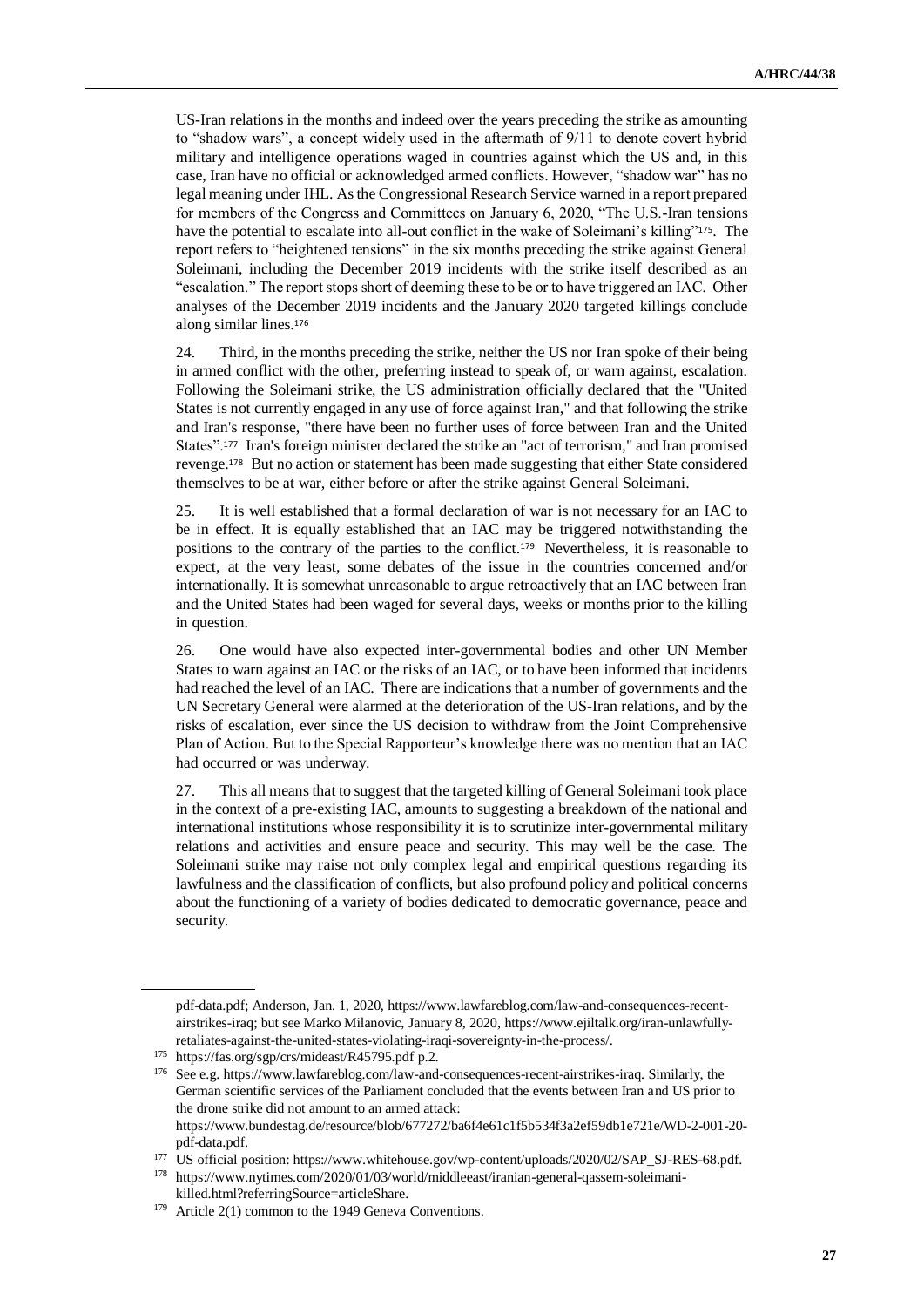US-Iran relations in the months and indeed over the years preceding the strike as amounting to "shadow wars", a concept widely used in the aftermath of 9/11 to denote covert hybrid military and intelligence operations waged in countries against which the US and, in this case, Iran have no official or acknowledged armed conflicts. However, "shadow war" has no legal meaning under IHL. As the Congressional Research Service warned in a report prepared for members of the Congress and Committees on January 6, 2020, "The U.S.-Iran tensions have the potential to escalate into all-out conflict in the wake of Soleimani's killing"[175]. The report refers to "heightened tensions" in the six months preceding the strike against General Soleimani, including the December 2019 incidents with the strike itself described as an "escalation." The report stops short of deeming these to be or to have triggered an IAC. Other analyses of the December 2019 incidents and the January 2020 targeted killings conclude along similar lines.[176]

24. Third, in the months preceding the strike, neither the US nor Iran spoke of their being in armed conflict with the other, preferring instead to speak of, or warn against, escalation. Following the Soleimani strike, the US administration officially declared that the "United States is not currently engaged in any use of force against Iran," and that following the strike and Iran's response, "there have been no further uses of force between Iran and the United States".[177] Iran's foreign minister declared the strike an "act of terrorism," and Iran promised revenge.[178] But no action or statement has been made suggesting that either State considered themselves to be at war, either before or after the strike against General Soleimani.

25. It is well established that a formal declaration of war is not necessary for an IAC to be in effect. It is equally established that an IAC may be triggered notwithstanding the positions to the contrary of the parties to the conflict.[179] Nevertheless, it is reasonable to expect, at the very least, some debates of the issue in the countries concerned and/or internationally. It is somewhat unreasonable to argue retroactively that an IAC between Iran and the United States had been waged for several days, weeks or months prior to the killing in question.

26. One would have also expected inter-governmental bodies and other UN Member States to warn against an IAC or the risks of an IAC, or to have been informed that incidents had reached the level of an IAC. There are indications that a number of governments and the UN Secretary General were alarmed at the deterioration of the US-Iran relations, and by the risks of escalation, ever since the US decision to withdraw from the Joint Comprehensive Plan of Action. But to the Special Rapporteur's knowledge there was no mention that an IAC had occurred or was underway.

27. This all means that to suggest that the targeted killing of General Soleimani took place in the context of a pre-existing IAC, amounts to suggesting a breakdown of the national and international institutions whose responsibility it is to scrutinize inter-governmental military relations and activities and ensure peace and security. This may well be the case. The Soleimani strike may raise not only complex legal and empirical questions regarding its lawfulness and the classification of conflicts, but also profound policy and political concerns about the functioning of a variety of bodies dedicated to democratic governance, peace and security.

---

pdf-data.pdf; Anderson, Jan. 1, 2020, https://www.lawfareblog.com/law-and-consequences-recent-airstrikes-iraq; but see Marko Milanovic, January 8, 2020, https://www.ejiltalk.org/iran-unlawfully-retaliates-against-the-united-states-violating-iraqi-sovereignty-in-the-process/.

[175] https://fas.org/sgp/crs/mideast/R45795.pdf p.2.

[176] See e.g. https://www.lawfareblog.com/law-and-consequences-recent-airstrikes-iraq. Similarly, the German scientific services of the Parliament concluded that the events between Iran and US prior to the drone strike did not amount to an armed attack: https://www.bundestag.de/resource/blob/677272/ba6f4e61c1f5b534f3a2ef59db1e721e/WD-2-001-20-pdf-data.pdf.

[177] US official position: https://www.whitehouse.gov/wp-content/uploads/2020/02/SAP_SJ-RES-68.pdf.

[178] https://www.nytimes.com/2020/01/03/world/middleeast/iranian-general-qassem-soleimani-killed.html?referringSource=articleShare.

[179] Article 2(1) common to the 1949 Geneva Conventions.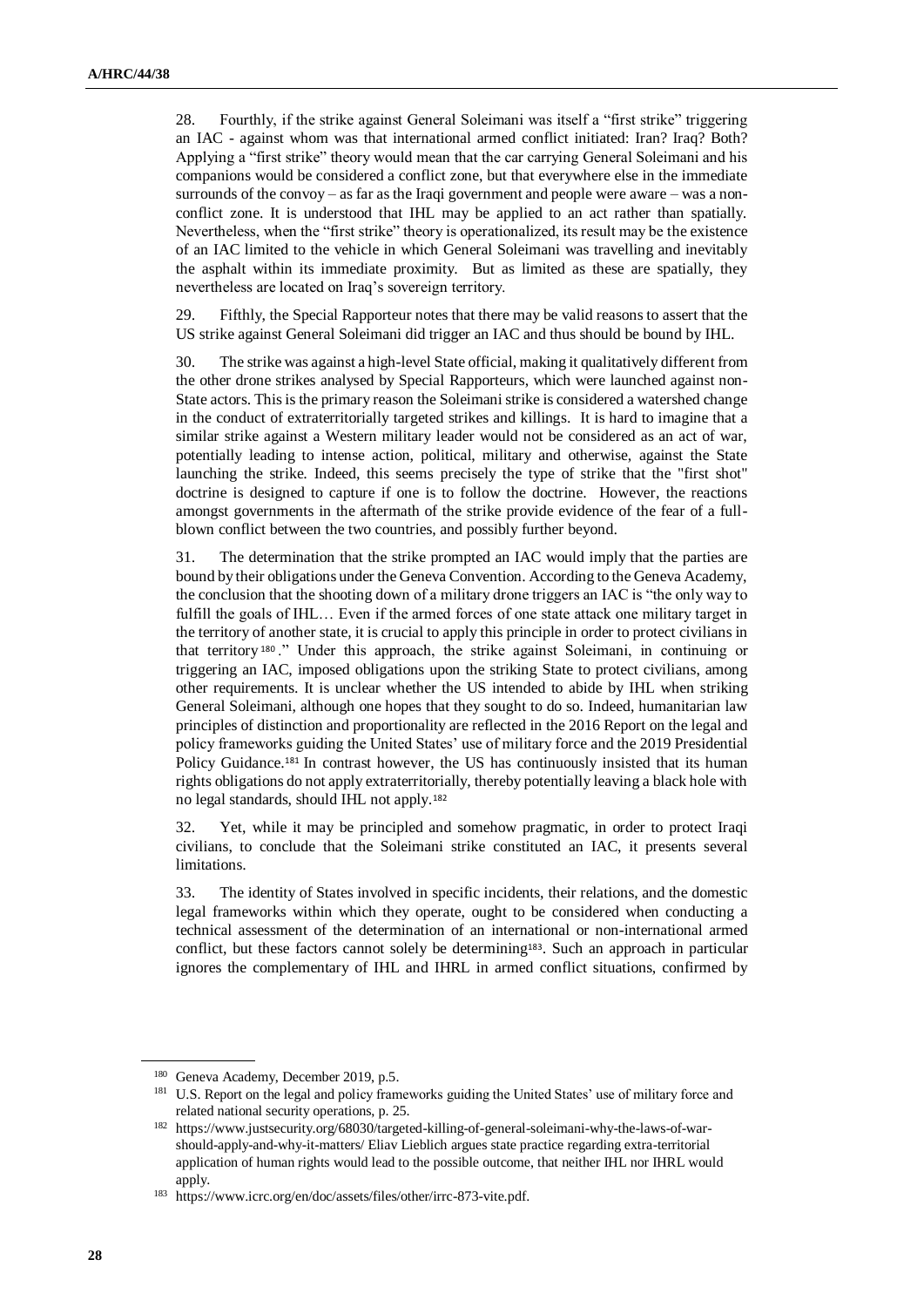28. Fourthly, if the strike against General Soleimani was itself a "first strike" triggering an IAC - against whom was that international armed conflict initiated: Iran? Iraq? Both? Applying a "first strike" theory would mean that the car carrying General Soleimani and his companions would be considered a conflict zone, but that everywhere else in the immediate surrounds of the convoy – as far as the Iraqi government and people were aware – was a non-conflict zone. It is understood that IHL may be applied to an act rather than spatially. Nevertheless, when the "first strike" theory is operationalized, its result may be the existence of an IAC limited to the vehicle in which General Soleimani was travelling and inevitably the asphalt within its immediate proximity. But as limited as these are spatially, they nevertheless are located on Iraq's sovereign territory.

29. Fifthly, the Special Rapporteur notes that there may be valid reasons to assert that the US strike against General Soleimani did trigger an IAC and thus should be bound by IHL.

30. The strike was against a high-level State official, making it qualitatively different from the other drone strikes analysed by Special Rapporteurs, which were launched against non-State actors. This is the primary reason the Soleimani strike is considered a watershed change in the conduct of extraterritorially targeted strikes and killings. It is hard to imagine that a similar strike against a Western military leader would not be considered as an act of war, potentially leading to intense action, political, military and otherwise, against the State launching the strike. Indeed, this seems precisely the type of strike that the "first shot" doctrine is designed to capture if one is to follow the doctrine. However, the reactions amongst governments in the aftermath of the strike provide evidence of the fear of a full-blown conflict between the two countries, and possibly further beyond.

31. The determination that the strike prompted an IAC would imply that the parties are bound by their obligations under the Geneva Convention. According to the Geneva Academy, the conclusion that the shooting down of a military drone triggers an IAC is "the only way to fulfill the goals of IHL… Even if the armed forces of one state attack one military target in the territory of another state, it is crucial to apply this principle in order to protect civilians in that territory[180]." Under this approach, the strike against Soleimani, in continuing or triggering an IAC, imposed obligations upon the striking State to protect civilians, among other requirements. It is unclear whether the US intended to abide by IHL when striking General Soleimani, although one hopes that they sought to do so. Indeed, humanitarian law principles of distinction and proportionality are reflected in the 2016 Report on the legal and policy frameworks guiding the United States' use of military force and the 2019 Presidential Policy Guidance.[181] In contrast however, the US has continuously insisted that its human rights obligations do not apply extraterritorially, thereby potentially leaving a black hole with no legal standards, should IHL not apply.[182]

32. Yet, while it may be principled and somehow pragmatic, in order to protect Iraqi civilians, to conclude that the Soleimani strike constituted an IAC, it presents several limitations.

33. The identity of States involved in specific incidents, their relations, and the domestic legal frameworks within which they operate, ought to be considered when conducting a technical assessment of the determination of an international or non-international armed conflict, but these factors cannot solely be determining[183]. Such an approach in particular ignores the complementary of IHL and IHRL in armed conflict situations, confirmed by

---

[180] Geneva Academy, December 2019, p.5.

[181] U.S. Report on the legal and policy frameworks guiding the United States' use of military force and related national security operations, p. 25.

[182] https://www.justsecurity.org/68030/targeted-killing-of-general-soleimani-why-the-laws-of-war-should-apply-and-why-it-matters/ Eliav Lieblich argues state practice regarding extra-territorial application of human rights would lead to the possible outcome, that neither IHL nor IHRL would apply.

[183] https://www.icrc.org/en/doc/assets/files/other/irrc-873-vite.pdf.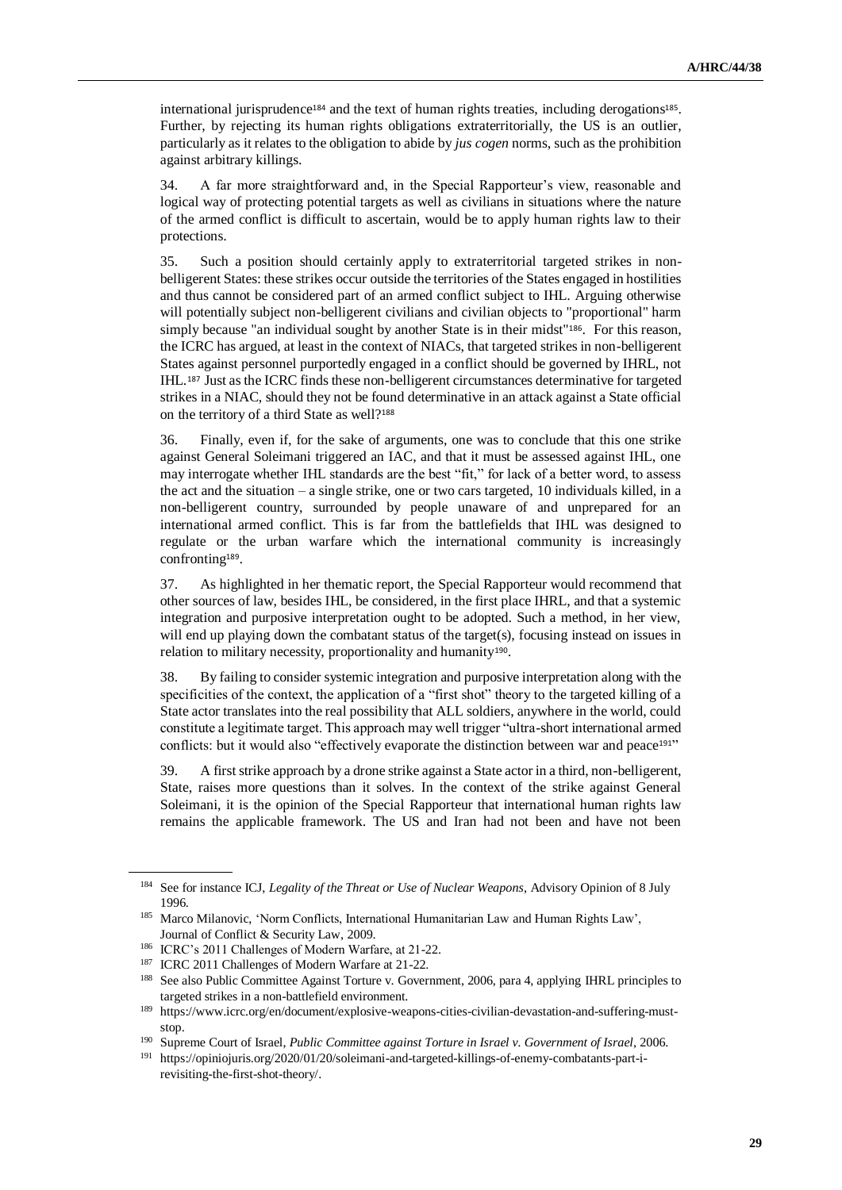international jurisprudence[184] and the text of human rights treaties, including derogations[185]. Further, by rejecting its human rights obligations extraterritorially, the US is an outlier, particularly as it relates to the obligation to abide by *jus cogen* norms, such as the prohibition against arbitrary killings.

34. A far more straightforward and, in the Special Rapporteur's view, reasonable and logical way of protecting potential targets as well as civilians in situations where the nature of the armed conflict is difficult to ascertain, would be to apply human rights law to their protections.

35. Such a position should certainly apply to extraterritorial targeted strikes in non-belligerent States: these strikes occur outside the territories of the States engaged in hostilities and thus cannot be considered part of an armed conflict subject to IHL. Arguing otherwise will potentially subject non-belligerent civilians and civilian objects to "proportional" harm simply because "an individual sought by another State is in their midst"[186]. For this reason, the ICRC has argued, at least in the context of NIACs, that targeted strikes in non-belligerent States against personnel purportedly engaged in a conflict should be governed by IHRL, not IHL.[187] Just as the ICRC finds these non-belligerent circumstances determinative for targeted strikes in a NIAC, should they not be found determinative in an attack against a State official on the territory of a third State as well?[188]

36. Finally, even if, for the sake of arguments, one was to conclude that this one strike against General Soleimani triggered an IAC, and that it must be assessed against IHL, one may interrogate whether IHL standards are the best "fit," for lack of a better word, to assess the act and the situation – a single strike, one or two cars targeted, 10 individuals killed, in a non-belligerent country, surrounded by people unaware of and unprepared for an international armed conflict. This is far from the battlefields that IHL was designed to regulate or the urban warfare which the international community is increasingly confronting[189].

37. As highlighted in her thematic report, the Special Rapporteur would recommend that other sources of law, besides IHL, be considered, in the first place IHRL, and that a systemic integration and purposive interpretation ought to be adopted. Such a method, in her view, will end up playing down the combatant status of the target(s), focusing instead on issues in relation to military necessity, proportionality and humanity[190].

38. By failing to consider systemic integration and purposive interpretation along with the specificities of the context, the application of a "first shot" theory to the targeted killing of a State actor translates into the real possibility that ALL soldiers, anywhere in the world, could constitute a legitimate target. This approach may well trigger "ultra-short international armed conflicts: but it would also "effectively evaporate the distinction between war and peace[191]"

39. A first strike approach by a drone strike against a State actor in a third, non-belligerent, State, raises more questions than it solves. In the context of the strike against General Soleimani, it is the opinion of the Special Rapporteur that international human rights law remains the applicable framework. The US and Iran had not been and have not been

---

[184] See for instance ICJ, *Legality of the Threat or Use of Nuclear Weapons*, Advisory Opinion of 8 July 1996.

[185] Marco Milanovic, 'Norm Conflicts, International Humanitarian Law and Human Rights Law', Journal of Conflict & Security Law, 2009.

[186] ICRC's 2011 Challenges of Modern Warfare, at 21-22.

[187] ICRC 2011 Challenges of Modern Warfare at 21-22.

[188] See also Public Committee Against Torture v. Government, 2006, para 4, applying IHRL principles to targeted strikes in a non-battlefield environment.

[189] https://www.icrc.org/en/document/explosive-weapons-cities-civilian-devastation-and-suffering-must-stop.

[190] Supreme Court of Israel, *Public Committee against Torture in Israel v. Government of Israel*, 2006.

[191] https://opiniojuris.org/2020/01/20/soleimani-and-targeted-killings-of-enemy-combatants-part-i-revisiting-the-first-shot-theory/.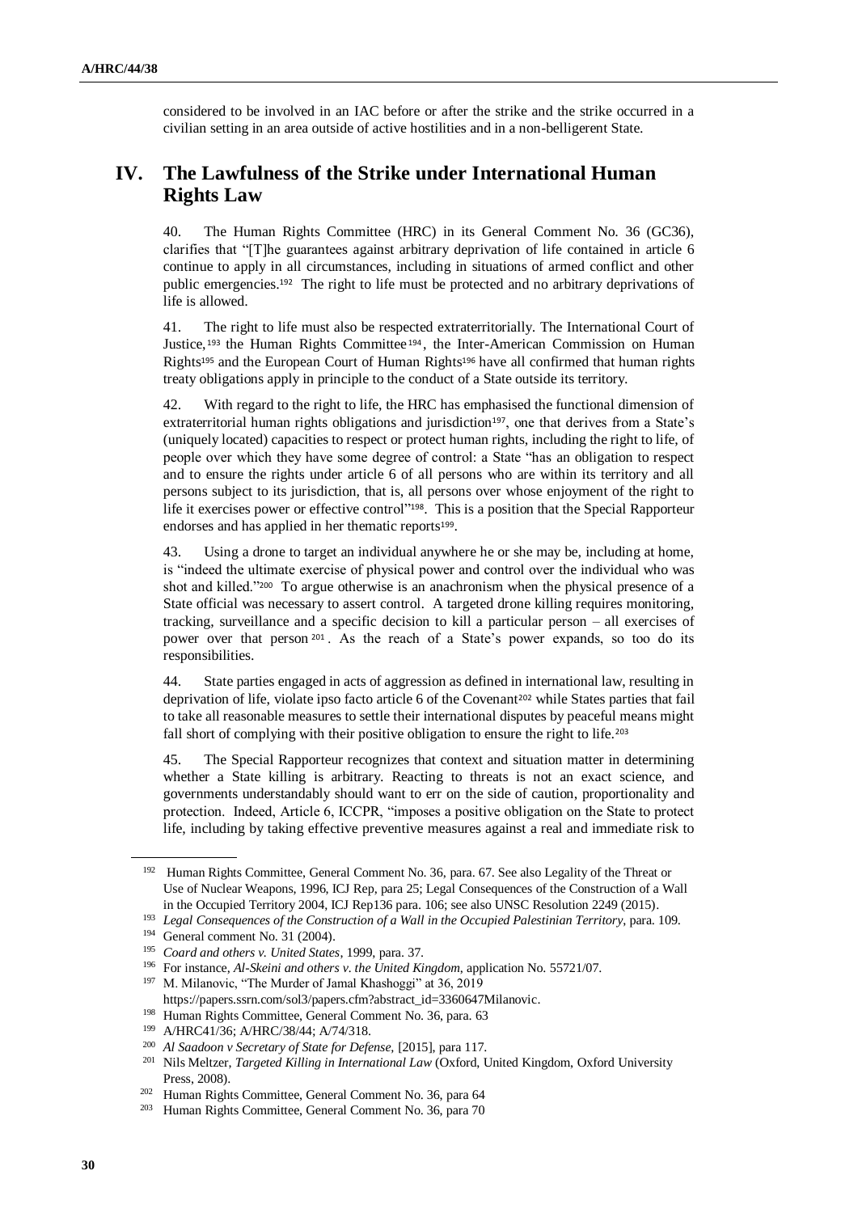considered to be involved in an IAC before or after the strike and the strike occurred in a civilian setting in an area outside of active hostilities and in a non-belligerent State.

## IV. The Lawfulness of the Strike under International Human Rights Law

40. The Human Rights Committee (HRC) in its General Comment No. 36 (GC36), clarifies that "[T]he guarantees against arbitrary deprivation of life contained in article 6 continue to apply in all circumstances, including in situations of armed conflict and other public emergencies.[192] The right to life must be protected and no arbitrary deprivations of life is allowed.

41. The right to life must also be respected extraterritorially. The International Court of Justice,[193] the Human Rights Committee[194], the Inter-American Commission on Human Rights[195] and the European Court of Human Rights[196] have all confirmed that human rights treaty obligations apply in principle to the conduct of a State outside its territory.

42. With regard to the right to life, the HRC has emphasised the functional dimension of extraterritorial human rights obligations and jurisdiction[197], one that derives from a State's (uniquely located) capacities to respect or protect human rights, including the right to life, of people over which they have some degree of control: a State "has an obligation to respect and to ensure the rights under article 6 of all persons who are within its territory and all persons subject to its jurisdiction, that is, all persons over whose enjoyment of the right to life it exercises power or effective control"[198]. This is a position that the Special Rapporteur endorses and has applied in her thematic reports[199].

43. Using a drone to target an individual anywhere he or she may be, including at home, is "indeed the ultimate exercise of physical power and control over the individual who was shot and killed."[200] To argue otherwise is an anachronism when the physical presence of a State official was necessary to assert control. A targeted drone killing requires monitoring, tracking, surveillance and a specific decision to kill a particular person – all exercises of power over that person[201]. As the reach of a State's power expands, so too do its responsibilities.

44. State parties engaged in acts of aggression as defined in international law, resulting in deprivation of life, violate ipso facto article 6 of the Covenant[202] while States parties that fail to take all reasonable measures to settle their international disputes by peaceful means might fall short of complying with their positive obligation to ensure the right to life.[203]

45. The Special Rapporteur recognizes that context and situation matter in determining whether a State killing is arbitrary. Reacting to threats is not an exact science, and governments understandably should want to err on the side of caution, proportionality and protection. Indeed, Article 6, ICCPR, "imposes a positive obligation on the State to protect life, including by taking effective preventive measures against a real and immediate risk to

---

[192] Human Rights Committee, General Comment No. 36, para. 67. See also Legality of the Threat or Use of Nuclear Weapons, 1996, ICJ Rep, para 25; Legal Consequences of the Construction of a Wall in the Occupied Territory 2004, ICJ Rep136 para. 106; see also UNSC Resolution 2249 (2015).

[193] *Legal Consequences of the Construction of a Wall in the Occupied Palestinian Territory*, para. 109.

[194] General comment No. 31 (2004).

[195] *Coard and others v. United States*, 1999, para. 37.

[196] For instance, *Al-Skeini and others v. the United Kingdom*, application No. 55721/07.

[197] M. Milanovic, "The Murder of Jamal Khashoggi" at 36, 2019 https://papers.ssrn.com/sol3/papers.cfm?abstract_id=3360647Milanovic.

[198] Human Rights Committee, General Comment No. 36, para. 63

[199] A/HRC41/36; A/HRC/38/44; A/74/318.

[200] *Al Saadoon v Secretary of State for Defense*, [2015], para 117.

[201] Nils Meltzer, *Targeted Killing in International Law* (Oxford, United Kingdom, Oxford University Press, 2008).

[202] Human Rights Committee, General Comment No. 36, para 64

[203] Human Rights Committee, General Comment No. 36, para 70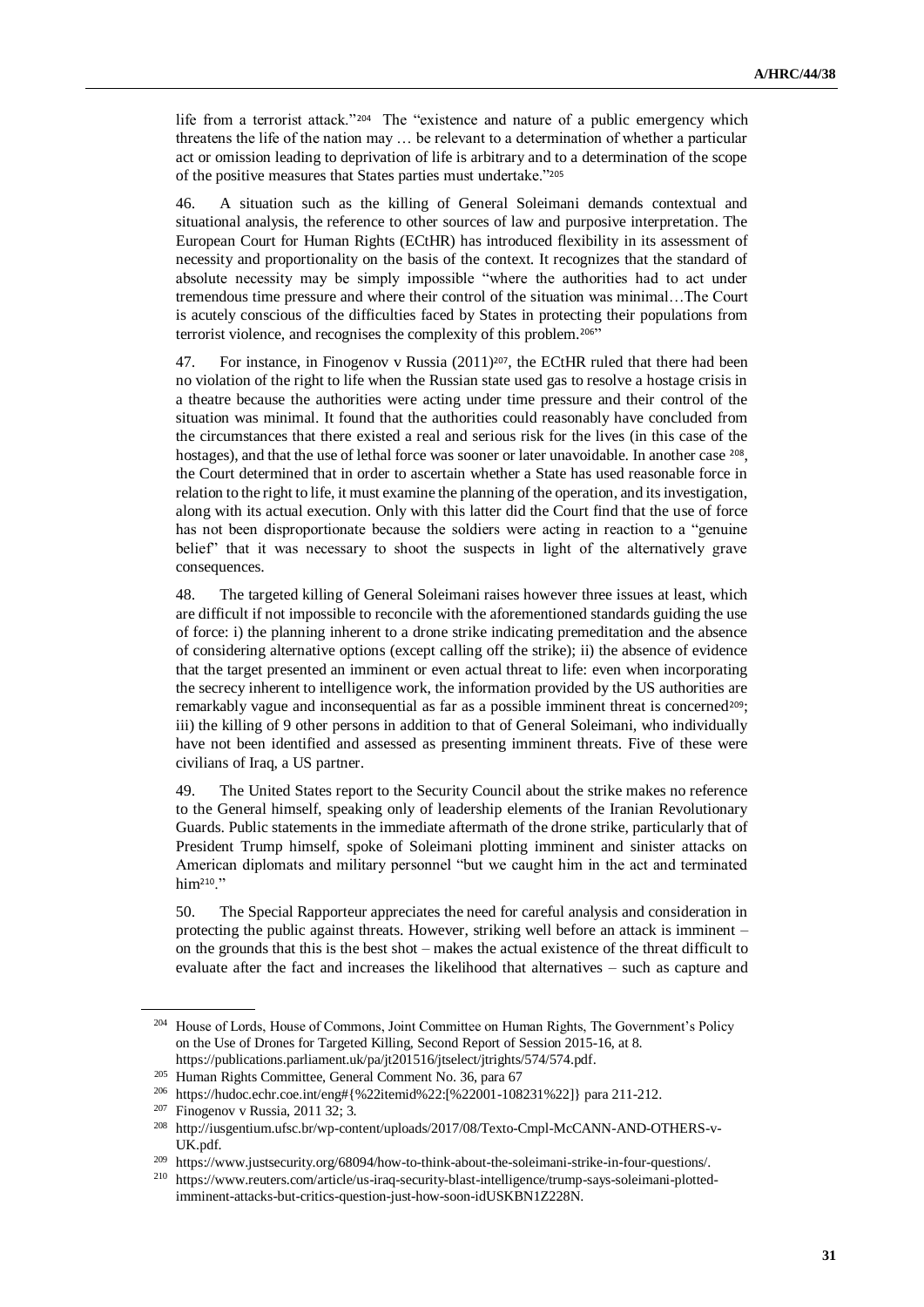life from a terrorist attack."[204] The "existence and nature of a public emergency which threatens the life of the nation may … be relevant to a determination of whether a particular act or omission leading to deprivation of life is arbitrary and to a determination of the scope of the positive measures that States parties must undertake."[205]

46. A situation such as the killing of General Soleimani demands contextual and situational analysis, the reference to other sources of law and purposive interpretation. The European Court for Human Rights (ECtHR) has introduced flexibility in its assessment of necessity and proportionality on the basis of the context. It recognizes that the standard of absolute necessity may be simply impossible "where the authorities had to act under tremendous time pressure and where their control of the situation was minimal…The Court is acutely conscious of the difficulties faced by States in protecting their populations from terrorist violence, and recognises the complexity of this problem.[206]"

47. For instance, in Finogenov v Russia (2011)[207], the ECtHR ruled that there had been no violation of the right to life when the Russian state used gas to resolve a hostage crisis in a theatre because the authorities were acting under time pressure and their control of the situation was minimal. It found that the authorities could reasonably have concluded from the circumstances that there existed a real and serious risk for the lives (in this case of the hostages), and that the use of lethal force was sooner or later unavoidable. In another case [208], the Court determined that in order to ascertain whether a State has used reasonable force in relation to the right to life, it must examine the planning of the operation, and its investigation, along with its actual execution. Only with this latter did the Court find that the use of force has not been disproportionate because the soldiers were acting in reaction to a "genuine belief" that it was necessary to shoot the suspects in light of the alternatively grave consequences.

48. The targeted killing of General Soleimani raises however three issues at least, which are difficult if not impossible to reconcile with the aforementioned standards guiding the use of force: i) the planning inherent to a drone strike indicating premeditation and the absence of considering alternative options (except calling off the strike); ii) the absence of evidence that the target presented an imminent or even actual threat to life: even when incorporating the secrecy inherent to intelligence work, the information provided by the US authorities are remarkably vague and inconsequential as far as a possible imminent threat is concerned[209]; iii) the killing of 9 other persons in addition to that of General Soleimani, who individually have not been identified and assessed as presenting imminent threats. Five of these were civilians of Iraq, a US partner.

49. The United States report to the Security Council about the strike makes no reference to the General himself, speaking only of leadership elements of the Iranian Revolutionary Guards. Public statements in the immediate aftermath of the drone strike, particularly that of President Trump himself, spoke of Soleimani plotting imminent and sinister attacks on American diplomats and military personnel "but we caught him in the act and terminated him[210]."

50. The Special Rapporteur appreciates the need for careful analysis and consideration in protecting the public against threats. However, striking well before an attack is imminent – on the grounds that this is the best shot – makes the actual existence of the threat difficult to evaluate after the fact and increases the likelihood that alternatives – such as capture and

---

[204] House of Lords, House of Commons, Joint Committee on Human Rights, The Government's Policy on the Use of Drones for Targeted Killing, Second Report of Session 2015-16, at 8. https://publications.parliament.uk/pa/jt201516/jtselect/jtrights/574/574.pdf.

[205] Human Rights Committee, General Comment No. 36, para 67

[206] https://hudoc.echr.coe.int/eng#{%22itemid%22:[%22001-108231%22]} para 211-212.

[207] Finogenov v Russia, 2011 32; 3.

[208] http://iusgentium.ufsc.br/wp-content/uploads/2017/08/Texto-Cmpl-McCANN-AND-OTHERS-v-UK.pdf.

[209] https://www.justsecurity.org/68094/how-to-think-about-the-soleimani-strike-in-four-questions/.

[210] https://www.reuters.com/article/us-iraq-security-blast-intelligence/trump-says-soleimani-plotted-imminent-attacks-but-critics-question-just-how-soon-idUSKBN1Z228N.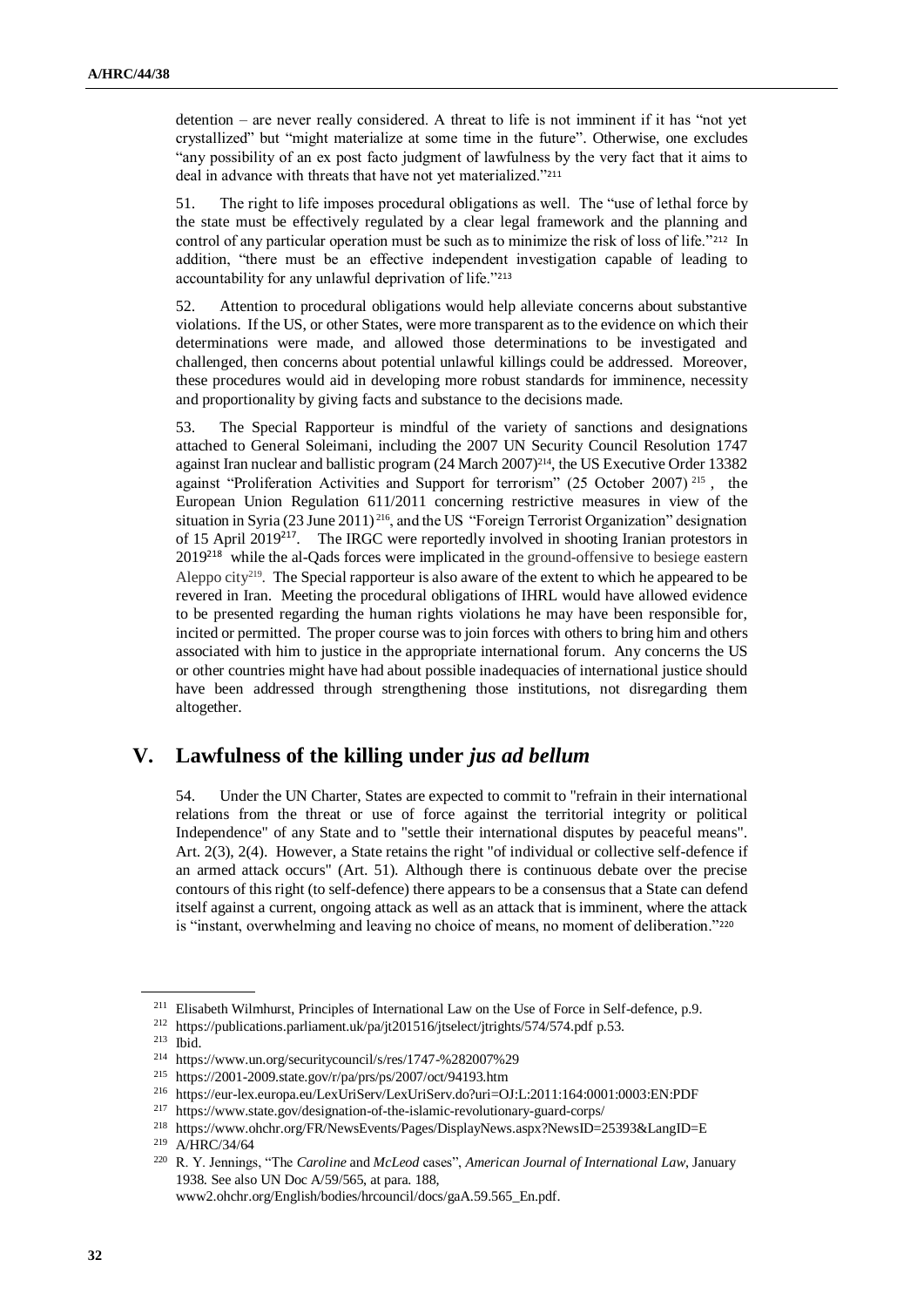detention – are never really considered. A threat to life is not imminent if it has "not yet crystallized" but "might materialize at some time in the future". Otherwise, one excludes "any possibility of an ex post facto judgment of lawfulness by the very fact that it aims to deal in advance with threats that have not yet materialized."[211]

51. The right to life imposes procedural obligations as well. The "use of lethal force by the state must be effectively regulated by a clear legal framework and the planning and control of any particular operation must be such as to minimize the risk of loss of life."[212] In addition, "there must be an effective independent investigation capable of leading to accountability for any unlawful deprivation of life."[213]

52. Attention to procedural obligations would help alleviate concerns about substantive violations. If the US, or other States, were more transparent as to the evidence on which their determinations were made, and allowed those determinations to be investigated and challenged, then concerns about potential unlawful killings could be addressed. Moreover, these procedures would aid in developing more robust standards for imminence, necessity and proportionality by giving facts and substance to the decisions made.

53. The Special Rapporteur is mindful of the variety of sanctions and designations attached to General Soleimani, including the 2007 UN Security Council Resolution 1747 against Iran nuclear and ballistic program (24 March 2007)[214], the US Executive Order 13382 against "Proliferation Activities and Support for terrorism" (25 October 2007)[215], the European Union Regulation 611/2011 concerning restrictive measures in view of the situation in Syria (23 June 2011)[216], and the US "Foreign Terrorist Organization" designation of 15 April 2019[217]. The IRGC were reportedly involved in shooting Iranian protestors in 2019[218] while the al-Qads forces were implicated in the ground-offensive to besiege eastern Aleppo city[219]. The Special rapporteur is also aware of the extent to which he appeared to be revered in Iran. Meeting the procedural obligations of IHRL would have allowed evidence to be presented regarding the human rights violations he may have been responsible for, incited or permitted. The proper course was to join forces with others to bring him and others associated with him to justice in the appropriate international forum. Any concerns the US or other countries might have had about possible inadequacies of international justice should have been addressed through strengthening those institutions, not disregarding them altogether.

## V. Lawfulness of the killing under *jus ad bellum*

54. Under the UN Charter, States are expected to commit to "refrain in their international relations from the threat or use of force against the territorial integrity or political Independence" of any State and to "settle their international disputes by peaceful means". Art. 2(3), 2(4). However, a State retains the right "of individual or collective self-defence if an armed attack occurs" (Art. 51). Although there is continuous debate over the precise contours of this right (to self-defence) there appears to be a consensus that a State can defend itself against a current, ongoing attack as well as an attack that is imminent, where the attack is "instant, overwhelming and leaving no choice of means, no moment of deliberation."[220]

---

[211] Elisabeth Wilmhurst, Principles of International Law on the Use of Force in Self-defence, p.9.

[212] https://publications.parliament.uk/pa/jt201516/jtselect/jtrights/574/574.pdf p.53.

[213] Ibid.

[214] https://www.un.org/securitycouncil/s/res/1747-%282007%29

[215] https://2001-2009.state.gov/r/pa/prs/ps/2007/oct/94193.htm

[216] https://eur-lex.europa.eu/LexUriServ/LexUriServ.do?uri=OJ:L:2011:164:0001:0003:EN:PDF

[217] https://www.state.gov/designation-of-the-islamic-revolutionary-guard-corps/

[218] https://www.ohchr.org/FR/NewsEvents/Pages/DisplayNews.aspx?NewsID=25393&LangID=E

[219] A/HRC/34/64

[220] R. Y. Jennings, "The *Caroline* and *McLeod* cases", *American Journal of International Law*, January 1938. See also UN Doc A/59/565, at para. 188, www2.ohchr.org/English/bodies/hrcouncil/docs/gaA.59.565_En.pdf.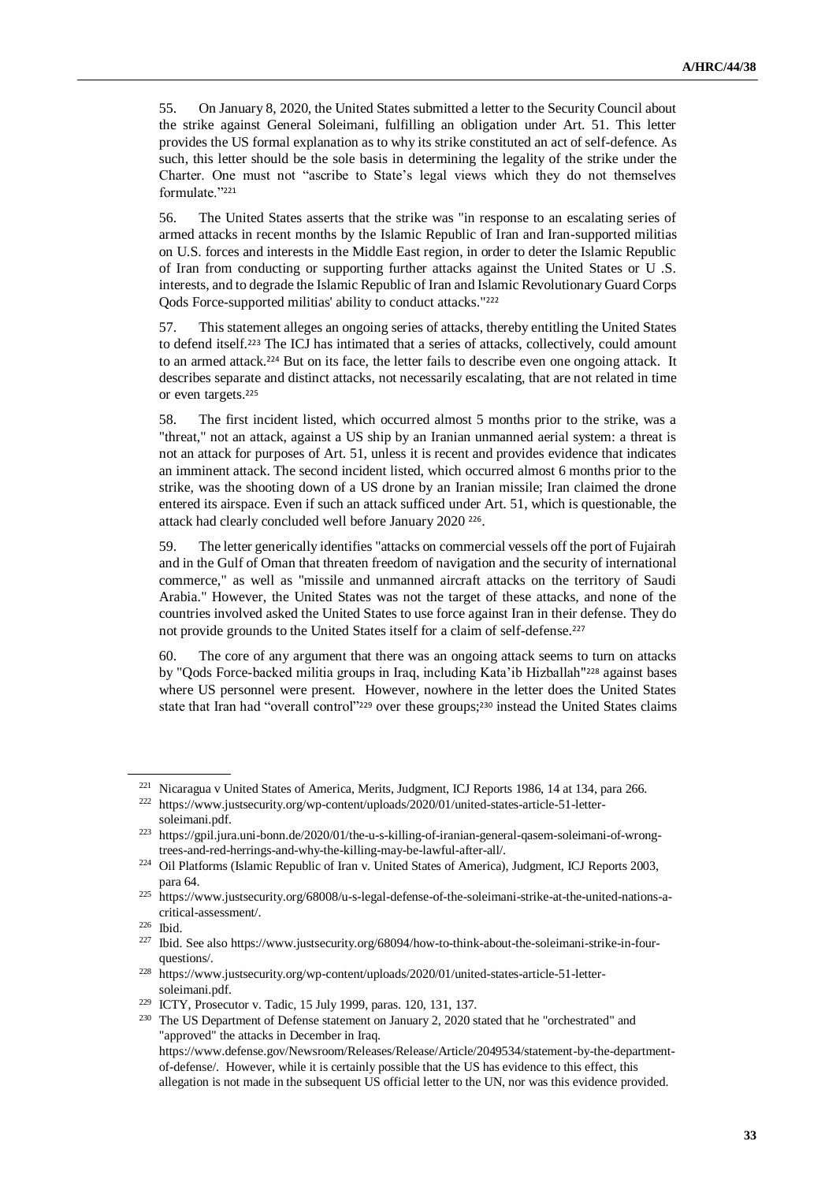55. On January 8, 2020, the United States submitted a letter to the Security Council about the strike against General Soleimani, fulfilling an obligation under Art. 51. This letter provides the US formal explanation as to why its strike constituted an act of self-defence. As such, this letter should be the sole basis in determining the legality of the strike under the Charter. One must not "ascribe to State's legal views which they do not themselves formulate."[221]

56. The United States asserts that the strike was "in response to an escalating series of armed attacks in recent months by the Islamic Republic of Iran and Iran-supported militias on U.S. forces and interests in the Middle East region, in order to deter the Islamic Republic of Iran from conducting or supporting further attacks against the United States or U .S. interests, and to degrade the Islamic Republic of Iran and Islamic Revolutionary Guard Corps Qods Force-supported militias' ability to conduct attacks."[222]

57. This statement alleges an ongoing series of attacks, thereby entitling the United States to defend itself.[223] The ICJ has intimated that a series of attacks, collectively, could amount to an armed attack.[224] But on its face, the letter fails to describe even one ongoing attack. It describes separate and distinct attacks, not necessarily escalating, that are not related in time or even targets.[225]

58. The first incident listed, which occurred almost 5 months prior to the strike, was a "threat," not an attack, against a US ship by an Iranian unmanned aerial system: a threat is not an attack for purposes of Art. 51, unless it is recent and provides evidence that indicates an imminent attack. The second incident listed, which occurred almost 6 months prior to the strike, was the shooting down of a US drone by an Iranian missile; Iran claimed the drone entered its airspace. Even if such an attack sufficed under Art. 51, which is questionable, the attack had clearly concluded well before January 2020 [226].

59. The letter generically identifies "attacks on commercial vessels off the port of Fujairah and in the Gulf of Oman that threaten freedom of navigation and the security of international commerce," as well as "missile and unmanned aircraft attacks on the territory of Saudi Arabia." However, the United States was not the target of these attacks, and none of the countries involved asked the United States to use force against Iran in their defense. They do not provide grounds to the United States itself for a claim of self-defense.[227]

60. The core of any argument that there was an ongoing attack seems to turn on attacks by "Qods Force-backed militia groups in Iraq, including Kata'ib Hizballah"[228] against bases where US personnel were present. However, nowhere in the letter does the United States state that Iran had "overall control"[229] over these groups;[230] instead the United States claims

---

[221] Nicaragua v United States of America, Merits, Judgment, ICJ Reports 1986, 14 at 134, para 266.

[222] https://www.justsecurity.org/wp-content/uploads/2020/01/united-states-article-51-letter-soleimani.pdf.

[223] https://gpil.jura.uni-bonn.de/2020/01/the-u-s-killing-of-iranian-general-qasem-soleimani-of-wrong-trees-and-red-herrings-and-why-the-killing-may-be-lawful-after-all/.

[224] Oil Platforms (Islamic Republic of Iran v. United States of America), Judgment, ICJ Reports 2003, para 64.

[225] https://www.justsecurity.org/68008/u-s-legal-defense-of-the-soleimani-strike-at-the-united-nations-a-critical-assessment/.

[226] Ibid.

[227] Ibid. See also https://www.justsecurity.org/68094/how-to-think-about-the-soleimani-strike-in-four-questions/.

[228] https://www.justsecurity.org/wp-content/uploads/2020/01/united-states-article-51-letter-soleimani.pdf.

[229] ICTY, Prosecutor v. Tadic, 15 July 1999, paras. 120, 131, 137.

[230] The US Department of Defense statement on January 2, 2020 stated that he "orchestrated" and "approved" the attacks in December in Iraq. https://www.defense.gov/Newsroom/Releases/Release/Article/2049534/statement-by-the-department-of-defense/. However, while it is certainly possible that the US has evidence to this effect, this allegation is not made in the subsequent US official letter to the UN, nor was this evidence provided.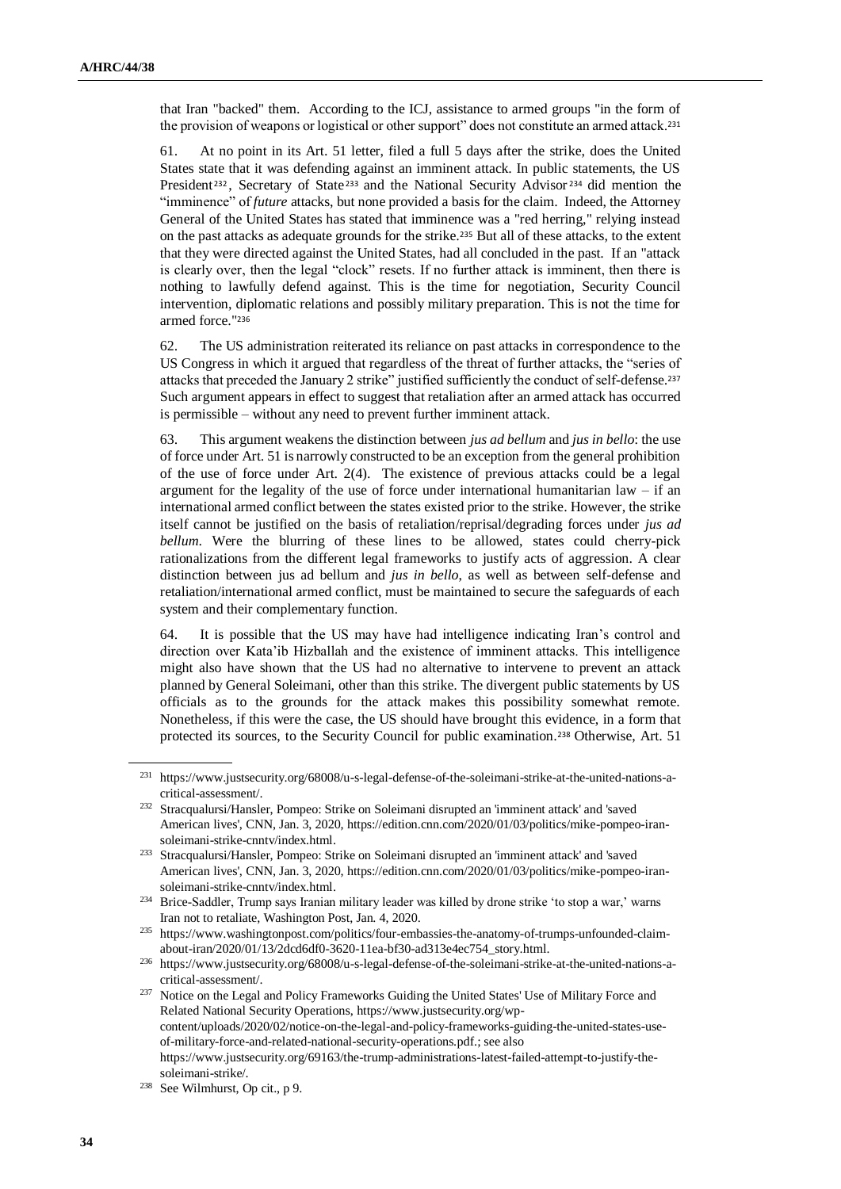that Iran "backed" them. According to the ICJ, assistance to armed groups "in the form of the provision of weapons or logistical or other support" does not constitute an armed attack.[231]

61. At no point in its Art. 51 letter, filed a full 5 days after the strike, does the United States state that it was defending against an imminent attack. In public statements, the US President[232], Secretary of State[233] and the National Security Advisor[234] did mention the "imminence" of *future* attacks, but none provided a basis for the claim. Indeed, the Attorney General of the United States has stated that imminence was a "red herring," relying instead on the past attacks as adequate grounds for the strike.[235] But all of these attacks, to the extent that they were directed against the United States, had all concluded in the past. If an "attack is clearly over, then the legal "clock" resets. If no further attack is imminent, then there is nothing to lawfully defend against. This is the time for negotiation, Security Council intervention, diplomatic relations and possibly military preparation. This is not the time for armed force."[236]

62. The US administration reiterated its reliance on past attacks in correspondence to the US Congress in which it argued that regardless of the threat of further attacks, the "series of attacks that preceded the January 2 strike" justified sufficiently the conduct of self-defense.[237] Such argument appears in effect to suggest that retaliation after an armed attack has occurred is permissible – without any need to prevent further imminent attack.

63. This argument weakens the distinction between *jus ad bellum* and *jus in bello*: the use of force under Art. 51 is narrowly constructed to be an exception from the general prohibition of the use of force under Art. 2(4). The existence of previous attacks could be a legal argument for the legality of the use of force under international humanitarian law – if an international armed conflict between the states existed prior to the strike. However, the strike itself cannot be justified on the basis of retaliation/reprisal/degrading forces under *jus ad bellum*. Were the blurring of these lines to be allowed, states could cherry-pick rationalizations from the different legal frameworks to justify acts of aggression. A clear distinction between jus ad bellum and *jus in bello*, as well as between self-defense and retaliation/international armed conflict, must be maintained to secure the safeguards of each system and their complementary function.

64. It is possible that the US may have had intelligence indicating Iran's control and direction over Kata'ib Hizballah and the existence of imminent attacks. This intelligence might also have shown that the US had no alternative to intervene to prevent an attack planned by General Soleimani, other than this strike. The divergent public statements by US officials as to the grounds for the attack makes this possibility somewhat remote. Nonetheless, if this were the case, the US should have brought this evidence, in a form that protected its sources, to the Security Council for public examination.[238] Otherwise, Art. 51

---

[231] https://www.justsecurity.org/68008/u-s-legal-defense-of-the-soleimani-strike-at-the-united-nations-a-critical-assessment/.

[232] Stracqualursi/Hansler, Pompeo: Strike on Soleimani disrupted an 'imminent attack' and 'saved American lives', CNN, Jan. 3, 2020, https://edition.cnn.com/2020/01/03/politics/mike-pompeo-iran-soleimani-strike-cnntv/index.html.

[233] Stracqualursi/Hansler, Pompeo: Strike on Soleimani disrupted an 'imminent attack' and 'saved American lives', CNN, Jan. 3, 2020, https://edition.cnn.com/2020/01/03/politics/mike-pompeo-iran-soleimani-strike-cnntv/index.html.

[234] Brice-Saddler, Trump says Iranian military leader was killed by drone strike 'to stop a war,' warns Iran not to retaliate, Washington Post, Jan. 4, 2020.

[235] https://www.washingtonpost.com/politics/four-embassies-the-anatomy-of-trumps-unfounded-claim-about-iran/2020/01/13/2dcd6df0-3620-11ea-bf30-ad313e4ec754_story.html.

[236] https://www.justsecurity.org/68008/u-s-legal-defense-of-the-soleimani-strike-at-the-united-nations-a-critical-assessment/.

[237] Notice on the Legal and Policy Frameworks Guiding the United States' Use of Military Force and Related National Security Operations, https://www.justsecurity.org/wp-content/uploads/2020/02/notice-on-the-legal-and-policy-frameworks-guiding-the-united-states-use-of-military-force-and-related-national-security-operations.pdf.; see also https://www.justsecurity.org/69163/the-trump-administrations-latest-failed-attempt-to-justify-the-soleimani-strike/.

[238] See Wilmhurst, Op cit., p 9.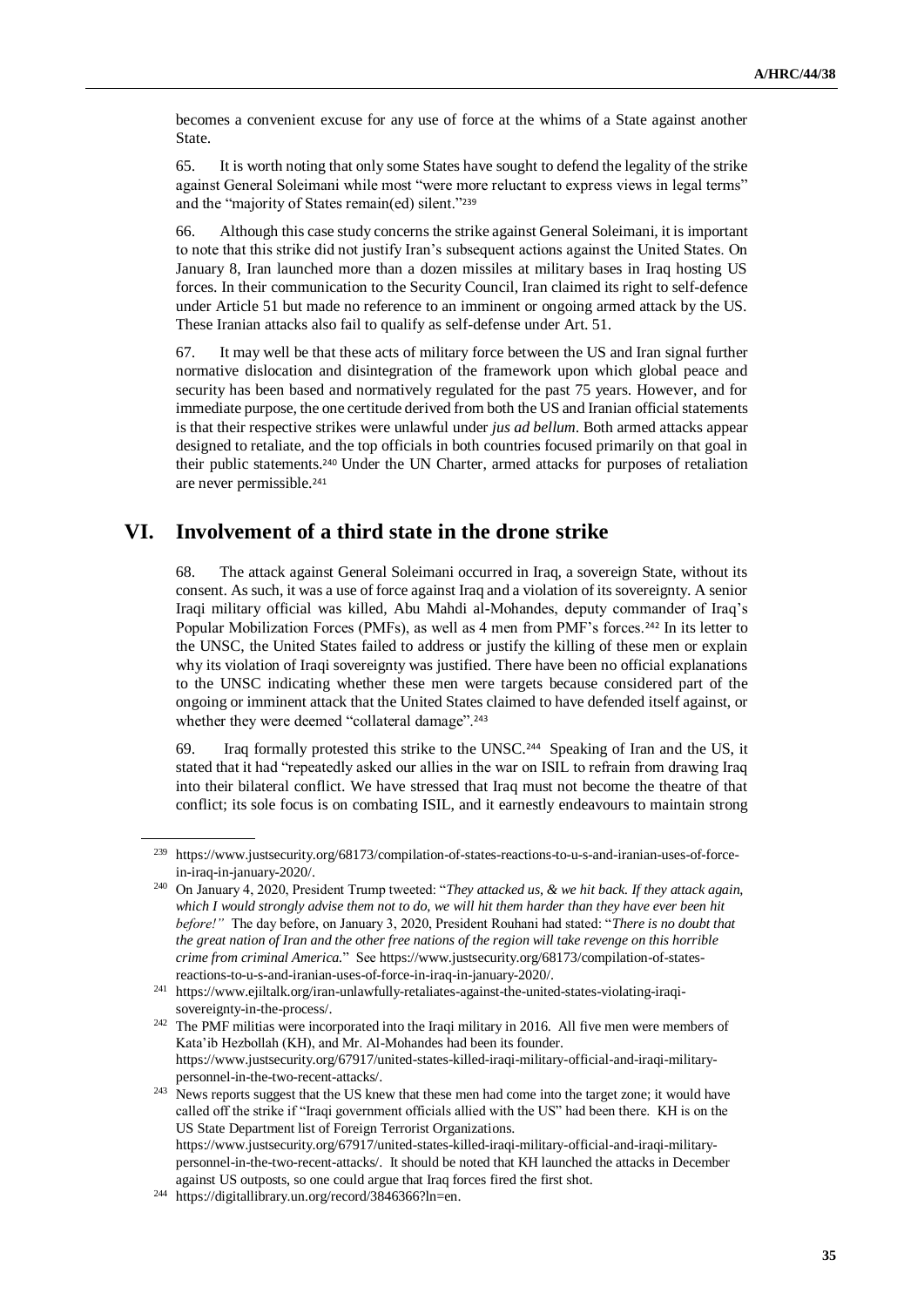becomes a convenient excuse for any use of force at the whims of a State against another State.

65. It is worth noting that only some States have sought to defend the legality of the strike against General Soleimani while most "were more reluctant to express views in legal terms" and the "majority of States remain(ed) silent."[239]

66. Although this case study concerns the strike against General Soleimani, it is important to note that this strike did not justify Iran's subsequent actions against the United States. On January 8, Iran launched more than a dozen missiles at military bases in Iraq hosting US forces. In their communication to the Security Council, Iran claimed its right to self-defence under Article 51 but made no reference to an imminent or ongoing armed attack by the US. These Iranian attacks also fail to qualify as self-defense under Art. 51.

67. It may well be that these acts of military force between the US and Iran signal further normative dislocation and disintegration of the framework upon which global peace and security has been based and normatively regulated for the past 75 years. However, and for immediate purpose, the one certitude derived from both the US and Iranian official statements is that their respective strikes were unlawful under *jus ad bellum*. Both armed attacks appear designed to retaliate, and the top officials in both countries focused primarily on that goal in their public statements.[240] Under the UN Charter, armed attacks for purposes of retaliation are never permissible.[241]

## VI. Involvement of a third state in the drone strike

68. The attack against General Soleimani occurred in Iraq, a sovereign State, without its consent. As such, it was a use of force against Iraq and a violation of its sovereignty. A senior Iraqi military official was killed, Abu Mahdi al-Mohandes, deputy commander of Iraq's Popular Mobilization Forces (PMFs), as well as 4 men from PMF's forces.[242] In its letter to the UNSC, the United States failed to address or justify the killing of these men or explain why its violation of Iraqi sovereignty was justified. There have been no official explanations to the UNSC indicating whether these men were targets because considered part of the ongoing or imminent attack that the United States claimed to have defended itself against, or whether they were deemed "collateral damage".[243]

69. Iraq formally protested this strike to the UNSC.[244] Speaking of Iran and the US, it stated that it had "repeatedly asked our allies in the war on ISIL to refrain from drawing Iraq into their bilateral conflict. We have stressed that Iraq must not become the theatre of that conflict; its sole focus is on combating ISIL, and it earnestly endeavours to maintain strong

---

[239] https://www.justsecurity.org/68173/compilation-of-states-reactions-to-u-s-and-iranian-uses-of-force-in-iraq-in-january-2020/.

[240] On January 4, 2020, President Trump tweeted: "*They attacked us, & we hit back. If they attack again, which I would strongly advise them not to do, we will hit them harder than they have ever been hit before!"* The day before, on January 3, 2020, President Rouhani had stated: "*There is no doubt that the great nation of Iran and the other free nations of the region will take revenge on this horrible crime from criminal America.*" See https://www.justsecurity.org/68173/compilation-of-states-reactions-to-u-s-and-iranian-uses-of-force-in-iraq-in-january-2020/.

[241] https://www.ejiltalk.org/iran-unlawfully-retaliates-against-the-united-states-violating-iraqi-sovereignty-in-the-process/.

[242] The PMF militias were incorporated into the Iraqi military in 2016. All five men were members of Kata'ib Hezbollah (KH), and Mr. Al-Mohandes had been its founder. https://www.justsecurity.org/67917/united-states-killed-iraqi-military-official-and-iraqi-military-personnel-in-the-two-recent-attacks/.

[243] News reports suggest that the US knew that these men had come into the target zone; it would have called off the strike if "Iraqi government officials allied with the US" had been there. KH is on the US State Department list of Foreign Terrorist Organizations. https://www.justsecurity.org/67917/united-states-killed-iraqi-military-official-and-iraqi-military-personnel-in-the-two-recent-attacks/. It should be noted that KH launched the attacks in December against US outposts, so one could argue that Iraq forces fired the first shot.

[244] https://digitallibrary.un.org/record/3846366?ln=en.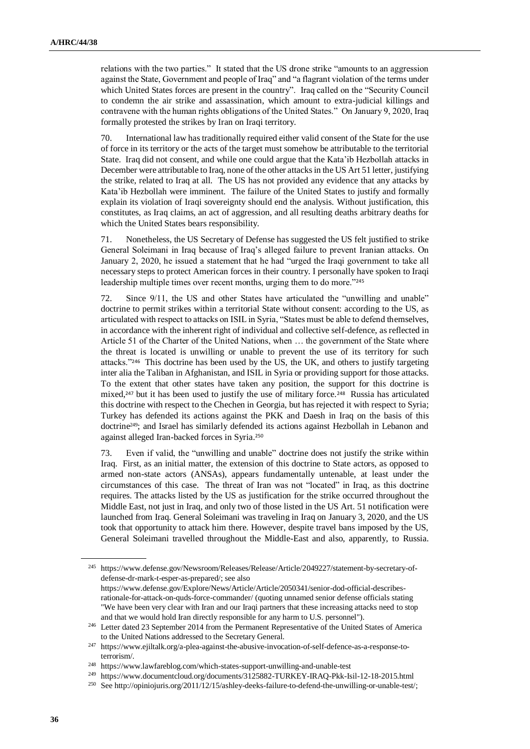relations with the two parties." It stated that the US drone strike "amounts to an aggression against the State, Government and people of Iraq" and "a flagrant violation of the terms under which United States forces are present in the country". Iraq called on the "Security Council to condemn the air strike and assassination, which amount to extra-judicial killings and contravene with the human rights obligations of the United States." On January 9, 2020, Iraq formally protested the strikes by Iran on Iraqi territory.

70. International law has traditionally required either valid consent of the State for the use of force in its territory or the acts of the target must somehow be attributable to the territorial State. Iraq did not consent, and while one could argue that the Kata'ib Hezbollah attacks in December were attributable to Iraq, none of the other attacks in the US Art 51 letter, justifying the strike, related to Iraq at all. The US has not provided any evidence that any attacks by Kata'ib Hezbollah were imminent. The failure of the United States to justify and formally explain its violation of Iraqi sovereignty should end the analysis. Without justification, this constitutes, as Iraq claims, an act of aggression, and all resulting deaths arbitrary deaths for which the United States bears responsibility.

71. Nonetheless, the US Secretary of Defense has suggested the US felt justified to strike General Soleimani in Iraq because of Iraq's alleged failure to prevent Iranian attacks. On January 2, 2020, he issued a statement that he had "urged the Iraqi government to take all necessary steps to protect American forces in their country. I personally have spoken to Iraqi leadership multiple times over recent months, urging them to do more."[245]

72. Since 9/11, the US and other States have articulated the "unwilling and unable" doctrine to permit strikes within a territorial State without consent: according to the US, as articulated with respect to attacks on ISIL in Syria, "States must be able to defend themselves, in accordance with the inherent right of individual and collective self-defence, as reflected in Article 51 of the Charter of the United Nations, when … the government of the State where the threat is located is unwilling or unable to prevent the use of its territory for such attacks."[246] This doctrine has been used by the US, the UK, and others to justify targeting inter alia the Taliban in Afghanistan, and ISIL in Syria or providing support for those attacks. To the extent that other states have taken any position, the support for this doctrine is mixed,[247] but it has been used to justify the use of military force.[248] Russia has articulated this doctrine with respect to the Chechen in Georgia, but has rejected it with respect to Syria; Turkey has defended its actions against the PKK and Daesh in Iraq on the basis of this doctrine[249]; and Israel has similarly defended its actions against Hezbollah in Lebanon and against alleged Iran-backed forces in Syria.[250]

73. Even if valid, the "unwilling and unable" doctrine does not justify the strike within Iraq. First, as an initial matter, the extension of this doctrine to State actors, as opposed to armed non-state actors (ANSAs), appears fundamentally untenable, at least under the circumstances of this case. The threat of Iran was not "located" in Iraq, as this doctrine requires. The attacks listed by the US as justification for the strike occurred throughout the Middle East, not just in Iraq, and only two of those listed in the US Art. 51 notification were launched from Iraq. General Soleimani was traveling in Iraq on January 3, 2020, and the US took that opportunity to attack him there. However, despite travel bans imposed by the US, General Soleimani travelled throughout the Middle-East and also, apparently, to Russia.

---

[245] https://www.defense.gov/Newsroom/Releases/Release/Article/2049227/statement-by-secretary-of-defense-dr-mark-t-esper-as-prepared/; see also https://www.defense.gov/Explore/News/Article/Article/2050341/senior-dod-official-describes-rationale-for-attack-on-quds-force-commander/ (quoting unnamed senior defense officials stating "We have been very clear with Iran and our Iraqi partners that these increasing attacks need to stop and that we would hold Iran directly responsible for any harm to U.S. personnel").

[246] Letter dated 23 September 2014 from the Permanent Representative of the United States of America to the United Nations addressed to the Secretary General.

[247] https://www.ejiltalk.org/a-plea-against-the-abusive-invocation-of-self-defence-as-a-response-to-terrorism/.

[248] https://www.lawfareblog.com/which-states-support-unwilling-and-unable-test

[249] https://www.documentcloud.org/documents/3125882-TURKEY-IRAQ-Pkk-Isil-12-18-2015.html

[250] See http://opiniojuris.org/2011/12/15/ashley-deeks-failure-to-defend-the-unwilling-or-unable-test/;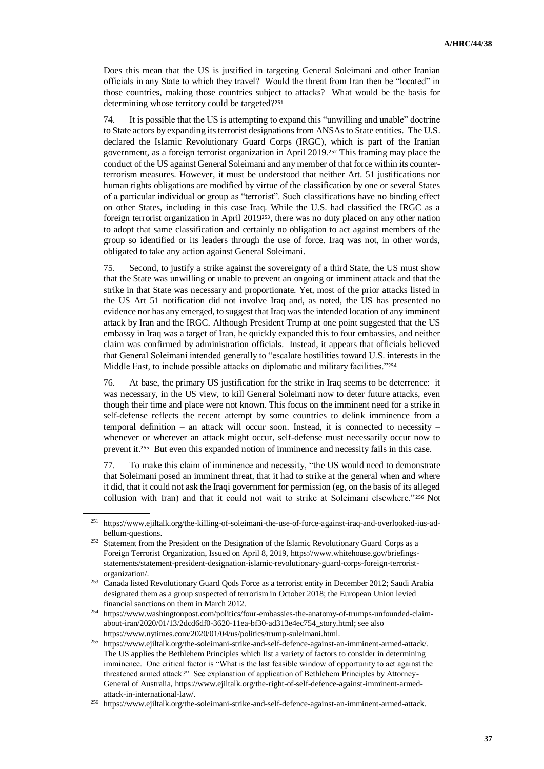Does this mean that the US is justified in targeting General Soleimani and other Iranian officials in any State to which they travel? Would the threat from Iran then be "located" in those countries, making those countries subject to attacks? What would be the basis for determining whose territory could be targeted?[251]

74. It is possible that the US is attempting to expand this "unwilling and unable" doctrine to State actors by expanding its terrorist designations from ANSAs to State entities. The U.S. declared the Islamic Revolutionary Guard Corps (IRGC), which is part of the Iranian government, as a foreign terrorist organization in April 2019.[252] This framing may place the conduct of the US against General Soleimani and any member of that force within its counter-terrorism measures. However, it must be understood that neither Art. 51 justifications nor human rights obligations are modified by virtue of the classification by one or several States of a particular individual or group as "terrorist". Such classifications have no binding effect on other States, including in this case Iraq. While the U.S. had classified the IRGC as a foreign terrorist organization in April 2019[253], there was no duty placed on any other nation to adopt that same classification and certainly no obligation to act against members of the group so identified or its leaders through the use of force. Iraq was not, in other words, obligated to take any action against General Soleimani.

75. Second, to justify a strike against the sovereignty of a third State, the US must show that the State was unwilling or unable to prevent an ongoing or imminent attack and that the strike in that State was necessary and proportionate. Yet, most of the prior attacks listed in the US Art 51 notification did not involve Iraq and, as noted, the US has presented no evidence nor has any emerged, to suggest that Iraq was the intended location of any imminent attack by Iran and the IRGC. Although President Trump at one point suggested that the US embassy in Iraq was a target of Iran, he quickly expanded this to four embassies, and neither claim was confirmed by administration officials. Instead, it appears that officials believed that General Soleimani intended generally to "escalate hostilities toward U.S. interests in the Middle East, to include possible attacks on diplomatic and military facilities."[254]

76. At base, the primary US justification for the strike in Iraq seems to be deterrence: it was necessary, in the US view, to kill General Soleimani now to deter future attacks, even though their time and place were not known. This focus on the imminent need for a strike in self-defense reflects the recent attempt by some countries to delink imminence from a temporal definition – an attack will occur soon. Instead, it is connected to necessity – whenever or wherever an attack might occur, self-defense must necessarily occur now to prevent it.[255] But even this expanded notion of imminence and necessity fails in this case.

77. To make this claim of imminence and necessity, "the US would need to demonstrate that Soleimani posed an imminent threat, that it had to strike at the general when and where it did, that it could not ask the Iraqi government for permission (eg, on the basis of its alleged collusion with Iran) and that it could not wait to strike at Soleimani elsewhere."[256] Not

---

[251] https://www.ejiltalk.org/the-killing-of-soleimani-the-use-of-force-against-iraq-and-overlooked-ius-ad-bellum-questions.

[252] Statement from the President on the Designation of the Islamic Revolutionary Guard Corps as a Foreign Terrorist Organization, Issued on April 8, 2019, https://www.whitehouse.gov/briefings-statements/statement-president-designation-islamic-revolutionary-guard-corps-foreign-terrorist-organization/.

[253] Canada listed Revolutionary Guard Qods Force as a terrorist entity in December 2012; Saudi Arabia designated them as a group suspected of terrorism in October 2018; the European Union levied financial sanctions on them in March 2012.

[254] https://www.washingtonpost.com/politics/four-embassies-the-anatomy-of-trumps-unfounded-claim-about-iran/2020/01/13/2dcd6df0-3620-11ea-bf30-ad313e4ec754_story.html; see also https://www.nytimes.com/2020/01/04/us/politics/trump-suleimani.html.

[255] https://www.ejiltalk.org/the-soleimani-strike-and-self-defence-against-an-imminent-armed-attack/. The US applies the Bethlehem Principles which list a variety of factors to consider in determining imminence. One critical factor is "What is the last feasible window of opportunity to act against the threatened armed attack?" See explanation of application of Bethlehem Principles by Attorney-General of Australia, https://www.ejiltalk.org/the-right-of-self-defence-against-imminent-armed-attack-in-international-law/.

[256] https://www.ejiltalk.org/the-soleimani-strike-and-self-defence-against-an-imminent-armed-attack.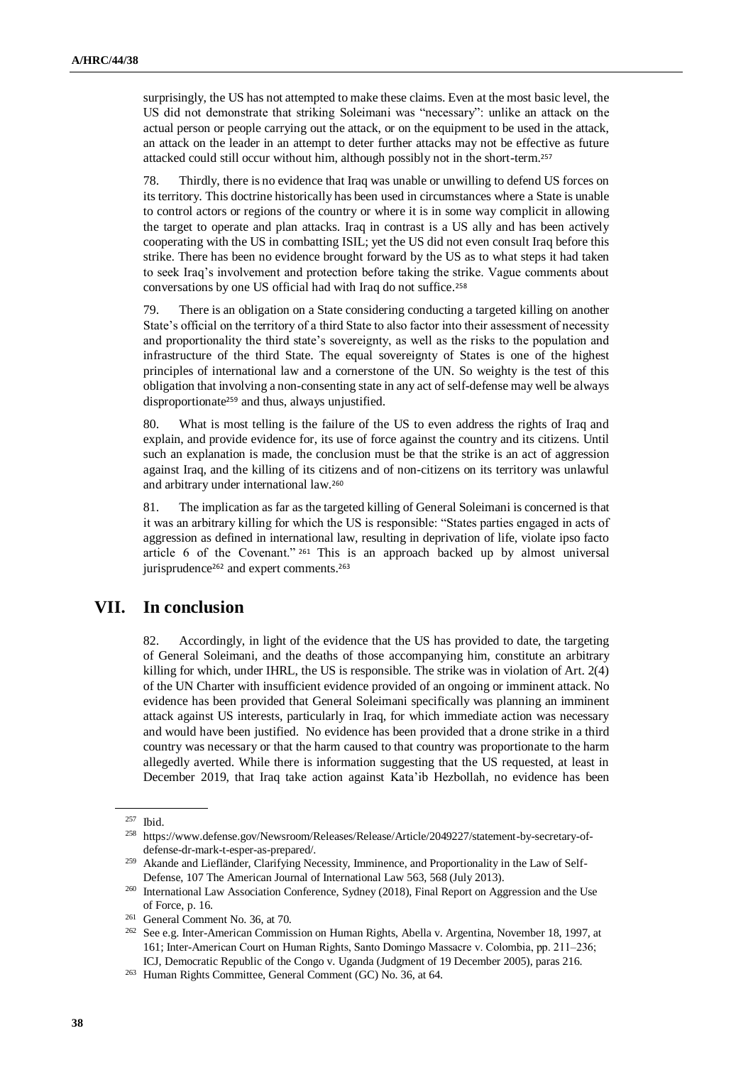surprisingly, the US has not attempted to make these claims. Even at the most basic level, the US did not demonstrate that striking Soleimani was "necessary": unlike an attack on the actual person or people carrying out the attack, or on the equipment to be used in the attack, an attack on the leader in an attempt to deter further attacks may not be effective as future attacked could still occur without him, although possibly not in the short-term.[257]

78. Thirdly, there is no evidence that Iraq was unable or unwilling to defend US forces on its territory. This doctrine historically has been used in circumstances where a State is unable to control actors or regions of the country or where it is in some way complicit in allowing the target to operate and plan attacks. Iraq in contrast is a US ally and has been actively cooperating with the US in combatting ISIL; yet the US did not even consult Iraq before this strike. There has been no evidence brought forward by the US as to what steps it had taken to seek Iraq's involvement and protection before taking the strike. Vague comments about conversations by one US official had with Iraq do not suffice.[258]

79. There is an obligation on a State considering conducting a targeted killing on another State's official on the territory of a third State to also factor into their assessment of necessity and proportionality the third state's sovereignty, as well as the risks to the population and infrastructure of the third State. The equal sovereignty of States is one of the highest principles of international law and a cornerstone of the UN. So weighty is the test of this obligation that involving a non-consenting state in any act of self-defense may well be always disproportionate[259] and thus, always unjustified.

80. What is most telling is the failure of the US to even address the rights of Iraq and explain, and provide evidence for, its use of force against the country and its citizens. Until such an explanation is made, the conclusion must be that the strike is an act of aggression against Iraq, and the killing of its citizens and of non-citizens on its territory was unlawful and arbitrary under international law.[260]

81. The implication as far as the targeted killing of General Soleimani is concerned is that it was an arbitrary killing for which the US is responsible: "States parties engaged in acts of aggression as defined in international law, resulting in deprivation of life, violate ipso facto article 6 of the Covenant."[261] This is an approach backed up by almost universal jurisprudence[262] and expert comments.[263]

## VII. In conclusion

82. Accordingly, in light of the evidence that the US has provided to date, the targeting of General Soleimani, and the deaths of those accompanying him, constitute an arbitrary killing for which, under IHRL, the US is responsible. The strike was in violation of Art. 2(4) of the UN Charter with insufficient evidence provided of an ongoing or imminent attack. No evidence has been provided that General Soleimani specifically was planning an imminent attack against US interests, particularly in Iraq, for which immediate action was necessary and would have been justified. No evidence has been provided that a drone strike in a third country was necessary or that the harm caused to that country was proportionate to the harm allegedly averted. While there is information suggesting that the US requested, at least in December 2019, that Iraq take action against Kata'ib Hezbollah, no evidence has been

---

[257] Ibid.

[258] https://www.defense.gov/Newsroom/Releases/Release/Article/2049227/statement-by-secretary-of-defense-dr-mark-t-esper-as-prepared/.

[259] Akande and Liefländer, Clarifying Necessity, Imminence, and Proportionality in the Law of Self-Defense, 107 The American Journal of International Law 563, 568 (July 2013).

[260] International Law Association Conference, Sydney (2018), Final Report on Aggression and the Use of Force, p. 16.

[261] General Comment No. 36, at 70.

[262] See e.g. Inter-American Commission on Human Rights, Abella v. Argentina, November 18, 1997, at 161; Inter-American Court on Human Rights, Santo Domingo Massacre v. Colombia, pp. 211–236; ICJ, Democratic Republic of the Congo v. Uganda (Judgment of 19 December 2005), paras 216.

[263] Human Rights Committee, General Comment (GC) No. 36, at 64.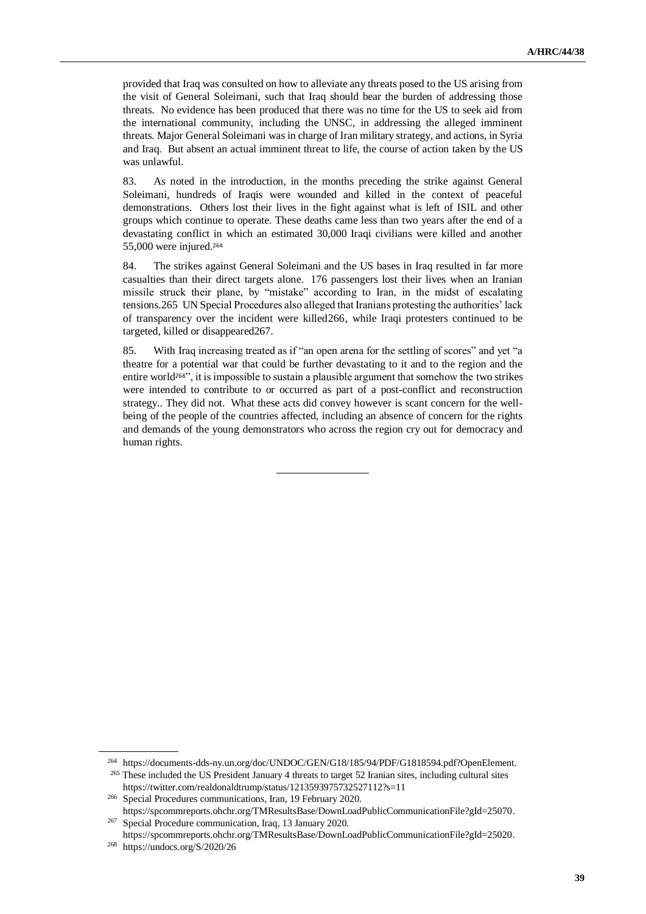provided that Iraq was consulted on how to alleviate any threats posed to the US arising from the visit of General Soleimani, such that Iraq should bear the burden of addressing those threats. No evidence has been produced that there was no time for the US to seek aid from the international community, including the UNSC, in addressing the alleged imminent threats. Major General Soleimani was in charge of Iran military strategy, and actions, in Syria and Iraq. But absent an actual imminent threat to life, the course of action taken by the US was unlawful.

83. As noted in the introduction, in the months preceding the strike against General Soleimani, hundreds of Iraqis were wounded and killed in the context of peaceful demonstrations. Others lost their lives in the fight against what is left of ISIL and other groups which continue to operate. These deaths came less than two years after the end of a devastating conflict in which an estimated 30,000 Iraqi civilians were killed and another 55,000 were injured.[264]

84. The strikes against General Soleimani and the US bases in Iraq resulted in far more casualties than their direct targets alone. 176 passengers lost their lives when an Iranian missile struck their plane, by "mistake" according to Iran, in the midst of escalating tensions.265 UN Special Procedures also alleged that Iranians protesting the authorities' lack of transparency over the incident were killed266, while Iraqi protesters continued to be targeted, killed or disappeared267.

85. With Iraq increasing treated as if "an open arena for the settling of scores" and yet "a theatre for a potential war that could be further devastating to it and to the region and the entire world[268]", it is impossible to sustain a plausible argument that somehow the two strikes were intended to contribute to or occurred as part of a post-conflict and reconstruction strategy.. They did not. What these acts did convey however is scant concern for the well-being of the people of the countries affected, including an absence of concern for the rights and demands of the young demonstrators who across the region cry out for democracy and human rights.

---

[264] https://documents-dds-ny.un.org/doc/UNDOC/GEN/G18/185/94/PDF/G1818594.pdf?OpenElement.

[265] These included the US President January 4 threats to target 52 Iranian sites, including cultural sites https://twitter.com/realdonaldtrump/status/1213593975732527112?s=11

[266] Special Procedures communications, Iran, 19 February 2020. https://spcommreports.ohchr.org/TMResultsBase/DownLoadPublicCommunicationFile?gId=25070.

[267] Special Procedure communication, Iraq, 13 January 2020. https://spcommreports.ohchr.org/TMResultsBase/DownLoadPublicCommunicationFile?gId=25020.

[268] https://undocs.org/S/2020/26